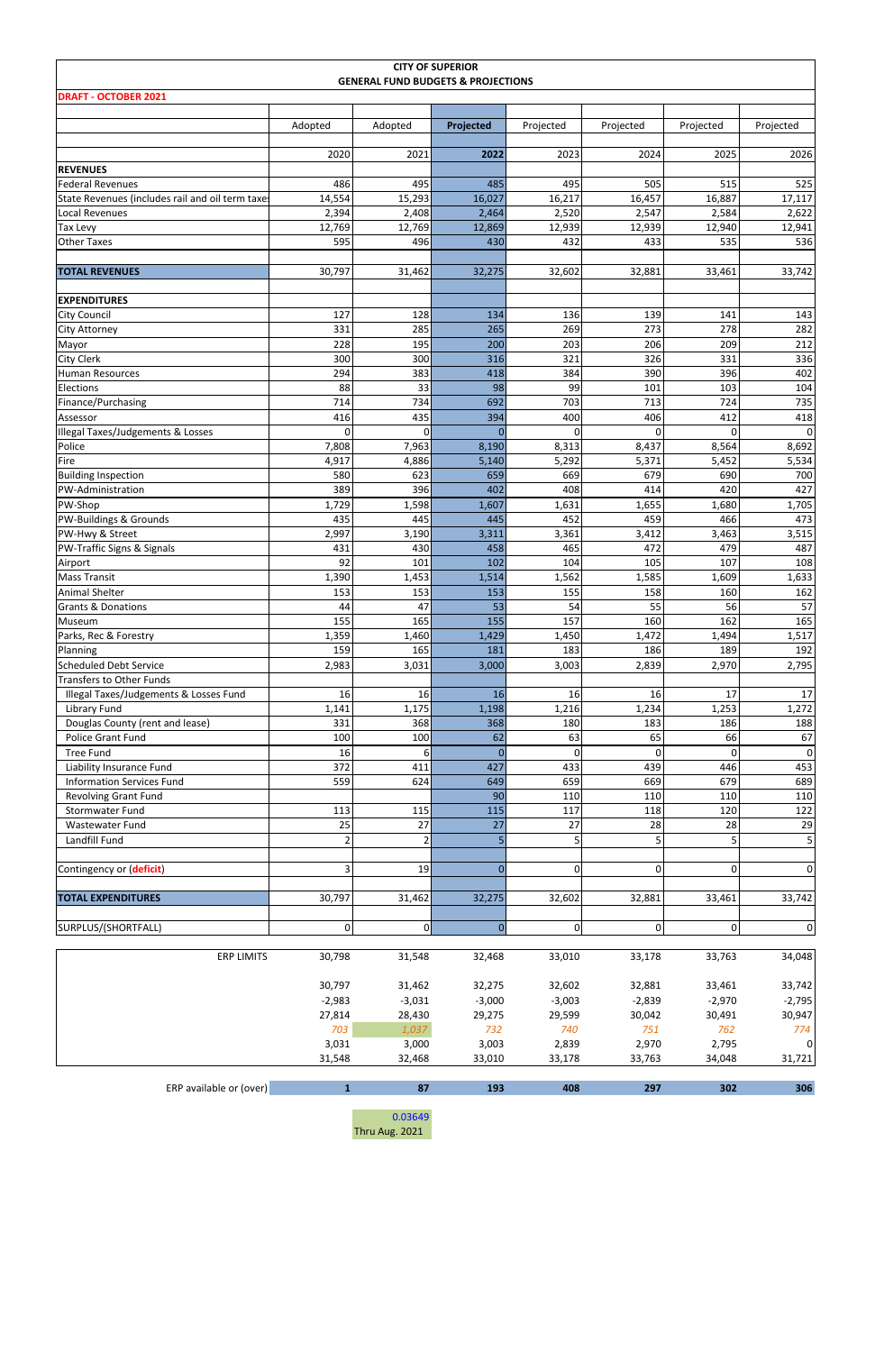# CITY OF SUPERIOR
## GENERAL FUND BUDGETS & PROJECTIONS

**DRAFT - OCTOBER 2021**

| | Adopted | Adopted | **Projected** | Projected | Projected | Projected | Projected |
|---|---|---|---|---|---|---|---|
| | 2020 | 2021 | **2022** | 2023 | 2024 | 2025 | 2026 |
| **REVENUES** | | | | | | | |
| Federal Revenues | 486 | 495 | 485 | 495 | 505 | 515 | 525 |
| State Revenues (includes rail and oil term taxes | 14,554 | 15,293 | 16,027 | 16,217 | 16,457 | 16,887 | 17,117 |
| Local Revenues | 2,394 | 2,408 | 2,464 | 2,520 | 2,547 | 2,584 | 2,622 |
| Tax Levy | 12,769 | 12,769 | 12,869 | 12,939 | 12,939 | 12,940 | 12,941 |
| Other Taxes | 595 | 496 | 430 | 432 | 433 | 535 | 536 |
| **TOTAL REVENUES** | 30,797 | 31,462 | 32,275 | 32,602 | 32,881 | 33,461 | 33,742 |
| **EXPENDITURES** | | | | | | | |
| City Council | 127 | 128 | 134 | 136 | 139 | 141 | 143 |
| City Attorney | 331 | 285 | 265 | 269 | 273 | 278 | 282 |
| Mayor | 228 | 195 | 200 | 203 | 206 | 209 | 212 |
| City Clerk | 300 | 300 | 316 | 321 | 326 | 331 | 336 |
| Human Resources | 294 | 383 | 418 | 384 | 390 | 396 | 402 |
| Elections | 88 | 33 | 98 | 99 | 101 | 103 | 104 |
| Finance/Purchasing | 714 | 734 | 692 | 703 | 713 | 724 | 735 |
| Assessor | 416 | 435 | 394 | 400 | 406 | 412 | 418 |
| Illegal Taxes/Judgements & Losses | 0 | 0 | 0 | 0 | 0 | 0 | 0 |
| Police | 7,808 | 7,963 | 8,190 | 8,313 | 8,437 | 8,564 | 8,692 |
| Fire | 4,917 | 4,886 | 5,140 | 5,292 | 5,371 | 5,452 | 5,534 |
| Building Inspection | 580 | 623 | 659 | 669 | 679 | 690 | 700 |
| PW-Administration | 389 | 396 | 402 | 408 | 414 | 420 | 427 |
| PW-Shop | 1,729 | 1,598 | 1,607 | 1,631 | 1,655 | 1,680 | 1,705 |
| PW-Buildings & Grounds | 435 | 445 | 445 | 452 | 459 | 466 | 473 |
| PW-Hwy & Street | 2,997 | 3,190 | 3,311 | 3,361 | 3,412 | 3,463 | 3,515 |
| PW-Traffic Signs & Signals | 431 | 430 | 458 | 465 | 472 | 479 | 487 |
| Airport | 92 | 101 | 102 | 104 | 105 | 107 | 108 |
| Mass Transit | 1,390 | 1,453 | 1,514 | 1,562 | 1,585 | 1,609 | 1,633 |
| Animal Shelter | 153 | 153 | 153 | 155 | 158 | 160 | 162 |
| Grants & Donations | 44 | 47 | 53 | 54 | 55 | 56 | 57 |
| Museum | 155 | 165 | 155 | 157 | 160 | 162 | 165 |
| Parks, Rec & Forestry | 1,359 | 1,460 | 1,429 | 1,450 | 1,472 | 1,494 | 1,517 |
| Planning | 159 | 165 | 181 | 183 | 186 | 189 | 192 |
| Scheduled Debt Service | 2,983 | 3,031 | 3,000 | 3,003 | 2,839 | 2,970 | 2,795 |
| Transfers to Other Funds | | | | | | | |
| Illegal Taxes/Judgements & Losses Fund | 16 | 16 | 16 | 16 | 16 | 17 | 17 |
| Library Fund | 1,141 | 1,175 | 1,198 | 1,216 | 1,234 | 1,253 | 1,272 |
| Douglas County (rent and lease) | 331 | 368 | 368 | 180 | 183 | 186 | 188 |
| Police Grant Fund | 100 | 100 | 62 | 63 | 65 | 66 | 67 |
| Tree Fund | 16 | 6 | 0 | 0 | 0 | 0 | 0 |
| Liability Insurance Fund | 372 | 411 | 427 | 433 | 439 | 446 | 453 |
| Information Services Fund | 559 | 624 | 649 | 659 | 669 | 679 | 689 |
| Revolving Grant Fund | | | 90 | 110 | 110 | 110 | 110 |
| Stormwater Fund | 113 | 115 | 115 | 117 | 118 | 120 | 122 |
| Wastewater Fund | 25 | 27 | 27 | 27 | 28 | 28 | 29 |
| Landfill Fund | 2 | 2 | 5 | 5 | 5 | 5 | 5 |
| Contingency or (deficit) | 3 | 19 | 0 | 0 | 0 | 0 | 0 |
| **TOTAL EXPENDITURES** | 30,797 | 31,462 | 32,275 | 32,602 | 32,881 | 33,461 | 33,742 |
| SURPLUS/(SHORTFALL) | 0 | 0 | 0 | 0 | 0 | 0 | 0 |

| | | | | | | | |
|---|---|---|---|---|---|---|---|
| ERP LIMITS | 30,798 | 31,548 | 32,468 | 33,010 | 33,178 | 33,763 | 34,048 |
| | 30,797 | 31,462 | 32,275 | 32,602 | 32,881 | 33,461 | 33,742 |
| | -2,983 | -3,031 | -3,000 | -3,003 | -2,839 | -2,970 | -2,795 |
| | 27,814 | 28,430 | 29,275 | 29,599 | 30,042 | 30,491 | 30,947 |
| | 703 | 1,037 | 732 | 740 | 751 | 762 | 774 |
| | 3,031 | 3,000 | 3,003 | 2,839 | 2,970 | 2,795 | 0 |
| | 31,548 | 32,468 | 33,010 | 33,178 | 33,763 | 34,048 | 31,721 |
| ERP available or (over) | 1 | 87 | 193 | 408 | 297 | 302 | 306 |

0.03649
Thru Aug. 2021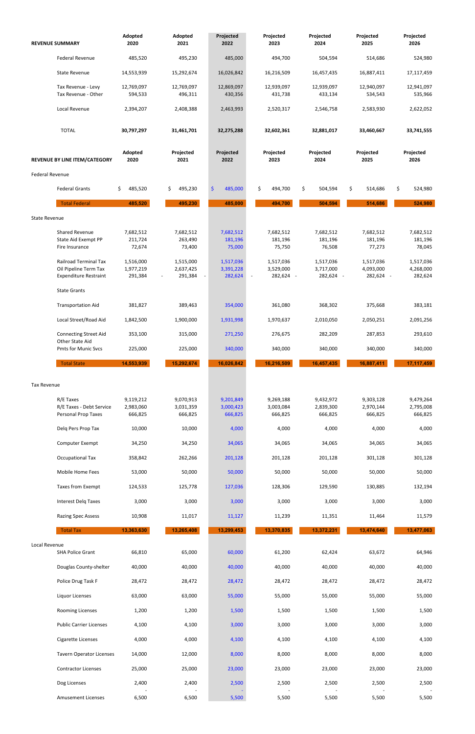| REVENUE SUMMARY | Adopted 2020 | Adopted 2021 | Projected 2022 | Projected 2023 | Projected 2024 | Projected 2025 | Projected 2026 |
|---|---|---|---|---|---|---|---|
| Federal Revenue | 485,520 | 495,230 | 485,000 | 494,700 | 504,594 | 514,686 | 524,980 |
| State Revenue | 14,553,939 | 15,292,674 | 16,026,842 | 16,216,509 | 16,457,435 | 16,887,411 | 17,117,459 |
| Tax Revenue - Levy | 12,769,097 | 12,769,097 | 12,869,097 | 12,939,097 | 12,939,097 | 12,940,097 | 12,941,097 |
| Tax Revenue - Other | 594,533 | 496,311 | 430,356 | 431,738 | 433,134 | 534,543 | 535,966 |
| Local Revenue | 2,394,207 | 2,408,388 | 2,463,993 | 2,520,317 | 2,546,758 | 2,583,930 | 2,622,052 |
| TOTAL | **30,797,297** | **31,461,701** | **32,275,288** | **32,602,361** | **32,881,017** | **33,460,667** | **33,741,555** |

| REVENUE BY LINE ITEM/CATEGORY | Adopted 2020 | Projected 2021 | Projected 2022 | Projected 2023 | Projected 2024 | Projected 2025 | Projected 2026 |
|---|---|---|---|---|---|---|---|
| **Federal Revenue** | | | | | | | |
| Federal Grants | $ 485,520 | $ 495,230 | $ 485,000 | $ 494,700 | $ 504,594 | $ 514,686 | $ 524,980 |
| Total Federal | **485,520** | **495,230** | **485,000** | **494,700** | **504,594** | **514,686** | **524,980** |
| **State Revenue** | | | | | | | |
| Shared Revenue | 7,682,512 | 7,682,512 | 7,682,512 | 7,682,512 | 7,682,512 | 7,682,512 | 7,682,512 |
| State Aid Exempt PP | 211,724 | 263,490 | 181,196 | 181,196 | 181,196 | 181,196 | 181,196 |
| Fire Insurance | 72,674 | 73,400 | 75,000 | 75,750 | 76,508 | 77,273 | 78,045 |
| Railroad Terminal Tax | 1,516,000 | 1,515,000 | 1,517,036 | 1,517,036 | 1,517,036 | 1,517,036 | 1,517,036 |
| Oil Pipeline Term Tax | 1,977,219 | 2,637,425 | 3,391,228 | 3,529,000 | 3,717,000 | 4,093,000 | 4,268,000 |
| Expenditure Restraint | 291,384 | - 291,384 | - 282,624 | - 282,624 | - 282,624 | - 282,624 | - 282,624 |
| State Grants | | | | | | | |
| Transportation Aid | 381,827 | 389,463 | 354,000 | 361,080 | 368,302 | 375,668 | 383,181 |
| Local Street/Road Aid | 1,842,500 | 1,900,000 | 1,931,998 | 1,970,637 | 2,010,050 | 2,050,251 | 2,091,256 |
| Connecting Street Aid | 353,100 | 315,000 | 271,250 | 276,675 | 282,209 | 287,853 | 293,610 |
| Other State Aid | | | | | | | |
| Pmts for Munic Svcs | 225,000 | 225,000 | 340,000 | 340,000 | 340,000 | 340,000 | 340,000 |
| Total State | **14,553,939** | **15,292,674** | **16,026,842** | **16,216,509** | **16,457,435** | **16,887,411** | **17,117,459** |
| **Tax Revenue** | | | | | | | |
| R/E Taxes | 9,119,212 | 9,070,913 | 9,201,849 | 9,269,188 | 9,432,972 | 9,303,128 | 9,479,264 |
| R/E Taxes - Debt Service | 2,983,060 | 3,031,359 | 3,000,423 | 3,003,084 | 2,839,300 | 2,970,144 | 2,795,008 |
| Personal Prop Taxes | 666,825 | 666,825 | 666,825 | 666,825 | 666,825 | 666,825 | 666,825 |
| Delq Pers Prop Tax | 10,000 | 10,000 | 4,000 | 4,000 | 4,000 | 4,000 | 4,000 |
| Computer Exempt | 34,250 | 34,250 | 34,065 | 34,065 | 34,065 | 34,065 | 34,065 |
| Occupational Tax | 358,842 | 262,266 | 201,128 | 201,128 | 201,128 | 301,128 | 301,128 |
| Mobile Home Fees | 53,000 | 50,000 | 50,000 | 50,000 | 50,000 | 50,000 | 50,000 |
| Taxes from Exempt | 124,533 | 125,778 | 127,036 | 128,306 | 129,590 | 130,885 | 132,194 |
| Interest Delq Taxes | 3,000 | 3,000 | 3,000 | 3,000 | 3,000 | 3,000 | 3,000 |
| Razing Spec Assess | 10,908 | 11,017 | 11,127 | 11,239 | 11,351 | 11,464 | 11,579 |
| Total Tax | **13,363,630** | **13,265,408** | **13,299,453** | **13,370,835** | **13,372,231** | **13,474,640** | **13,477,063** |
| **Local Revenue** | | | | | | | |
| SHA Police Grant | 66,810 | 65,000 | 60,000 | 61,200 | 62,424 | 63,672 | 64,946 |
| Douglas County-shelter | 40,000 | 40,000 | 40,000 | 40,000 | 40,000 | 40,000 | 40,000 |
| Police Drug Task F | 28,472 | 28,472 | 28,472 | 28,472 | 28,472 | 28,472 | 28,472 |
| Liquor Licenses | 63,000 | 63,000 | 55,000 | 55,000 | 55,000 | 55,000 | 55,000 |
| Rooming Licenses | 1,200 | 1,200 | 1,500 | 1,500 | 1,500 | 1,500 | 1,500 |
| Public Carrier Licenses | 4,100 | 4,100 | 3,000 | 3,000 | 3,000 | 3,000 | 3,000 |
| Cigarette Licenses | 4,000 | 4,000 | 4,100 | 4,100 | 4,100 | 4,100 | 4,100 |
| Tavern Operator Licenses | 14,000 | 12,000 | 8,000 | 8,000 | 8,000 | 8,000 | 8,000 |
| Contractor Licenses | 25,000 | 25,000 | 23,000 | 23,000 | 23,000 | 23,000 | 23,000 |
| Dog Licenses | 2,400 | 2,400 | 2,500 | 2,500 | 2,500 | 2,500 | 2,500 |
| Amusement Licenses | 6,500 | 6,500 | 5,500 | 5,500 | 5,500 | 5,500 | 5,500 |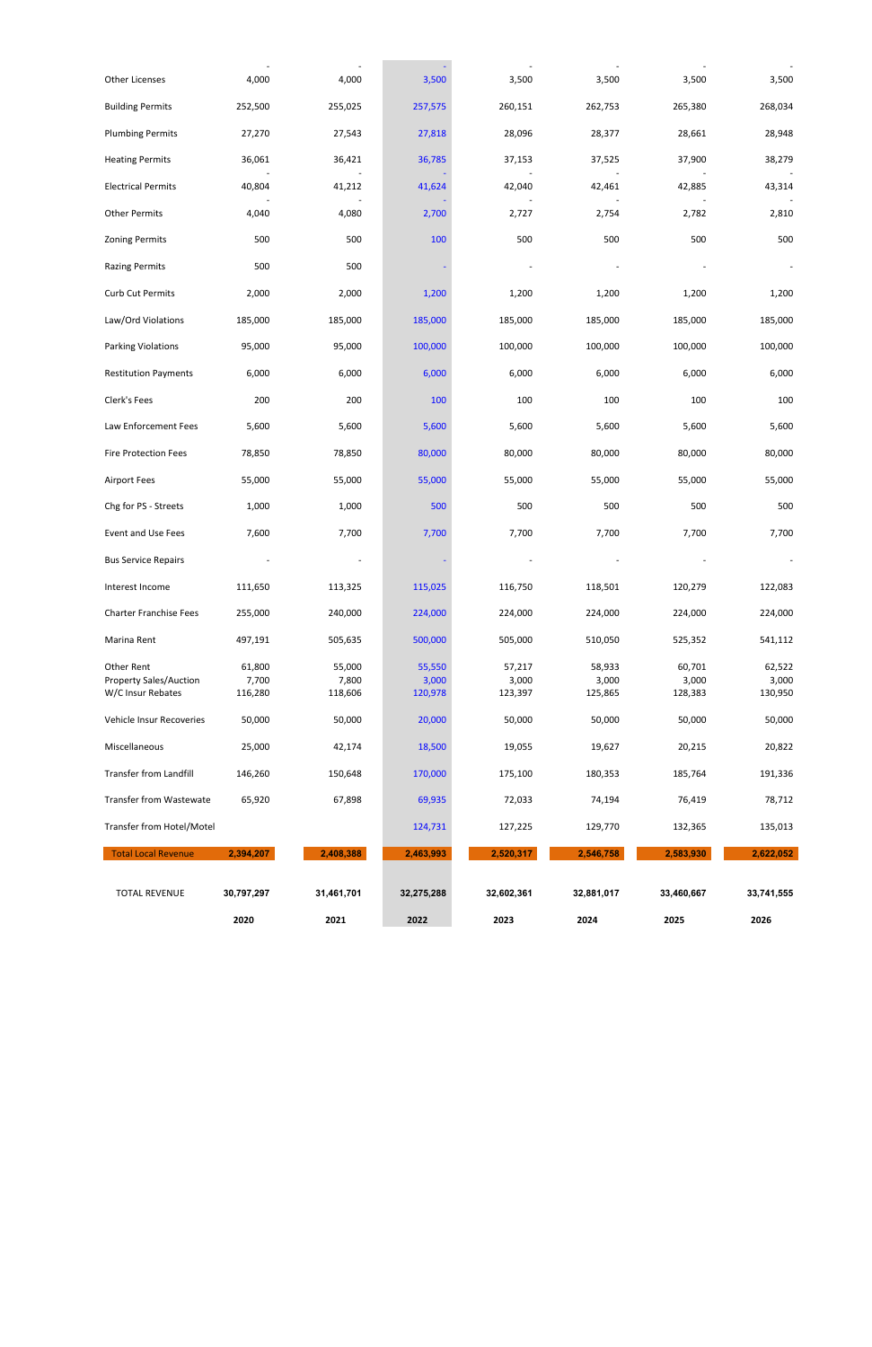| | 2020 | 2021 | 2022 | 2023 | 2024 | 2025 | 2026 |
|---|---|---|---|---|---|---|---|
| Other Licenses | 4,000 | 4,000 | 3,500 | 3,500 | 3,500 | 3,500 | 3,500 |
| Building Permits | 252,500 | 255,025 | 257,575 | 260,151 | 262,753 | 265,380 | 268,034 |
| Plumbing Permits | 27,270 | 27,543 | 27,818 | 28,096 | 28,377 | 28,661 | 28,948 |
| Heating Permits | 36,061 | 36,421 | 36,785 | 37,153 | 37,525 | 37,900 | 38,279 |
| Electrical Permits | 40,804 | 41,212 | 41,624 | 42,040 | 42,461 | 42,885 | 43,314 |
| Other Permits | 4,040 | 4,080 | 2,700 | 2,727 | 2,754 | 2,782 | 2,810 |
| Zoning Permits | 500 | 500 | 100 | 500 | 500 | 500 | 500 |
| Razing Permits | 500 | 500 | - | - | - | - | - |
| Curb Cut Permits | 2,000 | 2,000 | 1,200 | 1,200 | 1,200 | 1,200 | 1,200 |
| Law/Ord Violations | 185,000 | 185,000 | 185,000 | 185,000 | 185,000 | 185,000 | 185,000 |
| Parking Violations | 95,000 | 95,000 | 100,000 | 100,000 | 100,000 | 100,000 | 100,000 |
| Restitution Payments | 6,000 | 6,000 | 6,000 | 6,000 | 6,000 | 6,000 | 6,000 |
| Clerk's Fees | 200 | 200 | 100 | 100 | 100 | 100 | 100 |
| Law Enforcement Fees | 5,600 | 5,600 | 5,600 | 5,600 | 5,600 | 5,600 | 5,600 |
| Fire Protection Fees | 78,850 | 78,850 | 80,000 | 80,000 | 80,000 | 80,000 | 80,000 |
| Airport Fees | 55,000 | 55,000 | 55,000 | 55,000 | 55,000 | 55,000 | 55,000 |
| Chg for PS - Streets | 1,000 | 1,000 | 500 | 500 | 500 | 500 | 500 |
| Event and Use Fees | 7,600 | 7,700 | 7,700 | 7,700 | 7,700 | 7,700 | 7,700 |
| Bus Service Repairs | - | - | - | - | - | - | - |
| Interest Income | 111,650 | 113,325 | 115,025 | 116,750 | 118,501 | 120,279 | 122,083 |
| Charter Franchise Fees | 255,000 | 240,000 | 224,000 | 224,000 | 224,000 | 224,000 | 224,000 |
| Marina Rent | 497,191 | 505,635 | 500,000 | 505,000 | 510,050 | 525,352 | 541,112 |
| Other Rent | 61,800 | 55,000 | 55,550 | 57,217 | 58,933 | 60,701 | 62,522 |
| Property Sales/Auction | 7,700 | 7,800 | 3,000 | 3,000 | 3,000 | 3,000 | 3,000 |
| W/C Insur Rebates | 116,280 | 118,606 | 120,978 | 123,397 | 125,865 | 128,383 | 130,950 |
| Vehicle Insur Recoveries | 50,000 | 50,000 | 20,000 | 50,000 | 50,000 | 50,000 | 50,000 |
| Miscellaneous | 25,000 | 42,174 | 18,500 | 19,055 | 19,627 | 20,215 | 20,822 |
| Transfer from Landfill | 146,260 | 150,648 | 170,000 | 175,100 | 180,353 | 185,764 | 191,336 |
| Transfer from Wastewate | 65,920 | 67,898 | 69,935 | 72,033 | 74,194 | 76,419 | 78,712 |
| Transfer from Hotel/Motel | | | 124,731 | 127,225 | 129,770 | 132,365 | 135,013 |
| **Total Local Revenue** | **2,394,207** | **2,408,388** | **2,463,993** | **2,520,317** | **2,546,758** | **2,583,930** | **2,622,052** |
| **TOTAL REVENUE** | **30,797,297** | **31,461,701** | **32,275,288** | **32,602,361** | **32,881,017** | **33,460,667** | **33,741,555** |
| | **2020** | **2021** | **2022** | **2023** | **2024** | **2025** | **2026** |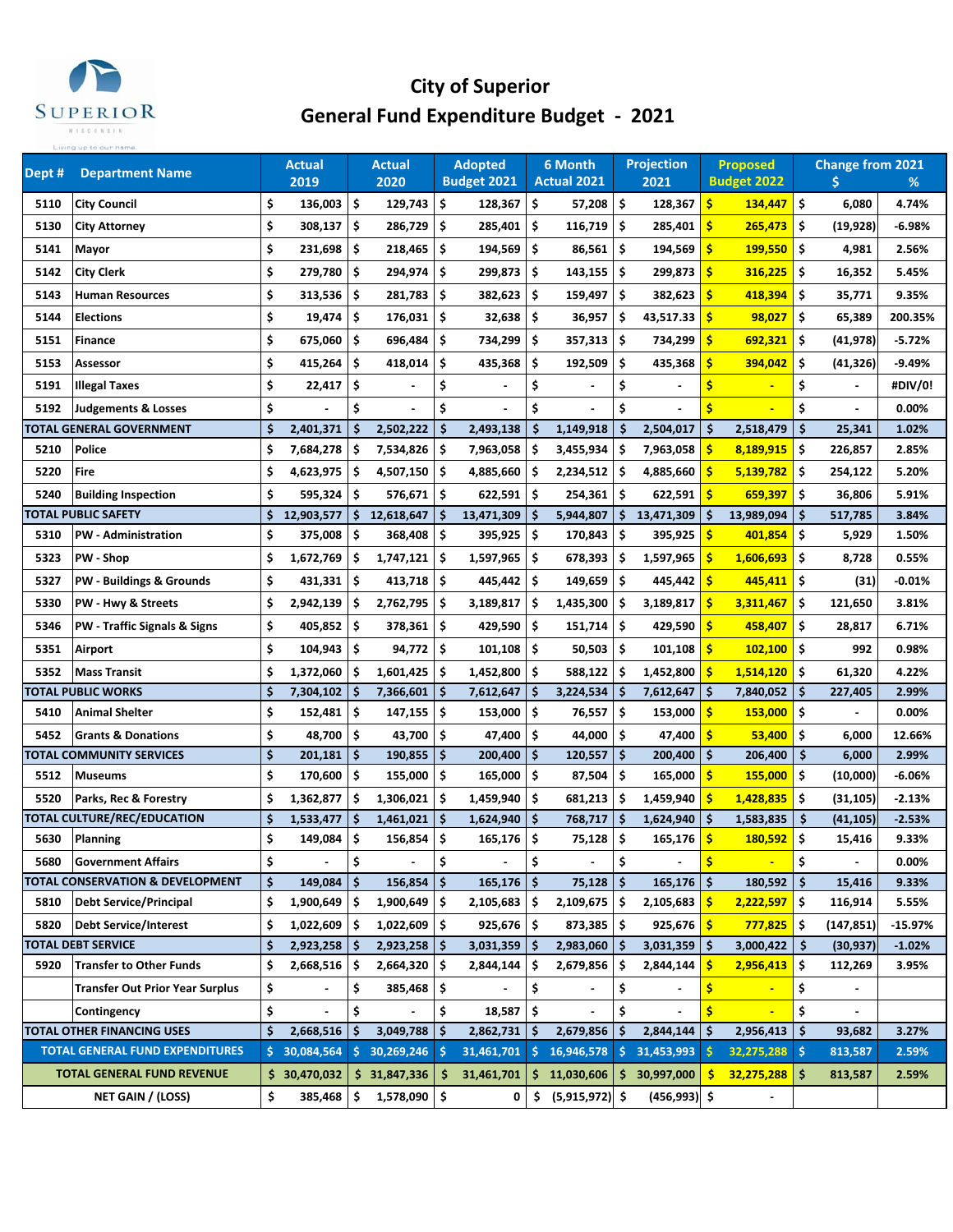# City of Superior

## General Fund Expenditure Budget - 2021

| Dept # | Department Name | Actual 2019 | Actual 2020 | Adopted Budget 2021 | 6 Month Actual 2021 | Projection 2021 | Proposed Budget 2022 | Change from 2021 $ | Change from 2021 % |
|---|---|---|---|---|---|---|---|---|---|
| 5110 | City Council | $ 136,003 | $ 129,743 | $ 128,367 | $ 57,208 | $ 128,367 | $ 134,447 | $ 6,080 | 4.74% |
| 5130 | City Attorney | $ 308,137 | $ 286,729 | $ 285,401 | $ 116,719 | $ 285,401 | $ 265,473 | $ (19,928) | -6.98% |
| 5141 | Mayor | $ 231,698 | $ 218,465 | $ 194,569 | $ 86,561 | $ 194,569 | $ 199,550 | $ 4,981 | 2.56% |
| 5142 | City Clerk | $ 279,780 | $ 294,974 | $ 299,873 | $ 143,155 | $ 299,873 | $ 316,225 | $ 16,352 | 5.45% |
| 5143 | Human Resources | $ 313,536 | $ 281,783 | $ 382,623 | $ 159,497 | $ 382,623 | $ 418,394 | $ 35,771 | 9.35% |
| 5144 | Elections | $ 19,474 | $ 176,031 | $ 32,638 | $ 36,957 | $ 43,517.33 | $ 98,027 | $ 65,389 | 200.35% |
| 5151 | Finance | $ 675,060 | $ 696,484 | $ 734,299 | $ 357,313 | $ 734,299 | $ 692,321 | $ (41,978) | -5.72% |
| 5153 | Assessor | $ 415,264 | $ 418,014 | $ 435,368 | $ 192,509 | $ 435,368 | $ 394,042 | $ (41,326) | -9.49% |
| 5191 | Illegal Taxes | $ 22,417 | $ - | $ - | $ - | $ - | $ - | $ - | #DIV/0! |
| 5192 | Judgements & Losses | $ - | $ - | $ - | $ - | $ - | $ - | $ - | 0.00% |
| TOTAL GENERAL GOVERNMENT | | $ 2,401,371 | $ 2,502,222 | $ 2,493,138 | $ 1,149,918 | $ 2,504,017 | $ 2,518,479 | $ 25,341 | 1.02% |
| 5210 | Police | $ 7,684,278 | $ 7,534,826 | $ 7,963,058 | $ 3,455,934 | $ 7,963,058 | $ 8,189,915 | $ 226,857 | 2.85% |
| 5220 | Fire | $ 4,623,975 | $ 4,507,150 | $ 4,885,660 | $ 2,234,512 | $ 4,885,660 | $ 5,139,782 | $ 254,122 | 5.20% |
| 5240 | Building Inspection | $ 595,324 | $ 576,671 | $ 622,591 | $ 254,361 | $ 622,591 | $ 659,397 | $ 36,806 | 5.91% |
| TOTAL PUBLIC SAFETY | | $ 12,903,577 | $ 12,618,647 | $ 13,471,309 | $ 5,944,807 | $ 13,471,309 | $ 13,989,094 | $ 517,785 | 3.84% |
| 5310 | PW - Administration | $ 375,008 | $ 368,408 | $ 395,925 | $ 170,843 | $ 395,925 | $ 401,854 | $ 5,929 | 1.50% |
| 5323 | PW - Shop | $ 1,672,769 | $ 1,747,121 | $ 1,597,965 | $ 678,393 | $ 1,597,965 | $ 1,606,693 | $ 8,728 | 0.55% |
| 5327 | PW - Buildings & Grounds | $ 431,331 | $ 413,718 | $ 445,442 | $ 149,659 | $ 445,442 | $ 445,411 | $ (31) | -0.01% |
| 5330 | PW - Hwy & Streets | $ 2,942,139 | $ 2,762,795 | $ 3,189,817 | $ 1,435,300 | $ 3,189,817 | $ 3,311,467 | $ 121,650 | 3.81% |
| 5346 | PW - Traffic Signals & Signs | $ 405,852 | $ 378,361 | $ 429,590 | $ 151,714 | $ 429,590 | $ 458,407 | $ 28,817 | 6.71% |
| 5351 | Airport | $ 104,943 | $ 94,772 | $ 101,108 | $ 50,503 | $ 101,108 | $ 102,100 | $ 992 | 0.98% |
| 5352 | Mass Transit | $ 1,372,060 | $ 1,601,425 | $ 1,452,800 | $ 588,122 | $ 1,452,800 | $ 1,514,120 | $ 61,320 | 4.22% |
| TOTAL PUBLIC WORKS | | $ 7,304,102 | $ 7,366,601 | $ 7,612,647 | $ 3,224,534 | $ 7,612,647 | $ 7,840,052 | $ 227,405 | 2.99% |
| 5410 | Animal Shelter | $ 152,481 | $ 147,155 | $ 153,000 | $ 76,557 | $ 153,000 | $ 153,000 | $ - | 0.00% |
| 5452 | Grants & Donations | $ 48,700 | $ 43,700 | $ 47,400 | $ 44,000 | $ 47,400 | $ 53,400 | $ 6,000 | 12.66% |
| TOTAL COMMUNITY SERVICES | | $ 201,181 | $ 190,855 | $ 200,400 | $ 120,557 | $ 200,400 | $ 206,400 | $ 6,000 | 2.99% |
| 5512 | Museums | $ 170,600 | $ 155,000 | $ 165,000 | $ 87,504 | $ 165,000 | $ 155,000 | $ (10,000) | -6.06% |
| 5520 | Parks, Rec & Forestry | $ 1,362,877 | $ 1,306,021 | $ 1,459,940 | $ 681,213 | $ 1,459,940 | $ 1,428,835 | $ (31,105) | -2.13% |
| TOTAL CULTURE/REC/EDUCATION | | $ 1,533,477 | $ 1,461,021 | $ 1,624,940 | $ 768,717 | $ 1,624,940 | $ 1,583,835 | $ (41,105) | -2.53% |
| 5630 | Planning | $ 149,084 | $ 156,854 | $ 165,176 | $ 75,128 | $ 165,176 | $ 180,592 | $ 15,416 | 9.33% |
| 5680 | Government Affairs | $ - | $ - | $ - | $ - | $ - | $ - | $ - | 0.00% |
| TOTAL CONSERVATION & DEVELOPMENT | | $ 149,084 | $ 156,854 | $ 165,176 | $ 75,128 | $ 165,176 | $ 180,592 | $ 15,416 | 9.33% |
| 5810 | Debt Service/Principal | $ 1,900,649 | $ 1,900,649 | $ 2,105,683 | $ 2,109,675 | $ 2,105,683 | $ 2,222,597 | $ 116,914 | 5.55% |
| 5820 | Debt Service/Interest | $ 1,022,609 | $ 1,022,609 | $ 925,676 | $ 873,385 | $ 925,676 | $ 777,825 | $ (147,851) | -15.97% |
| TOTAL DEBT SERVICE | | $ 2,923,258 | $ 2,923,258 | $ 3,031,359 | $ 2,983,060 | $ 3,031,359 | $ 3,000,422 | $ (30,937) | -1.02% |
| 5920 | Transfer to Other Funds | $ 2,668,516 | $ 2,664,320 | $ 2,844,144 | $ 2,679,856 | $ 2,844,144 | $ 2,956,413 | $ 112,269 | 3.95% |
| | Transfer Out Prior Year Surplus | $ - | $ 385,468 | $ - | $ - | $ - | $ - | $ - | |
| | Contingency | $ - | $ - | $ 18,587 | $ - | $ - | $ - | $ - | |
| TOTAL OTHER FINANCING USES | | $ 2,668,516 | $ 3,049,788 | $ 2,862,731 | $ 2,679,856 | $ 2,844,144 | $ 2,956,413 | $ 93,682 | 3.27% |
| TOTAL GENERAL FUND EXPENDITURES | | $ 30,084,564 | $ 30,269,246 | $ 31,461,701 | $ 16,946,578 | $ 31,453,993 | $ 32,275,288 | $ 813,587 | 2.59% |
| TOTAL GENERAL FUND REVENUE | | $ 30,470,032 | $ 31,847,336 | $ 31,461,701 | $ 11,030,606 | $ 30,997,000 | $ 32,275,288 | $ 813,587 | 2.59% |
| NET GAIN / (LOSS) | | $ 385,468 | $ 1,578,090 | $ 0 | $ (5,915,972) | $ (456,993) | $ - | | |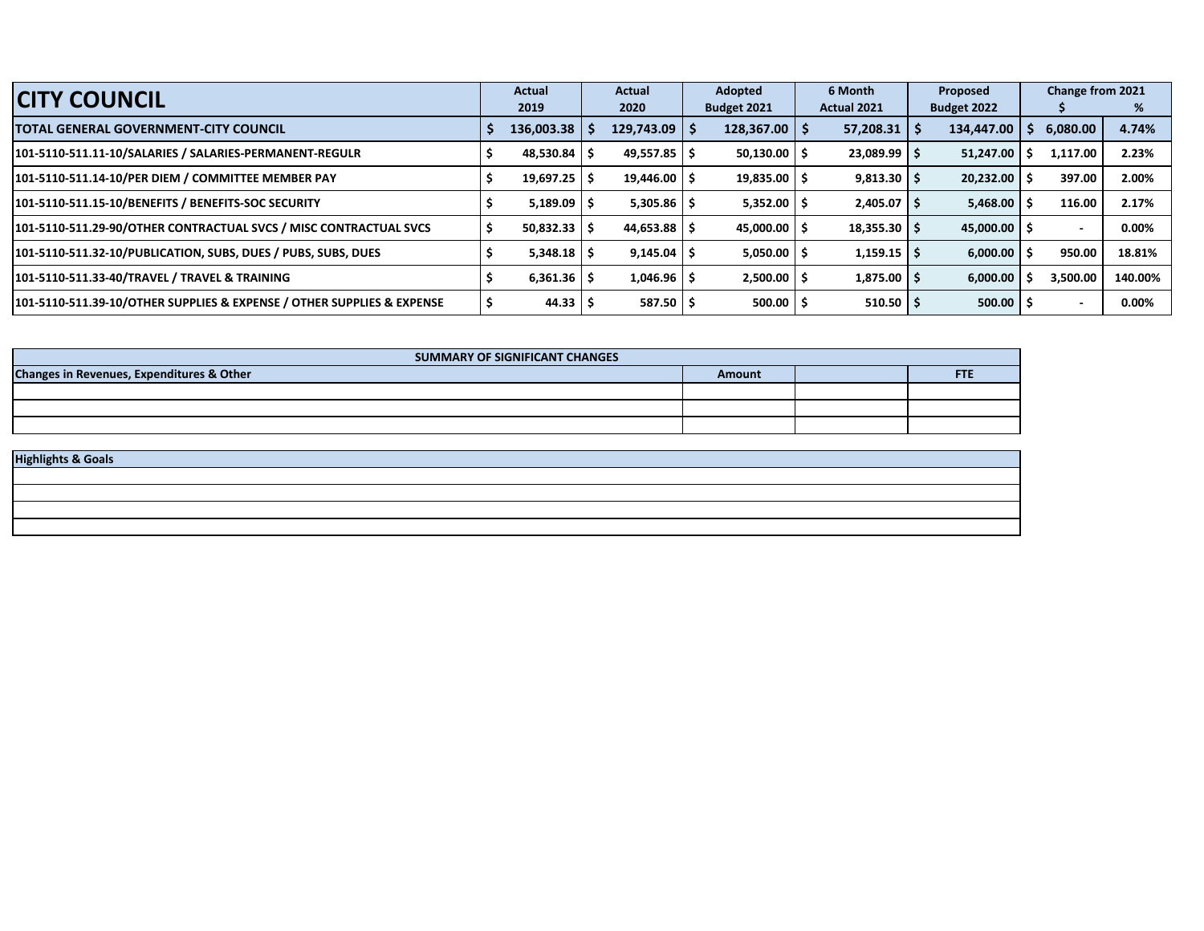| CITY COUNCIL | Actual 2019 | Actual 2020 | Adopted Budget 2021 | 6 Month Actual 2021 | Proposed Budget 2022 | Change from 2021 $ | Change from 2021 % |
|---|---|---|---|---|---|---|---|
| **TOTAL GENERAL GOVERNMENT-CITY COUNCIL** | **$ 136,003.38** | **$ 129,743.09** | **$ 128,367.00** | **$ 57,208.31** | **$ 134,447.00** | **$ 6,080.00** | **4.74%** |
| 101-5110-511.11-10/SALARIES / SALARIES-PERMANENT-REGULR | $ 48,530.84 | $ 49,557.85 | $ 50,130.00 | $ 23,089.99 | $ 51,247.00 | $ 1,117.00 | 2.23% |
| 101-5110-511.14-10/PER DIEM / COMMITTEE MEMBER PAY | $ 19,697.25 | $ 19,446.00 | $ 19,835.00 | $ 9,813.30 | $ 20,232.00 | $ 397.00 | 2.00% |
| 101-5110-511.15-10/BENEFITS / BENEFITS-SOC SECURITY | $ 5,189.09 | $ 5,305.86 | $ 5,352.00 | $ 2,405.07 | $ 5,468.00 | $ 116.00 | 2.17% |
| 101-5110-511.29-90/OTHER CONTRACTUAL SVCS / MISC CONTRACTUAL SVCS | $ 50,832.33 | $ 44,653.88 | $ 45,000.00 | $ 18,355.30 | $ 45,000.00 | $ - | 0.00% |
| 101-5110-511.32-10/PUBLICATION, SUBS, DUES / PUBS, SUBS, DUES | $ 5,348.18 | $ 9,145.04 | $ 5,050.00 | $ 1,159.15 | $ 6,000.00 | $ 950.00 | 18.81% |
| 101-5110-511.33-40/TRAVEL / TRAVEL & TRAINING | $ 6,361.36 | $ 1,046.96 | $ 2,500.00 | $ 1,875.00 | $ 6,000.00 | $ 3,500.00 | 140.00% |
| 101-5110-511.39-10/OTHER SUPPLIES & EXPENSE / OTHER SUPPLIES & EXPENSE | $ 44.33 | $ 587.50 | $ 500.00 | $ 510.50 | $ 500.00 | $ - | 0.00% |

| SUMMARY OF SIGNIFICANT CHANGES | | | |
|---|---|---|---|
| **Changes in Revenues, Expenditures & Other** | **Amount** | | **FTE** |
| | | | |
| | | | |
| | | | |

| Highlights & Goals |
|---|
| |
| |
| |
| |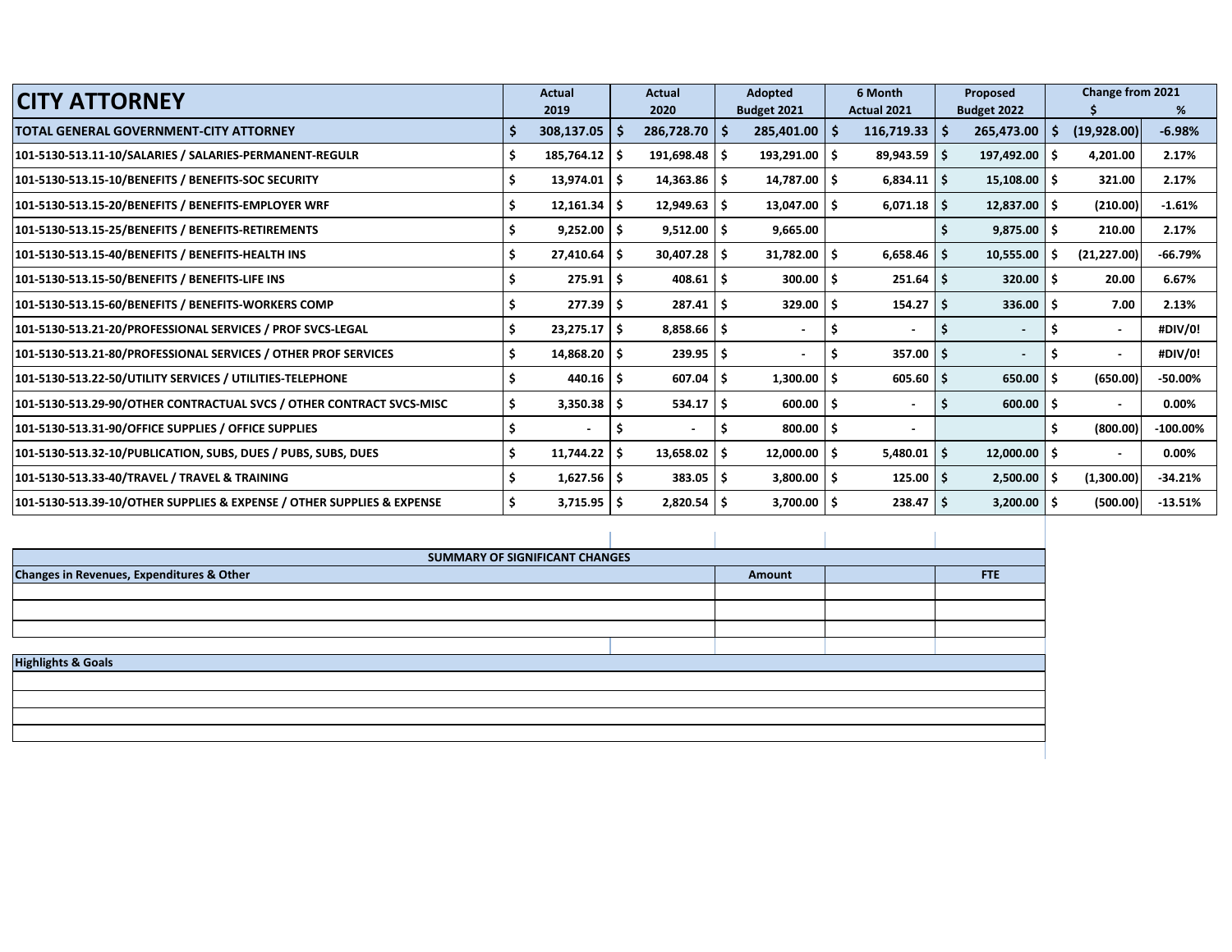# CITY ATTORNEY

| CITY ATTORNEY | Actual 2019 | Actual 2020 | Adopted Budget 2021 | 6 Month Actual 2021 | Proposed Budget 2022 | Change from 2021 $ | Change from 2021 % |
|---|---|---|---|---|---|---|---|
| **TOTAL GENERAL GOVERNMENT-CITY ATTORNEY** | $ 308,137.05 | $ 286,728.70 | $ 285,401.00 | $ 116,719.33 | $ 265,473.00 | $ (19,928.00) | -6.98% |
| 101-5130-513.11-10/SALARIES / SALARIES-PERMANENT-REGULR | $ 185,764.12 | $ 191,698.48 | $ 193,291.00 | $ 89,943.59 | $ 197,492.00 | $ 4,201.00 | 2.17% |
| 101-5130-513.15-10/BENEFITS / BENEFITS-SOC SECURITY | $ 13,974.01 | $ 14,363.86 | $ 14,787.00 | $ 6,834.11 | $ 15,108.00 | $ 321.00 | 2.17% |
| 101-5130-513.15-20/BENEFITS / BENEFITS-EMPLOYER WRF | $ 12,161.34 | $ 12,949.63 | $ 13,047.00 | $ 6,071.18 | $ 12,837.00 | $ (210.00) | -1.61% |
| 101-5130-513.15-25/BENEFITS / BENEFITS-RETIREMENTS | $ 9,252.00 | $ 9,512.00 | $ 9,665.00 | | $ 9,875.00 | $ 210.00 | 2.17% |
| 101-5130-513.15-40/BENEFITS / BENEFITS-HEALTH INS | $ 27,410.64 | $ 30,407.28 | $ 31,782.00 | $ 6,658.46 | $ 10,555.00 | $ (21,227.00) | -66.79% |
| 101-5130-513.15-50/BENEFITS / BENEFITS-LIFE INS | $ 275.91 | $ 408.61 | $ 300.00 | $ 251.64 | $ 320.00 | $ 20.00 | 6.67% |
| 101-5130-513.15-60/BENEFITS / BENEFITS-WORKERS COMP | $ 277.39 | $ 287.41 | $ 329.00 | $ 154.27 | $ 336.00 | $ 7.00 | 2.13% |
| 101-5130-513.21-20/PROFESSIONAL SERVICES / PROF SVCS-LEGAL | $ 23,275.17 | $ 8,858.66 | $ - | $ - | $ - | $ - | #DIV/0! |
| 101-5130-513.21-80/PROFESSIONAL SERVICES / OTHER PROF SERVICES | $ 14,868.20 | $ 239.95 | $ - | $ 357.00 | $ - | $ - | #DIV/0! |
| 101-5130-513.22-50/UTILITY SERVICES / UTILITIES-TELEPHONE | $ 440.16 | $ 607.04 | $ 1,300.00 | $ 605.60 | $ 650.00 | $ (650.00) | -50.00% |
| 101-5130-513.29-90/OTHER CONTRACTUAL SVCS / OTHER CONTRACT SVCS-MISC | $ 3,350.38 | $ 534.17 | $ 600.00 | $ - | $ 600.00 | $ - | 0.00% |
| 101-5130-513.31-90/OFFICE SUPPLIES / OFFICE SUPPLIES | $ - | $ - | $ 800.00 | $ - | | $ (800.00) | -100.00% |
| 101-5130-513.32-10/PUBLICATION, SUBS, DUES / PUBS, SUBS, DUES | $ 11,744.22 | $ 13,658.02 | $ 12,000.00 | $ 5,480.01 | $ 12,000.00 | $ - | 0.00% |
| 101-5130-513.33-40/TRAVEL / TRAVEL & TRAINING | $ 1,627.56 | $ 383.05 | $ 3,800.00 | $ 125.00 | $ 2,500.00 | $ (1,300.00) | -34.21% |
| 101-5130-513.39-10/OTHER SUPPLIES & EXPENSE / OTHER SUPPLIES & EXPENSE | $ 3,715.95 | $ 2,820.54 | $ 3,700.00 | $ 238.47 | $ 3,200.00 | $ (500.00) | -13.51% |

| SUMMARY OF SIGNIFICANT CHANGES | | | |
|---|---|---|---|
| **Changes in Revenues, Expenditures & Other** | **Amount** | | **FTE** |
| | | | |
| | | | |
| | | | |

| Highlights & Goals |
|---|
| |
| |
| |
| |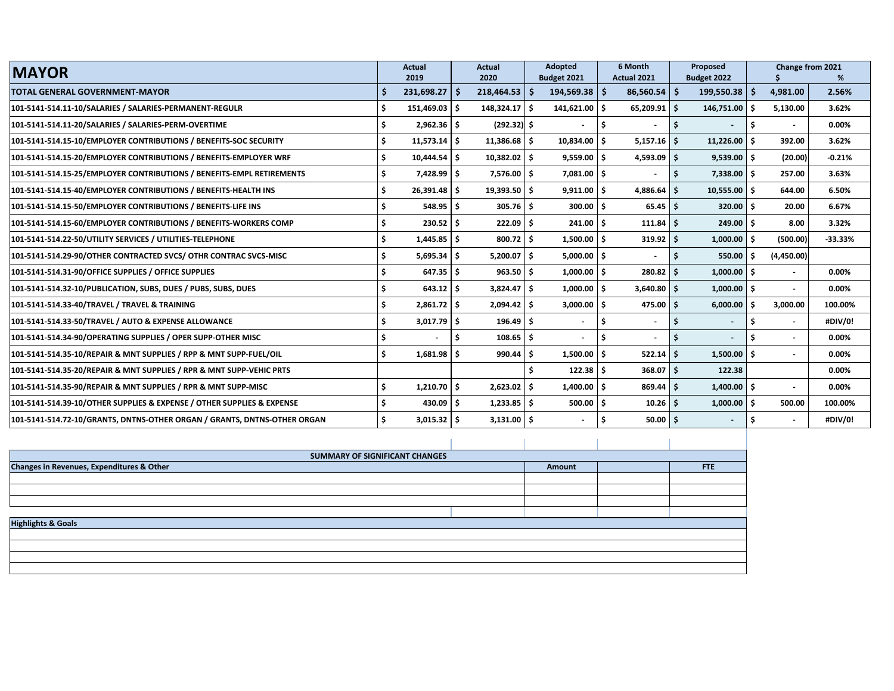| MAYOR | Actual 2019 | Actual 2020 | Adopted Budget 2021 | 6 Month Actual 2021 | Proposed Budget 2022 | Change from 2021 $ | Change from 2021 % |
|---|---|---|---|---|---|---|---|
| **TOTAL GENERAL GOVERNMENT-MAYOR** | $ 231,698.27 | $ 218,464.53 | $ 194,569.38 | $ 86,560.54 | $ 199,550.38 | $ 4,981.00 | 2.56% |
| 101-5141-514.11-10/SALARIES / SALARIES-PERMANENT-REGULR | $ 151,469.03 | $ 148,324.17 | $ 141,621.00 | $ 65,209.91 | $ 146,751.00 | $ 5,130.00 | 3.62% |
| 101-5141-514.11-20/SALARIES / SALARIES-PERM-OVERTIME | $ 2,962.36 | $ (292.32) | $ - | $ - | $ - | $ - | 0.00% |
| 101-5141-514.15-10/EMPLOYER CONTRIBUTIONS / BENEFITS-SOC SECURITY | $ 11,573.14 | $ 11,386.68 | $ 10,834.00 | $ 5,157.16 | $ 11,226.00 | $ 392.00 | 3.62% |
| 101-5141-514.15-20/EMPLOYER CONTRIBUTIONS / BENEFITS-EMPLOYER WRF | $ 10,444.54 | $ 10,382.02 | $ 9,559.00 | $ 4,593.09 | $ 9,539.00 | $ (20.00) | -0.21% |
| 101-5141-514.15-25/EMPLOYER CONTRIBUTIONS / BENEFITS-EMPL RETIREMENTS | $ 7,428.99 | $ 7,576.00 | $ 7,081.00 | $ - | $ 7,338.00 | $ 257.00 | 3.63% |
| 101-5141-514.15-40/EMPLOYER CONTRIBUTIONS / BENEFITS-HEALTH INS | $ 26,391.48 | $ 19,393.50 | $ 9,911.00 | $ 4,886.64 | $ 10,555.00 | $ 644.00 | 6.50% |
| 101-5141-514.15-50/EMPLOYER CONTRIBUTIONS / BENEFITS-LIFE INS | $ 548.95 | $ 305.76 | $ 300.00 | $ 65.45 | $ 320.00 | $ 20.00 | 6.67% |
| 101-5141-514.15-60/EMPLOYER CONTRIBUTIONS / BENEFITS-WORKERS COMP | $ 230.52 | $ 222.09 | $ 241.00 | $ 111.84 | $ 249.00 | $ 8.00 | 3.32% |
| 101-5141-514.22-50/UTILITY SERVICES / UTILITIES-TELEPHONE | $ 1,445.85 | $ 800.72 | $ 1,500.00 | $ 319.92 | $ 1,000.00 | $ (500.00) | -33.33% |
| 101-5141-514.29-90/OTHER CONTRACTED SVCS/ OTHR CONTRAC SVCS-MISC | $ 5,695.34 | $ 5,200.07 | $ 5,000.00 | $ - | $ 550.00 | $ (4,450.00) | |
| 101-5141-514.31-90/OFFICE SUPPLIES / OFFICE SUPPLIES | $ 647.35 | $ 963.50 | $ 1,000.00 | $ 280.82 | $ 1,000.00 | $ - | 0.00% |
| 101-5141-514.32-10/PUBLICATION, SUBS, DUES / PUBS, SUBS, DUES | $ 643.12 | $ 3,824.47 | $ 1,000.00 | $ 3,640.80 | $ 1,000.00 | $ - | 0.00% |
| 101-5141-514.33-40/TRAVEL / TRAVEL & TRAINING | $ 2,861.72 | $ 2,094.42 | $ 3,000.00 | $ 475.00 | $ 6,000.00 | $ 3,000.00 | 100.00% |
| 101-5141-514.33-50/TRAVEL / AUTO & EXPENSE ALLOWANCE | $ 3,017.79 | $ 196.49 | $ - | $ - | $ - | $ - | #DIV/0! |
| 101-5141-514.34-90/OPERATING SUPPLIES / OPER SUPP-OTHER MISC | $ - | $ 108.65 | $ - | $ - | $ - | $ - | 0.00% |
| 101-5141-514.35-10/REPAIR & MNT SUPPLIES / RPP & MNT SUPP-FUEL/OIL | $ 1,681.98 | $ 990.44 | $ 1,500.00 | $ 522.14 | $ 1,500.00 | $ - | 0.00% |
| 101-5141-514.35-20/REPAIR & MNT SUPPLIES / RPR & MNT SUPP-VEHIC PRTS | | | $ 122.38 | $ 368.07 | $ 122.38 | | 0.00% |
| 101-5141-514.35-90/REPAIR & MNT SUPPLIES / RPR & MNT SUPP-MISC | $ 1,210.70 | $ 2,623.02 | $ 1,400.00 | $ 869.44 | $ 1,400.00 | $ - | 0.00% |
| 101-5141-514.39-10/OTHER SUPPLIES & EXPENSE / OTHER SUPPLIES & EXPENSE | $ 430.09 | $ 1,233.85 | $ 500.00 | $ 10.26 | $ 1,000.00 | $ 500.00 | 100.00% |
| 101-5141-514.72-10/GRANTS, DNTNS-OTHER ORGAN / GRANTS, DNTNS-OTHER ORGAN | $ 3,015.32 | $ 3,131.00 | $ - | $ 50.00 | $ - | $ - | #DIV/0! |

| SUMMARY OF SIGNIFICANT CHANGES | | | |
|---|---|---|---|
| **Changes in Revenues, Expenditures & Other** | **Amount** | | **FTE** |
| | | | |
| | | | |
| | | | |

| Highlights & Goals |
|---|
| |
| |
| |
| |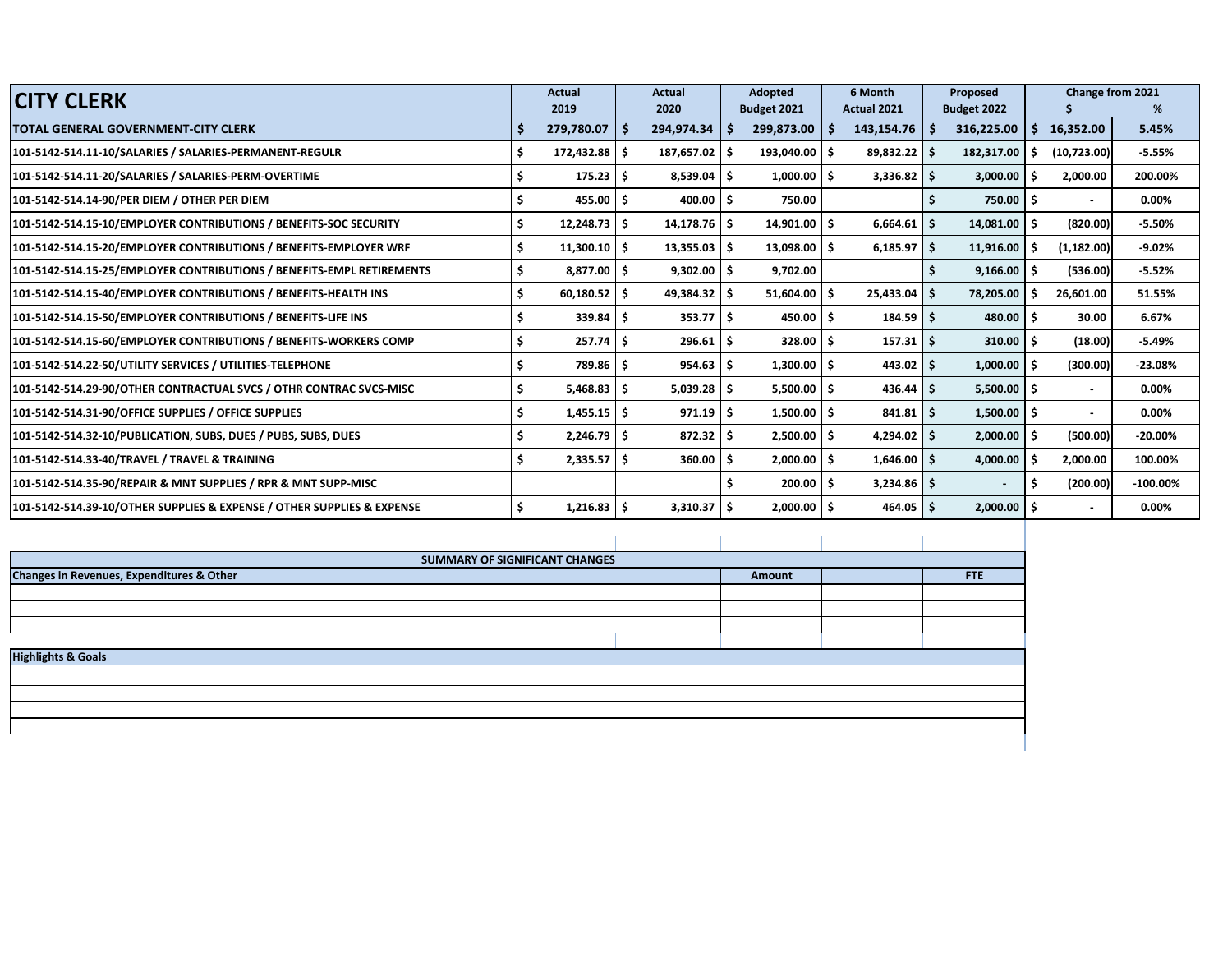| CITY CLERK | Actual 2019 | Actual 2020 | Adopted Budget 2021 | 6 Month Actual 2021 | Proposed Budget 2022 | Change from 2021 $ | Change from 2021 % |
|---|---|---|---|---|---|---|---|
| **TOTAL GENERAL GOVERNMENT-CITY CLERK** | $ 279,780.07 | $ 294,974.34 | $ 299,873.00 | $ 143,154.76 | $ 316,225.00 | $ 16,352.00 | 5.45% |
| 101-5142-514.11-10/SALARIES / SALARIES-PERMANENT-REGULR | $ 172,432.88 | $ 187,657.02 | $ 193,040.00 | $ 89,832.22 | $ 182,317.00 | $ (10,723.00) | -5.55% |
| 101-5142-514.11-20/SALARIES / SALARIES-PERM-OVERTIME | $ 175.23 | $ 8,539.04 | $ 1,000.00 | $ 3,336.82 | $ 3,000.00 | $ 2,000.00 | 200.00% |
| 101-5142-514.14-90/PER DIEM / OTHER PER DIEM | $ 455.00 | $ 400.00 | $ 750.00 | | $ 750.00 | $ - | 0.00% |
| 101-5142-514.15-10/EMPLOYER CONTRIBUTIONS / BENEFITS-SOC SECURITY | $ 12,248.73 | $ 14,178.76 | $ 14,901.00 | $ 6,664.61 | $ 14,081.00 | $ (820.00) | -5.50% |
| 101-5142-514.15-20/EMPLOYER CONTRIBUTIONS / BENEFITS-EMPLOYER WRF | $ 11,300.10 | $ 13,355.03 | $ 13,098.00 | $ 6,185.97 | $ 11,916.00 | $ (1,182.00) | -9.02% |
| 101-5142-514.15-25/EMPLOYER CONTRIBUTIONS / BENEFITS-EMPL RETIREMENTS | $ 8,877.00 | $ 9,302.00 | $ 9,702.00 | | $ 9,166.00 | $ (536.00) | -5.52% |
| 101-5142-514.15-40/EMPLOYER CONTRIBUTIONS / BENEFITS-HEALTH INS | $ 60,180.52 | $ 49,384.32 | $ 51,604.00 | $ 25,433.04 | $ 78,205.00 | $ 26,601.00 | 51.55% |
| 101-5142-514.15-50/EMPLOYER CONTRIBUTIONS / BENEFITS-LIFE INS | $ 339.84 | $ 353.77 | $ 450.00 | $ 184.59 | $ 480.00 | $ 30.00 | 6.67% |
| 101-5142-514.15-60/EMPLOYER CONTRIBUTIONS / BENEFITS-WORKERS COMP | $ 257.74 | $ 296.61 | $ 328.00 | $ 157.31 | $ 310.00 | $ (18.00) | -5.49% |
| 101-5142-514.22-50/UTILITY SERVICES / UTILITIES-TELEPHONE | $ 789.86 | $ 954.63 | $ 1,300.00 | $ 443.02 | $ 1,000.00 | $ (300.00) | -23.08% |
| 101-5142-514.29-90/OTHER CONTRACTUAL SVCS / OTHR CONTRAC SVCS-MISC | $ 5,468.83 | $ 5,039.28 | $ 5,500.00 | $ 436.44 | $ 5,500.00 | $ - | 0.00% |
| 101-5142-514.31-90/OFFICE SUPPLIES / OFFICE SUPPLIES | $ 1,455.15 | $ 971.19 | $ 1,500.00 | $ 841.81 | $ 1,500.00 | $ - | 0.00% |
| 101-5142-514.32-10/PUBLICATION, SUBS, DUES / PUBS, SUBS, DUES | $ 2,246.79 | $ 872.32 | $ 2,500.00 | $ 4,294.02 | $ 2,000.00 | $ (500.00) | -20.00% |
| 101-5142-514.33-40/TRAVEL / TRAVEL & TRAINING | $ 2,335.57 | $ 360.00 | $ 2,000.00 | $ 1,646.00 | $ 4,000.00 | $ 2,000.00 | 100.00% |
| 101-5142-514.35-90/REPAIR & MNT SUPPLIES / RPR & MNT SUPP-MISC | | | $ 200.00 | $ 3,234.86 | $ - | $ (200.00) | -100.00% |
| 101-5142-514.39-10/OTHER SUPPLIES & EXPENSE / OTHER SUPPLIES & EXPENSE | $ 1,216.83 | $ 3,310.37 | $ 2,000.00 | $ 464.05 | $ 2,000.00 | $ - | 0.00% |

**SUMMARY OF SIGNIFICANT CHANGES**

| Changes in Revenues, Expenditures & Other | Amount | FTE |
|---|---|---|
| | | |
| | | |
| | | |

**Highlights & Goals**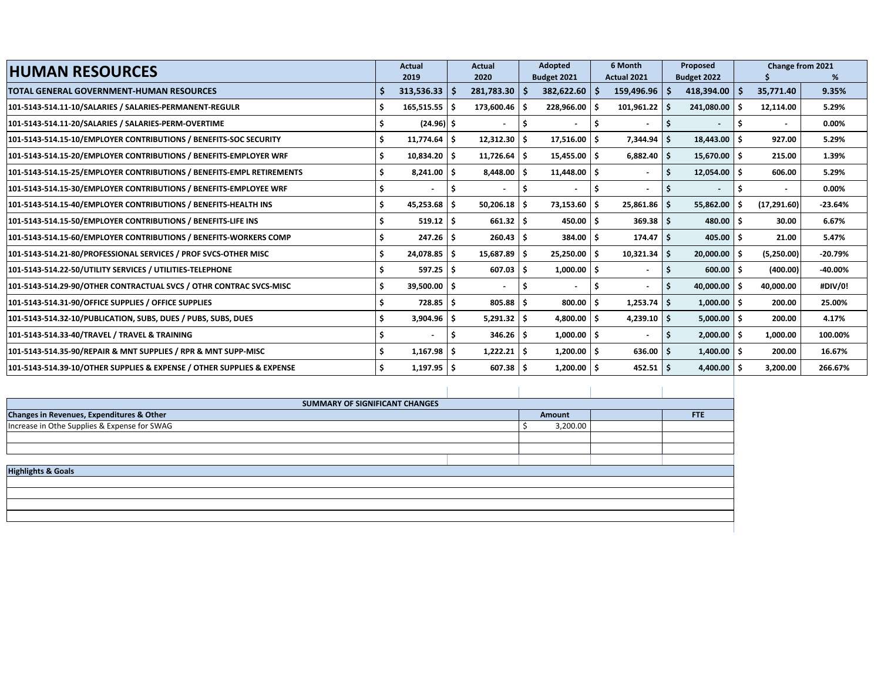| HUMAN RESOURCES | Actual 2019 | Actual 2020 | Adopted Budget 2021 | 6 Month Actual 2021 | Proposed Budget 2022 | Change from 2021 $ | Change from 2021 % |
|---|---|---|---|---|---|---|---|
| **TOTAL GENERAL GOVERNMENT-HUMAN RESOURCES** | $ 313,536.33 | $ 281,783.30 | $ 382,622.60 | $ 159,496.96 | $ 418,394.00 | $ 35,771.40 | 9.35% |
| 101-5143-514.11-10/SALARIES / SALARIES-PERMANENT-REGULR | $ 165,515.55 | $ 173,600.46 | $ 228,966.00 | $ 101,961.22 | $ 241,080.00 | $ 12,114.00 | 5.29% |
| 101-5143-514.11-20/SALARIES / SALARIES-PERM-OVERTIME | $ (24.96) | $ - | $ - | $ - | $ - | $ - | 0.00% |
| 101-5143-514.15-10/EMPLOYER CONTRIBUTIONS / BENEFITS-SOC SECURITY | $ 11,774.64 | $ 12,312.30 | $ 17,516.00 | $ 7,344.94 | $ 18,443.00 | $ 927.00 | 5.29% |
| 101-5143-514.15-20/EMPLOYER CONTRIBUTIONS / BENEFITS-EMPLOYER WRF | $ 10,834.20 | $ 11,726.64 | $ 15,455.00 | $ 6,882.40 | $ 15,670.00 | $ 215.00 | 1.39% |
| 101-5143-514.15-25/EMPLOYER CONTRIBUTIONS / BENEFITS-EMPL RETIREMENTS | $ 8,241.00 | $ 8,448.00 | $ 11,448.00 | $ - | $ 12,054.00 | $ 606.00 | 5.29% |
| 101-5143-514.15-30/EMPLOYER CONTRIBUTIONS / BENEFITS-EMPLOYEE WRF | $ - | $ - | $ - | $ - | $ - | $ - | 0.00% |
| 101-5143-514.15-40/EMPLOYER CONTRIBUTIONS / BENEFITS-HEALTH INS | $ 45,253.68 | $ 50,206.18 | $ 73,153.60 | $ 25,861.86 | $ 55,862.00 | $ (17,291.60) | -23.64% |
| 101-5143-514.15-50/EMPLOYER CONTRIBUTIONS / BENEFITS-LIFE INS | $ 519.12 | $ 661.32 | $ 450.00 | $ 369.38 | $ 480.00 | $ 30.00 | 6.67% |
| 101-5143-514.15-60/EMPLOYER CONTRIBUTIONS / BENEFITS-WORKERS COMP | $ 247.26 | $ 260.43 | $ 384.00 | $ 174.47 | $ 405.00 | $ 21.00 | 5.47% |
| 101-5143-514.21-80/PROFESSIONAL SERVICES / PROF SVCS-OTHER MISC | $ 24,078.85 | $ 15,687.89 | $ 25,250.00 | $ 10,321.34 | $ 20,000.00 | $ (5,250.00) | -20.79% |
| 101-5143-514.22-50/UTILITY SERVICES / UTILITIES-TELEPHONE | $ 597.25 | $ 607.03 | $ 1,000.00 | $ - | $ 600.00 | $ (400.00) | -40.00% |
| 101-5143-514.29-90/OTHER CONTRACTUAL SVCS / OTHR CONTRAC SVCS-MISC | $ 39,500.00 | $ - | $ - | $ - | $ 40,000.00 | $ 40,000.00 | #DIV/0! |
| 101-5143-514.31-90/OFFICE SUPPLIES / OFFICE SUPPLIES | $ 728.85 | $ 805.88 | $ 800.00 | $ 1,253.74 | $ 1,000.00 | $ 200.00 | 25.00% |
| 101-5143-514.32-10/PUBLICATION, SUBS, DUES / PUBS, SUBS, DUES | $ 3,904.96 | $ 5,291.32 | $ 4,800.00 | $ 4,239.10 | $ 5,000.00 | $ 200.00 | 4.17% |
| 101-5143-514.33-40/TRAVEL / TRAVEL & TRAINING | $ - | $ 346.26 | $ 1,000.00 | $ - | $ 2,000.00 | $ 1,000.00 | 100.00% |
| 101-5143-514.35-90/REPAIR & MNT SUPPLIES / RPR & MNT SUPP-MISC | $ 1,167.98 | $ 1,222.21 | $ 1,200.00 | $ 636.00 | $ 1,400.00 | $ 200.00 | 16.67% |
| 101-5143-514.39-10/OTHER SUPPLIES & EXPENSE / OTHER SUPPLIES & EXPENSE | $ 1,197.95 | $ 607.38 | $ 1,200.00 | $ 452.51 | $ 4,400.00 | $ 3,200.00 | 266.67% |

| SUMMARY OF SIGNIFICANT CHANGES | | | |
|---|---|---|---|
| **Changes in Revenues, Expenditures & Other** | **Amount** | | **FTE** |
| Increase in Othe Supplies & Expense for SWAG | $ 3,200.00 | | |
| | | | |
| | | | |

| Highlights & Goals |
|---|
| |
| |
| |
| |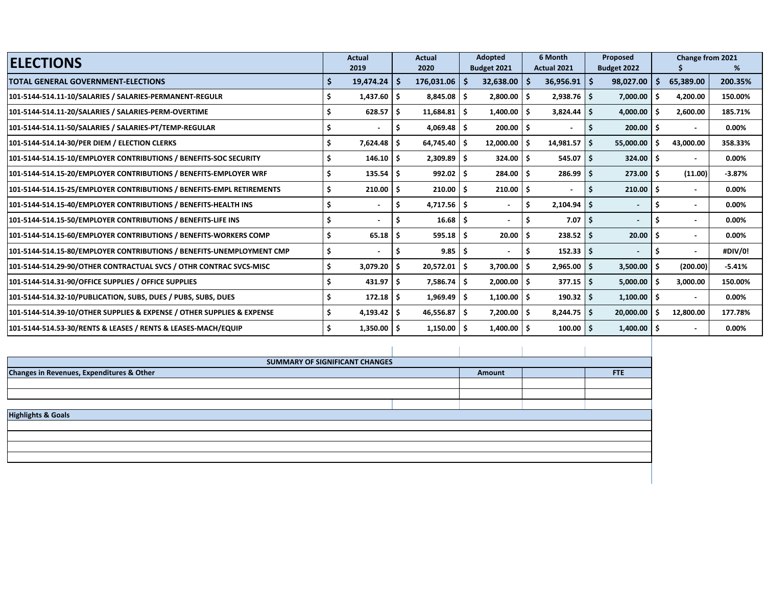| ELECTIONS | Actual 2019 | Actual 2020 | Adopted Budget 2021 | 6 Month Actual 2021 | Proposed Budget 2022 | Change from 2021 $ | Change from 2021 % |
|---|---|---|---|---|---|---|---|
| **TOTAL GENERAL GOVERNMENT-ELECTIONS** | $ 19,474.24 | $ 176,031.06 | $ 32,638.00 | $ 36,956.91 | $ 98,027.00 | $ 65,389.00 | 200.35% |
| 101-5144-514.11-10/SALARIES / SALARIES-PERMANENT-REGULR | $ 1,437.60 | $ 8,845.08 | $ 2,800.00 | $ 2,938.76 | $ 7,000.00 | $ 4,200.00 | 150.00% |
| 101-5144-514.11-20/SALARIES / SALARIES-PERM-OVERTIME | $ 628.57 | $ 11,684.81 | $ 1,400.00 | $ 3,824.44 | $ 4,000.00 | $ 2,600.00 | 185.71% |
| 101-5144-514.11-50/SALARIES / SALARIES-PT/TEMP-REGULAR | $ - | $ 4,069.48 | $ 200.00 | $ - | $ 200.00 | $ - | 0.00% |
| 101-5144-514.14-30/PER DIEM / ELECTION CLERKS | $ 7,624.48 | $ 64,745.40 | $ 12,000.00 | $ 14,981.57 | $ 55,000.00 | $ 43,000.00 | 358.33% |
| 101-5144-514.15-10/EMPLOYER CONTRIBUTIONS / BENEFITS-SOC SECURITY | $ 146.10 | $ 2,309.89 | $ 324.00 | $ 545.07 | $ 324.00 | $ - | 0.00% |
| 101-5144-514.15-20/EMPLOYER CONTRIBUTIONS / BENEFITS-EMPLOYER WRF | $ 135.54 | $ 992.02 | $ 284.00 | $ 286.99 | $ 273.00 | $ (11.00) | -3.87% |
| 101-5144-514.15-25/EMPLOYER CONTRIBUTIONS / BENEFITS-EMPL RETIREMENTS | $ 210.00 | $ 210.00 | $ 210.00 | $ - | $ 210.00 | $ - | 0.00% |
| 101-5144-514.15-40/EMPLOYER CONTRIBUTIONS / BENEFITS-HEALTH INS | $ - | $ 4,717.56 | $ - | $ 2,104.94 | $ - | $ - | 0.00% |
| 101-5144-514.15-50/EMPLOYER CONTRIBUTIONS / BENEFITS-LIFE INS | $ - | $ 16.68 | $ - | $ 7.07 | $ - | $ - | 0.00% |
| 101-5144-514.15-60/EMPLOYER CONTRIBUTIONS / BENEFITS-WORKERS COMP | $ 65.18 | $ 595.18 | $ 20.00 | $ 238.52 | $ 20.00 | $ - | 0.00% |
| 101-5144-514.15-80/EMPLOYER CONTRIBUTIONS / BENEFITS-UNEMPLOYMENT CMP | $ - | $ 9.85 | $ - | $ 152.33 | $ - | $ - | #DIV/0! |
| 101-5144-514.29-90/OTHER CONTRACTUAL SVCS / OTHR CONTRAC SVCS-MISC | $ 3,079.20 | $ 20,572.01 | $ 3,700.00 | $ 2,965.00 | $ 3,500.00 | $ (200.00) | -5.41% |
| 101-5144-514.31-90/OFFICE SUPPLIES / OFFICE SUPPLIES | $ 431.97 | $ 7,586.74 | $ 2,000.00 | $ 377.15 | $ 5,000.00 | $ 3,000.00 | 150.00% |
| 101-5144-514.32-10/PUBLICATION, SUBS, DUES / PUBS, SUBS, DUES | $ 172.18 | $ 1,969.49 | $ 1,100.00 | $ 190.32 | $ 1,100.00 | $ - | 0.00% |
| 101-5144-514.39-10/OTHER SUPPLIES & EXPENSE / OTHER SUPPLIES & EXPENSE | $ 4,193.42 | $ 46,556.87 | $ 7,200.00 | $ 8,244.75 | $ 20,000.00 | $ 12,800.00 | 177.78% |
| 101-5144-514.53-30/RENTS & LEASES / RENTS & LEASES-MACH/EQUIP | $ 1,350.00 | $ 1,150.00 | $ 1,400.00 | $ 100.00 | $ 1,400.00 | $ - | 0.00% |

| SUMMARY OF SIGNIFICANT CHANGES | | | |
|---|---|---|---|
| Changes in Revenues, Expenditures & Other | Amount | | FTE |
| | | | |
| | | | |

| Highlights & Goals |
|---|
| |
| |
| |
| |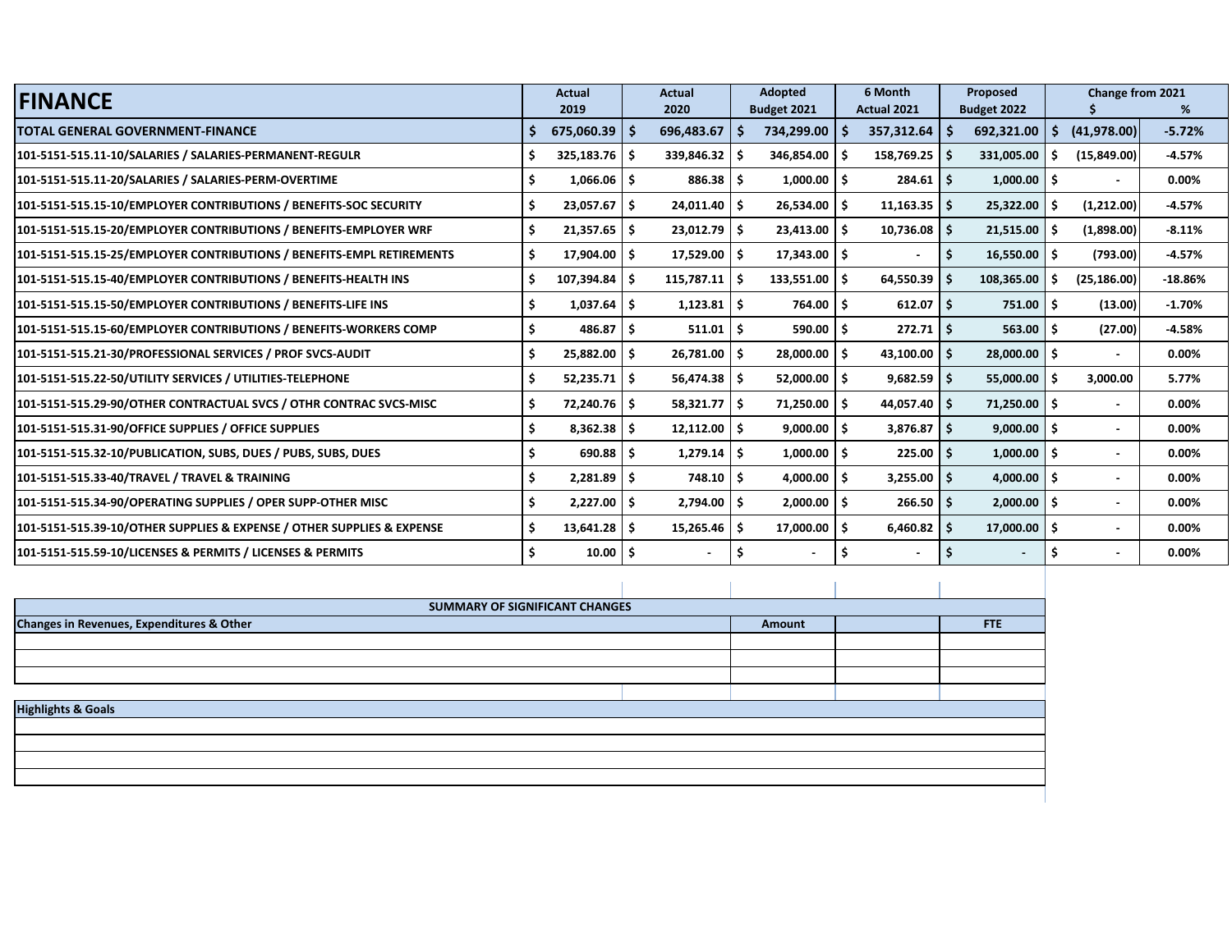| FINANCE | Actual 2019 | Actual 2020 | Adopted Budget 2021 | 6 Month Actual 2021 | Proposed Budget 2022 | Change from 2021 $ | Change from 2021 % |
|---|---|---|---|---|---|---|---|
| **TOTAL GENERAL GOVERNMENT-FINANCE** | $ 675,060.39 | $ 696,483.67 | $ 734,299.00 | $ 357,312.64 | $ 692,321.00 | $ (41,978.00) | -5.72% |
| 101-5151-515.11-10/SALARIES / SALARIES-PERMANENT-REGULR | $ 325,183.76 | $ 339,846.32 | $ 346,854.00 | $ 158,769.25 | $ 331,005.00 | $ (15,849.00) | -4.57% |
| 101-5151-515.11-20/SALARIES / SALARIES-PERM-OVERTIME | $ 1,066.06 | $ 886.38 | $ 1,000.00 | $ 284.61 | $ 1,000.00 | $ - | 0.00% |
| 101-5151-515.15-10/EMPLOYER CONTRIBUTIONS / BENEFITS-SOC SECURITY | $ 23,057.67 | $ 24,011.40 | $ 26,534.00 | $ 11,163.35 | $ 25,322.00 | $ (1,212.00) | -4.57% |
| 101-5151-515.15-20/EMPLOYER CONTRIBUTIONS / BENEFITS-EMPLOYER WRF | $ 21,357.65 | $ 23,012.79 | $ 23,413.00 | $ 10,736.08 | $ 21,515.00 | $ (1,898.00) | -8.11% |
| 101-5151-515.15-25/EMPLOYER CONTRIBUTIONS / BENEFITS-EMPL RETIREMENTS | $ 17,904.00 | $ 17,529.00 | $ 17,343.00 | $ - | $ 16,550.00 | $ (793.00) | -4.57% |
| 101-5151-515.15-40/EMPLOYER CONTRIBUTIONS / BENEFITS-HEALTH INS | $ 107,394.84 | $ 115,787.11 | $ 133,551.00 | $ 64,550.39 | $ 108,365.00 | $ (25,186.00) | -18.86% |
| 101-5151-515.15-50/EMPLOYER CONTRIBUTIONS / BENEFITS-LIFE INS | $ 1,037.64 | $ 1,123.81 | $ 764.00 | $ 612.07 | $ 751.00 | $ (13.00) | -1.70% |
| 101-5151-515.15-60/EMPLOYER CONTRIBUTIONS / BENEFITS-WORKERS COMP | $ 486.87 | $ 511.01 | $ 590.00 | $ 272.71 | $ 563.00 | $ (27.00) | -4.58% |
| 101-5151-515.21-30/PROFESSIONAL SERVICES / PROF SVCS-AUDIT | $ 25,882.00 | $ 26,781.00 | $ 28,000.00 | $ 43,100.00 | $ 28,000.00 | $ - | 0.00% |
| 101-5151-515.22-50/UTILITY SERVICES / UTILITIES-TELEPHONE | $ 52,235.71 | $ 56,474.38 | $ 52,000.00 | $ 9,682.59 | $ 55,000.00 | $ 3,000.00 | 5.77% |
| 101-5151-515.29-90/OTHER CONTRACTUAL SVCS / OTHR CONTRAC SVCS-MISC | $ 72,240.76 | $ 58,321.77 | $ 71,250.00 | $ 44,057.40 | $ 71,250.00 | $ - | 0.00% |
| 101-5151-515.31-90/OFFICE SUPPLIES / OFFICE SUPPLIES | $ 8,362.38 | $ 12,112.00 | $ 9,000.00 | $ 3,876.87 | $ 9,000.00 | $ - | 0.00% |
| 101-5151-515.32-10/PUBLICATION, SUBS, DUES / PUBS, SUBS, DUES | $ 690.88 | $ 1,279.14 | $ 1,000.00 | $ 225.00 | $ 1,000.00 | $ - | 0.00% |
| 101-5151-515.33-40/TRAVEL / TRAVEL & TRAINING | $ 2,281.89 | $ 748.10 | $ 4,000.00 | $ 3,255.00 | $ 4,000.00 | $ - | 0.00% |
| 101-5151-515.34-90/OPERATING SUPPLIES / OPER SUPP-OTHER MISC | $ 2,227.00 | $ 2,794.00 | $ 2,000.00 | $ 266.50 | $ 2,000.00 | $ - | 0.00% |
| 101-5151-515.39-10/OTHER SUPPLIES & EXPENSE / OTHER SUPPLIES & EXPENSE | $ 13,641.28 | $ 15,265.46 | $ 17,000.00 | $ 6,460.82 | $ 17,000.00 | $ - | 0.00% |
| 101-5151-515.59-10/LICENSES & PERMITS / LICENSES & PERMITS | $ 10.00 | $ - | $ - | $ - | $ - | $ - | 0.00% |

| SUMMARY OF SIGNIFICANT CHANGES | | | |
|---|---|---|---|
| **Changes in Revenues, Expenditures & Other** | **Amount** | | **FTE** |
| | | | |
| | | | |
| | | | |

| Highlights & Goals |
|---|
| |
| |
| |
| |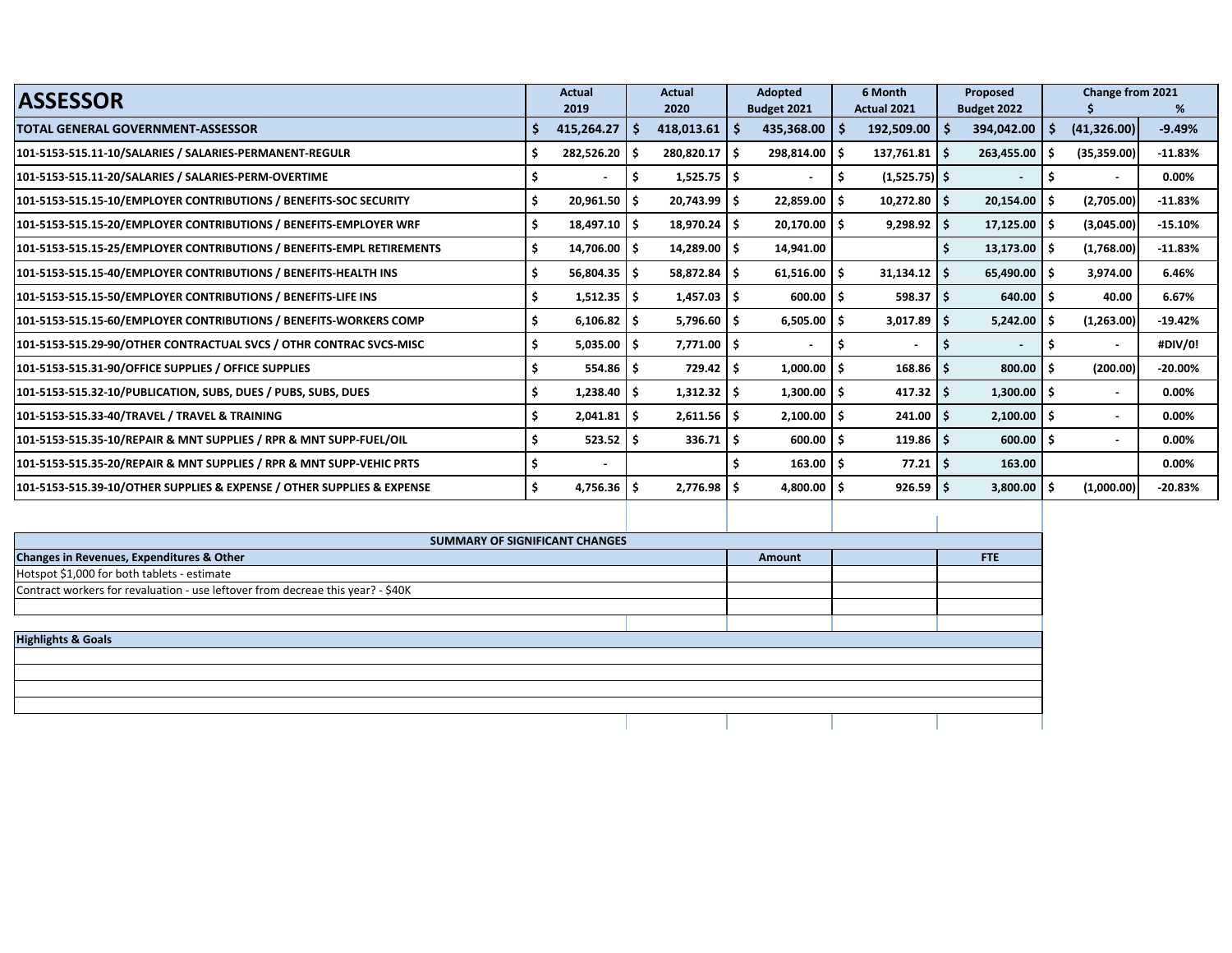| ASSESSOR | Actual 2019 | Actual 2020 | Adopted Budget 2021 | 6 Month Actual 2021 | Proposed Budget 2022 | Change from 2021 $ | Change from 2021 % |
|---|---|---|---|---|---|---|---|
| **TOTAL GENERAL GOVERNMENT-ASSESSOR** | $ 415,264.27 | $ 418,013.61 | $ 435,368.00 | $ 192,509.00 | $ 394,042.00 | $ (41,326.00) | -9.49% |
| 101-5153-515.11-10/SALARIES / SALARIES-PERMANENT-REGULR | $ 282,526.20 | $ 280,820.17 | $ 298,814.00 | $ 137,761.81 | $ 263,455.00 | $ (35,359.00) | -11.83% |
| 101-5153-515.11-20/SALARIES / SALARIES-PERM-OVERTIME | $ - | $ 1,525.75 | $ - | $ (1,525.75) | $ - | $ - | 0.00% |
| 101-5153-515.15-10/EMPLOYER CONTRIBUTIONS / BENEFITS-SOC SECURITY | $ 20,961.50 | $ 20,743.99 | $ 22,859.00 | $ 10,272.80 | $ 20,154.00 | $ (2,705.00) | -11.83% |
| 101-5153-515.15-20/EMPLOYER CONTRIBUTIONS / BENEFITS-EMPLOYER WRF | $ 18,497.10 | $ 18,970.24 | $ 20,170.00 | $ 9,298.92 | $ 17,125.00 | $ (3,045.00) | -15.10% |
| 101-5153-515.15-25/EMPLOYER CONTRIBUTIONS / BENEFITS-EMPL RETIREMENTS | $ 14,706.00 | $ 14,289.00 | $ 14,941.00 | | $ 13,173.00 | $ (1,768.00) | -11.83% |
| 101-5153-515.15-40/EMPLOYER CONTRIBUTIONS / BENEFITS-HEALTH INS | $ 56,804.35 | $ 58,872.84 | $ 61,516.00 | $ 31,134.12 | $ 65,490.00 | $ 3,974.00 | 6.46% |
| 101-5153-515.15-50/EMPLOYER CONTRIBUTIONS / BENEFITS-LIFE INS | $ 1,512.35 | $ 1,457.03 | $ 600.00 | $ 598.37 | $ 640.00 | $ 40.00 | 6.67% |
| 101-5153-515.15-60/EMPLOYER CONTRIBUTIONS / BENEFITS-WORKERS COMP | $ 6,106.82 | $ 5,796.60 | $ 6,505.00 | $ 3,017.89 | $ 5,242.00 | $ (1,263.00) | -19.42% |
| 101-5153-515.29-90/OTHER CONTRACTUAL SVCS / OTHR CONTRAC SVCS-MISC | $ 5,035.00 | $ 7,771.00 | $ - | $ - | $ - | $ - | #DIV/0! |
| 101-5153-515.31-90/OFFICE SUPPLIES / OFFICE SUPPLIES | $ 554.86 | $ 729.42 | $ 1,000.00 | $ 168.86 | $ 800.00 | $ (200.00) | -20.00% |
| 101-5153-515.32-10/PUBLICATION, SUBS, DUES / PUBS, SUBS, DUES | $ 1,238.40 | $ 1,312.32 | $ 1,300.00 | $ 417.32 | $ 1,300.00 | $ - | 0.00% |
| 101-5153-515.33-40/TRAVEL / TRAVEL & TRAINING | $ 2,041.81 | $ 2,611.56 | $ 2,100.00 | $ 241.00 | $ 2,100.00 | $ - | 0.00% |
| 101-5153-515.35-10/REPAIR & MNT SUPPLIES / RPR & MNT SUPP-FUEL/OIL | $ 523.52 | $ 336.71 | $ 600.00 | $ 119.86 | $ 600.00 | $ - | 0.00% |
| 101-5153-515.35-20/REPAIR & MNT SUPPLIES / RPR & MNT SUPP-VEHIC PRTS | $ - | | $ 163.00 | $ 77.21 | $ 163.00 | | 0.00% |
| 101-5153-515.39-10/OTHER SUPPLIES & EXPENSE / OTHER SUPPLIES & EXPENSE | $ 4,756.36 | $ 2,776.98 | $ 4,800.00 | $ 926.59 | $ 3,800.00 | $ (1,000.00) | -20.83% |

| SUMMARY OF SIGNIFICANT CHANGES | | | |
|---|---|---|---|
| **Changes in Revenues, Expenditures & Other** | **Amount** | | **FTE** |
| Hotspot $1,000 for both tablets - estimate | | | |
| Contract workers for revaluation - use leftover from decreae this year? - $40K | | | |
| | | | |

| Highlights & Goals |
|---|
| |
| |
| |
| |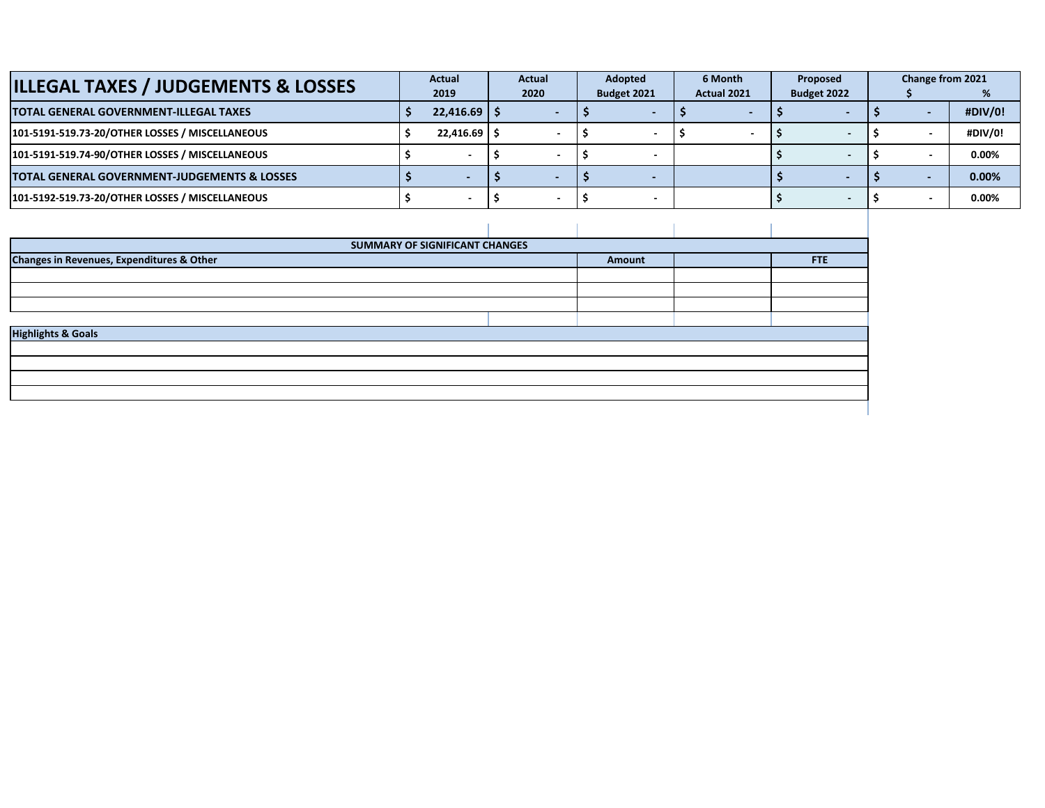| ILLEGAL TAXES / JUDGEMENTS & LOSSES | Actual 2019 | Actual 2020 | Adopted Budget 2021 | 6 Month Actual 2021 | Proposed Budget 2022 | Change from 2021 $ | Change from 2021 % |
|---|---|---|---|---|---|---|---|
| **TOTAL GENERAL GOVERNMENT-ILLEGAL TAXES** | $ 22,416.69 | $ - | $ - | $ - | $ - | $ - | #DIV/0! |
| 101-5191-519.73-20/OTHER LOSSES / MISCELLANEOUS | $ 22,416.69 | $ - | $ - | $ - | $ - | $ - | #DIV/0! |
| 101-5191-519.74-90/OTHER LOSSES / MISCELLANEOUS | $ - | $ - | $ - | | $ - | $ - | 0.00% |
| **TOTAL GENERAL GOVERNMENT-JUDGEMENTS & LOSSES** | $ - | $ - | $ - | | $ - | $ - | 0.00% |
| 101-5192-519.73-20/OTHER LOSSES / MISCELLANEOUS | $ - | $ - | $ - | | $ - | $ - | 0.00% |

| SUMMARY OF SIGNIFICANT CHANGES | | | |
|---|---|---|---|
| **Changes in Revenues, Expenditures & Other** | **Amount** | | **FTE** |
| | | | |
| | | | |
| | | | |

| Highlights & Goals |
|---|
| |
| |
| |
| |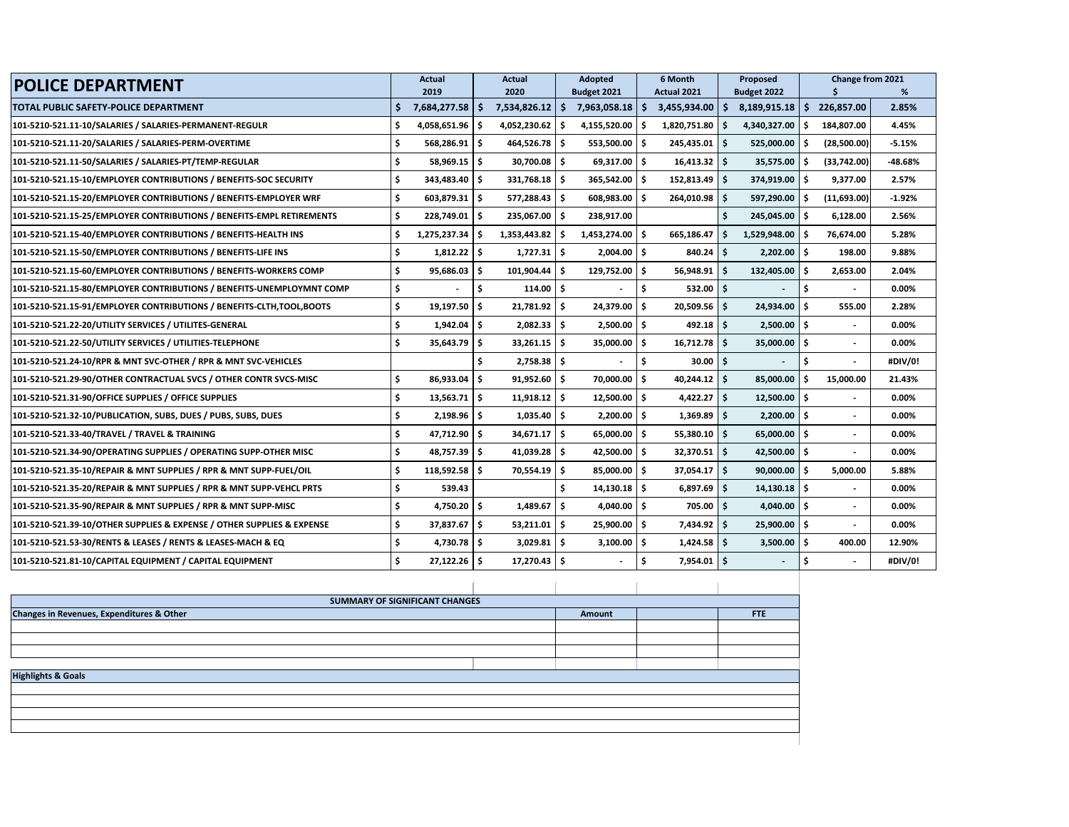| POLICE DEPARTMENT | Actual 2019 | Actual 2020 | Adopted Budget 2021 | 6 Month Actual 2021 | Proposed Budget 2022 | Change from 2021 $ | % |
|---|---|---|---|---|---|---|---|
| **TOTAL PUBLIC SAFETY-POLICE DEPARTMENT** | $ 7,684,277.58 | $ 7,534,826.12 | $ 7,963,058.18 | $ 3,455,934.00 | $ 8,189,915.18 | $ 226,857.00 | 2.85% |
| 101-5210-521.11-10/SALARIES / SALARIES-PERMANENT-REGULR | $ 4,058,651.96 | $ 4,052,230.62 | $ 4,155,520.00 | $ 1,820,751.80 | $ 4,340,327.00 | $ 184,807.00 | 4.45% |
| 101-5210-521.11-20/SALARIES / SALARIES-PERM-OVERTIME | $ 568,286.91 | $ 464,526.78 | $ 553,500.00 | $ 245,435.01 | $ 525,000.00 | $ (28,500.00) | -5.15% |
| 101-5210-521.11-50/SALARIES / SALARIES-PT/TEMP-REGULAR | $ 58,969.15 | $ 30,700.08 | $ 69,317.00 | $ 16,413.32 | $ 35,575.00 | $ (33,742.00) | -48.68% |
| 101-5210-521.15-10/EMPLOYER CONTRIBUTIONS / BENEFITS-SOC SECURITY | $ 343,483.40 | $ 331,768.18 | $ 365,542.00 | $ 152,813.49 | $ 374,919.00 | $ 9,377.00 | 2.57% |
| 101-5210-521.15-20/EMPLOYER CONTRIBUTIONS / BENEFITS-EMPLOYER WRF | $ 603,879.31 | $ 577,288.43 | $ 608,983.00 | $ 264,010.98 | $ 597,290.00 | $ (11,693.00) | -1.92% |
| 101-5210-521.15-25/EMPLOYER CONTRIBUTIONS / BENEFITS-EMPL RETIREMENTS | $ 228,749.01 | $ 235,067.00 | $ 238,917.00 | | $ 245,045.00 | $ 6,128.00 | 2.56% |
| 101-5210-521.15-40/EMPLOYER CONTRIBUTIONS / BENEFITS-HEALTH INS | $ 1,275,237.34 | $ 1,353,443.82 | $ 1,453,274.00 | $ 665,186.47 | $ 1,529,948.00 | $ 76,674.00 | 5.28% |
| 101-5210-521.15-50/EMPLOYER CONTRIBUTIONS / BENEFITS-LIFE INS | $ 1,812.22 | $ 1,727.31 | $ 2,004.00 | $ 840.24 | $ 2,202.00 | $ 198.00 | 9.88% |
| 101-5210-521.15-60/EMPLOYER CONTRIBUTIONS / BENEFITS-WORKERS COMP | $ 95,686.03 | $ 101,904.44 | $ 129,752.00 | $ 56,948.91 | $ 132,405.00 | $ 2,653.00 | 2.04% |
| 101-5210-521.15-80/EMPLOYER CONTRIBUTIONS / BENEFITS-UNEMPLOYMNT COMP | $ - | $ 114.00 | $ - | $ 532.00 | $ - | $ - | 0.00% |
| 101-5210-521.15-91/EMPLOYER CONTRIBUTIONS / BENEFITS-CLTH,TOOL,BOOTS | $ 19,197.50 | $ 21,781.92 | $ 24,379.00 | $ 20,509.56 | $ 24,934.00 | $ 555.00 | 2.28% |
| 101-5210-521.22-20/UTILITY SERVICES / UTILITES-GENERAL | $ 1,942.04 | $ 2,082.33 | $ 2,500.00 | $ 492.18 | $ 2,500.00 | $ - | 0.00% |
| 101-5210-521.22-50/UTILITY SERVICES / UTILITIES-TELEPHONE | $ 35,643.79 | $ 33,261.15 | $ 35,000.00 | $ 16,712.78 | $ 35,000.00 | $ - | 0.00% |
| 101-5210-521.24-10/RPR & MNT SVC-OTHER / RPR & MNT SVC-VEHICLES | | $ 2,758.38 | $ - | $ 30.00 | $ - | $ - | #DIV/0! |
| 101-5210-521.29-90/OTHER CONTRACTUAL SVCS / OTHER CONTR SVCS-MISC | $ 86,933.04 | $ 91,952.60 | $ 70,000.00 | $ 40,244.12 | $ 85,000.00 | $ 15,000.00 | 21.43% |
| 101-5210-521.31-90/OFFICE SUPPLIES / OFFICE SUPPLIES | $ 13,563.71 | $ 11,918.12 | $ 12,500.00 | $ 4,422.27 | $ 12,500.00 | $ - | 0.00% |
| 101-5210-521.32-10/PUBLICATION, SUBS, DUES / PUBS, SUBS, DUES | $ 2,198.96 | $ 1,035.40 | $ 2,200.00 | $ 1,369.89 | $ 2,200.00 | $ - | 0.00% |
| 101-5210-521.33-40/TRAVEL / TRAVEL & TRAINING | $ 47,712.90 | $ 34,671.17 | $ 65,000.00 | $ 55,380.10 | $ 65,000.00 | $ - | 0.00% |
| 101-5210-521.34-90/OPERATING SUPPLIES / OPERATING SUPP-OTHER MISC | $ 48,757.39 | $ 41,039.28 | $ 42,500.00 | $ 32,370.51 | $ 42,500.00 | $ - | 0.00% |
| 101-5210-521.35-10/REPAIR & MNT SUPPLIES / RPR & MNT SUPP-FUEL/OIL | $ 118,592.58 | $ 70,554.19 | $ 85,000.00 | $ 37,054.17 | $ 90,000.00 | $ 5,000.00 | 5.88% |
| 101-5210-521.35-20/REPAIR & MNT SUPPLIES / RPR & MNT SUPP-VEHCL PRTS | $ 539.43 | | $ 14,130.18 | $ 6,897.69 | $ 14,130.18 | $ - | 0.00% |
| 101-5210-521.35-90/REPAIR & MNT SUPPLIES / RPR & MNT SUPP-MISC | $ 4,750.20 | $ 1,489.67 | $ 4,040.00 | $ 705.00 | $ 4,040.00 | $ - | 0.00% |
| 101-5210-521.39-10/OTHER SUPPLIES & EXPENSE / OTHER SUPPLIES & EXPENSE | $ 37,837.67 | $ 53,211.01 | $ 25,900.00 | $ 7,434.92 | $ 25,900.00 | $ - | 0.00% |
| 101-5210-521.53-30/RENTS & LEASES / RENTS & LEASES-MACH & EQ | $ 4,730.78 | $ 3,029.81 | $ 3,100.00 | $ 1,424.58 | $ 3,500.00 | $ 400.00 | 12.90% |
| 101-5210-521.81-10/CAPITAL EQUIPMENT / CAPITAL EQUIPMENT | $ 27,122.26 | $ 17,270.43 | $ - | $ 7,954.01 | $ - | $ - | #DIV/0! |

| SUMMARY OF SIGNIFICANT CHANGES | | | |
|---|---|---|---|
| **Changes in Revenues, Expenditures & Other** | **Amount** | | **FTE** |
| | | | |
| | | | |
| | | | |

| Highlights & Goals |
|---|
| |
| |
| |
| |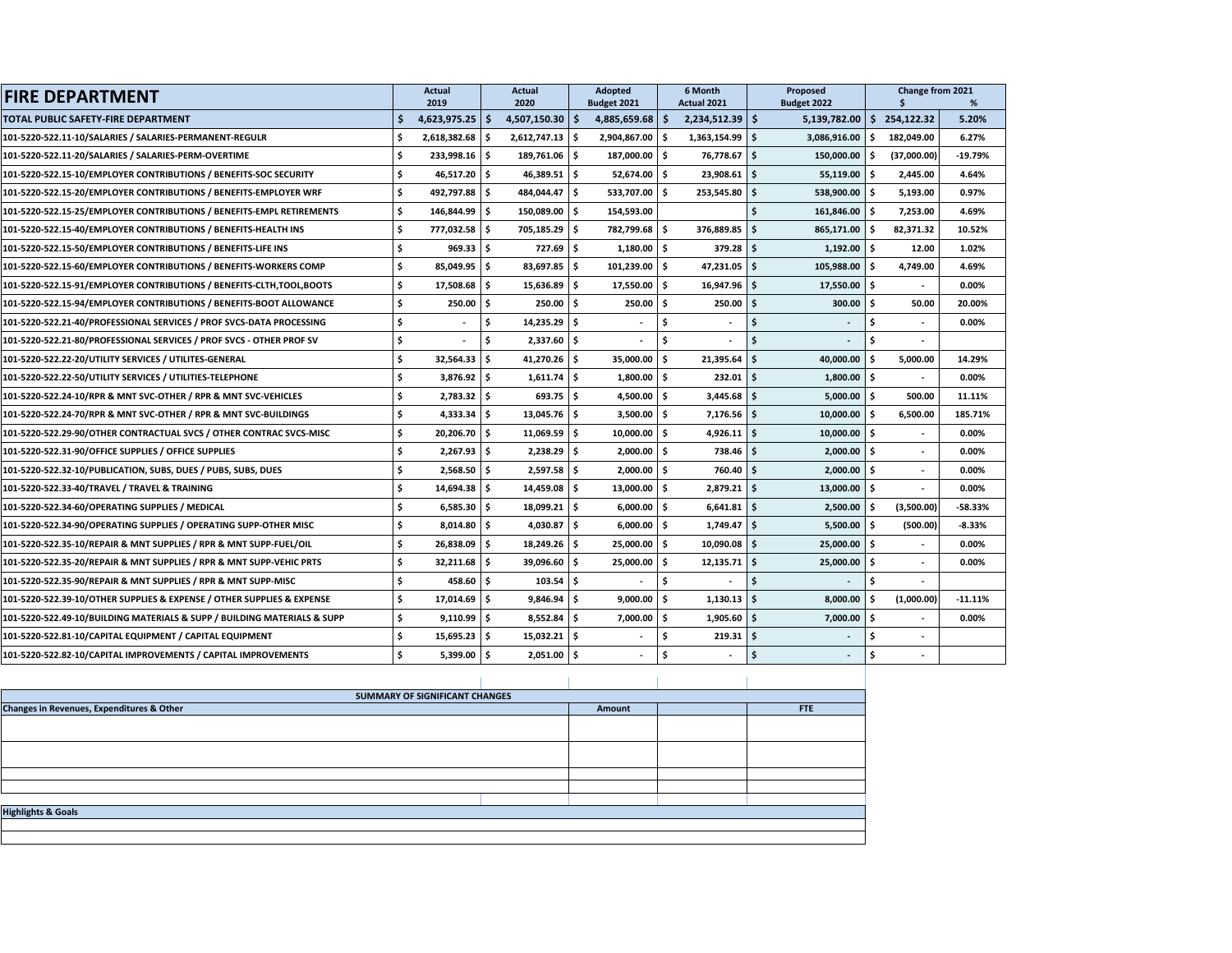# FIRE DEPARTMENT

| FIRE DEPARTMENT | Actual 2019 | Actual 2020 | Adopted Budget 2021 | 6 Month Actual 2021 | Proposed Budget 2022 | Change from 2021 $ | % |
|---|---|---|---|---|---|---|---|
| **TOTAL PUBLIC SAFETY-FIRE DEPARTMENT** | $ 4,623,975.25 | $ 4,507,150.30 | $ 4,885,659.68 | $ 2,234,512.39 | $ 5,139,782.00 | $ 254,122.32 | 5.20% |
| 101-5220-522.11-10/SALARIES / SALARIES-PERMANENT-REGULR | $ 2,618,382.68 | $ 2,612,747.13 | $ 2,904,867.00 | $ 1,363,154.99 | $ 3,086,916.00 | $ 182,049.00 | 6.27% |
| 101-5220-522.11-20/SALARIES / SALARIES-PERM-OVERTIME | $ 233,998.16 | $ 189,761.06 | $ 187,000.00 | $ 76,778.67 | $ 150,000.00 | $ (37,000.00) | -19.79% |
| 101-5220-522.15-10/EMPLOYER CONTRIBUTIONS / BENEFITS-SOC SECURITY | $ 46,517.20 | $ 46,389.51 | $ 52,674.00 | $ 23,908.61 | $ 55,119.00 | $ 2,445.00 | 4.64% |
| 101-5220-522.15-20/EMPLOYER CONTRIBUTIONS / BENEFITS-EMPLOYER WRF | $ 492,797.88 | $ 484,044.47 | $ 533,707.00 | $ 253,545.80 | $ 538,900.00 | $ 5,193.00 | 0.97% |
| 101-5220-522.15-25/EMPLOYER CONTRIBUTIONS / BENEFITS-EMPL RETIREMENTS | $ 146,844.99 | $ 150,089.00 | $ 154,593.00 | | $ 161,846.00 | $ 7,253.00 | 4.69% |
| 101-5220-522.15-40/EMPLOYER CONTRIBUTIONS / BENEFITS-HEALTH INS | $ 777,032.58 | $ 705,185.29 | $ 782,799.68 | $ 376,889.85 | $ 865,171.00 | $ 82,371.32 | 10.52% |
| 101-5220-522.15-50/EMPLOYER CONTRIBUTIONS / BENEFITS-LIFE INS | $ 969.33 | $ 727.69 | $ 1,180.00 | $ 379.28 | $ 1,192.00 | $ 12.00 | 1.02% |
| 101-5220-522.15-60/EMPLOYER CONTRIBUTIONS / BENEFITS-WORKERS COMP | $ 85,049.95 | $ 83,697.85 | $ 101,239.00 | $ 47,231.05 | $ 105,988.00 | $ 4,749.00 | 4.69% |
| 101-5220-522.15-91/EMPLOYER CONTRIBUTIONS / BENEFITS-CLTH,TOOL,BOOTS | $ 17,508.68 | $ 15,636.89 | $ 17,550.00 | $ 16,947.96 | $ 17,550.00 | $ - | 0.00% |
| 101-5220-522.15-94/EMPLOYER CONTRIBUTIONS / BENEFITS-BOOT ALLOWANCE | $ 250.00 | $ 250.00 | $ 250.00 | $ 250.00 | $ 300.00 | $ 50.00 | 20.00% |
| 101-5220-522.21-40/PROFESSIONAL SERVICES / PROF SVCS-DATA PROCESSING | $ - | $ 14,235.29 | $ - | $ - | $ - | $ - | 0.00% |
| 101-5220-522.21-80/PROFESSIONAL SERVICES / PROF SVCS - OTHER PROF SV | $ - | $ 2,337.60 | $ - | $ - | $ - | $ - | |
| 101-5220-522.22-20/UTILITY SERVICES / UTILITES-GENERAL | $ 32,564.33 | $ 41,270.26 | $ 35,000.00 | $ 21,395.64 | $ 40,000.00 | $ 5,000.00 | 14.29% |
| 101-5220-522.22-50/UTILITY SERVICES / UTILITIES-TELEPHONE | $ 3,876.92 | $ 1,611.74 | $ 1,800.00 | $ 232.01 | $ 1,800.00 | $ - | 0.00% |
| 101-5220-522.24-10/RPR & MNT SVC-OTHER / RPR & MNT SVC-VEHICLES | $ 2,783.32 | $ 693.75 | $ 4,500.00 | $ 3,445.68 | $ 5,000.00 | $ 500.00 | 11.11% |
| 101-5220-522.24-70/RPR & MNT SVC-OTHER / RPR & MNT SVC-BUILDINGS | $ 4,333.34 | $ 13,045.76 | $ 3,500.00 | $ 7,176.56 | $ 10,000.00 | $ 6,500.00 | 185.71% |
| 101-5220-522.29-90/OTHER CONTRACTUAL SVCS / OTHER CONTRAC SVCS-MISC | $ 20,206.70 | $ 11,069.59 | $ 10,000.00 | $ 4,926.11 | $ 10,000.00 | $ - | 0.00% |
| 101-5220-522.31-90/OFFICE SUPPLIES / OFFICE SUPPLIES | $ 2,267.93 | $ 2,238.29 | $ 2,000.00 | $ 738.46 | $ 2,000.00 | $ - | 0.00% |
| 101-5220-522.32-10/PUBLICATION, SUBS, DUES / PUBS, SUBS, DUES | $ 2,568.50 | $ 2,597.58 | $ 2,000.00 | $ 760.40 | $ 2,000.00 | $ - | 0.00% |
| 101-5220-522.33-40/TRAVEL / TRAVEL & TRAINING | $ 14,694.38 | $ 14,459.08 | $ 13,000.00 | $ 2,879.21 | $ 13,000.00 | $ - | 0.00% |
| 101-5220-522.34-60/OPERATING SUPPLIES / MEDICAL | $ 6,585.30 | $ 18,099.21 | $ 6,000.00 | $ 6,641.81 | $ 2,500.00 | $ (3,500.00) | -58.33% |
| 101-5220-522.34-90/OPERATING SUPPLIES / OPERATING SUPP-OTHER MISC | $ 8,014.80 | $ 4,030.87 | $ 6,000.00 | $ 1,749.47 | $ 5,500.00 | $ (500.00) | -8.33% |
| 101-5220-522.35-10/REPAIR & MNT SUPPLIES / RPR & MNT SUPP-FUEL/OIL | $ 26,838.09 | $ 18,249.26 | $ 25,000.00 | $ 10,090.08 | $ 25,000.00 | $ - | 0.00% |
| 101-5220-522.35-20/REPAIR & MNT SUPPLIES / RPR & MNT SUPP-VEHIC PRTS | $ 32,211.68 | $ 39,096.60 | $ 25,000.00 | $ 12,135.71 | $ 25,000.00 | $ - | 0.00% |
| 101-5220-522.35-90/REPAIR & MNT SUPPLIES / RPR & MNT SUPP-MISC | $ 458.60 | $ 103.54 | $ - | $ - | $ - | $ - | |
| 101-5220-522.39-10/OTHER SUPPLIES & EXPENSE / OTHER SUPPLIES & EXPENSE | $ 17,014.69 | $ 9,846.94 | $ 9,000.00 | $ 1,130.13 | $ 8,000.00 | $ (1,000.00) | -11.11% |
| 101-5220-522.49-10/BUILDING MATERIALS & SUPP / BUILDING MATERIALS & SUPP | $ 9,110.99 | $ 8,552.84 | $ 7,000.00 | $ 1,905.60 | $ 7,000.00 | $ - | 0.00% |
| 101-5220-522.81-10/CAPITAL EQUIPMENT / CAPITAL EQUIPMENT | $ 15,695.23 | $ 15,032.21 | $ - | $ 219.31 | $ - | $ - | |
| 101-5220-522.82-10/CAPITAL IMPROVEMENTS / CAPITAL IMPROVEMENTS | $ 5,399.00 | $ 2,051.00 | $ - | $ - | $ - | $ - | |

| SUMMARY OF SIGNIFICANT CHANGES | | | |
|---|---|---|---|
| **Changes in Revenues, Expenditures & Other** | **Amount** | | **FTE** |
| | | | |
| | | | |
| | | | |
| | | | |

**Highlights & Goals**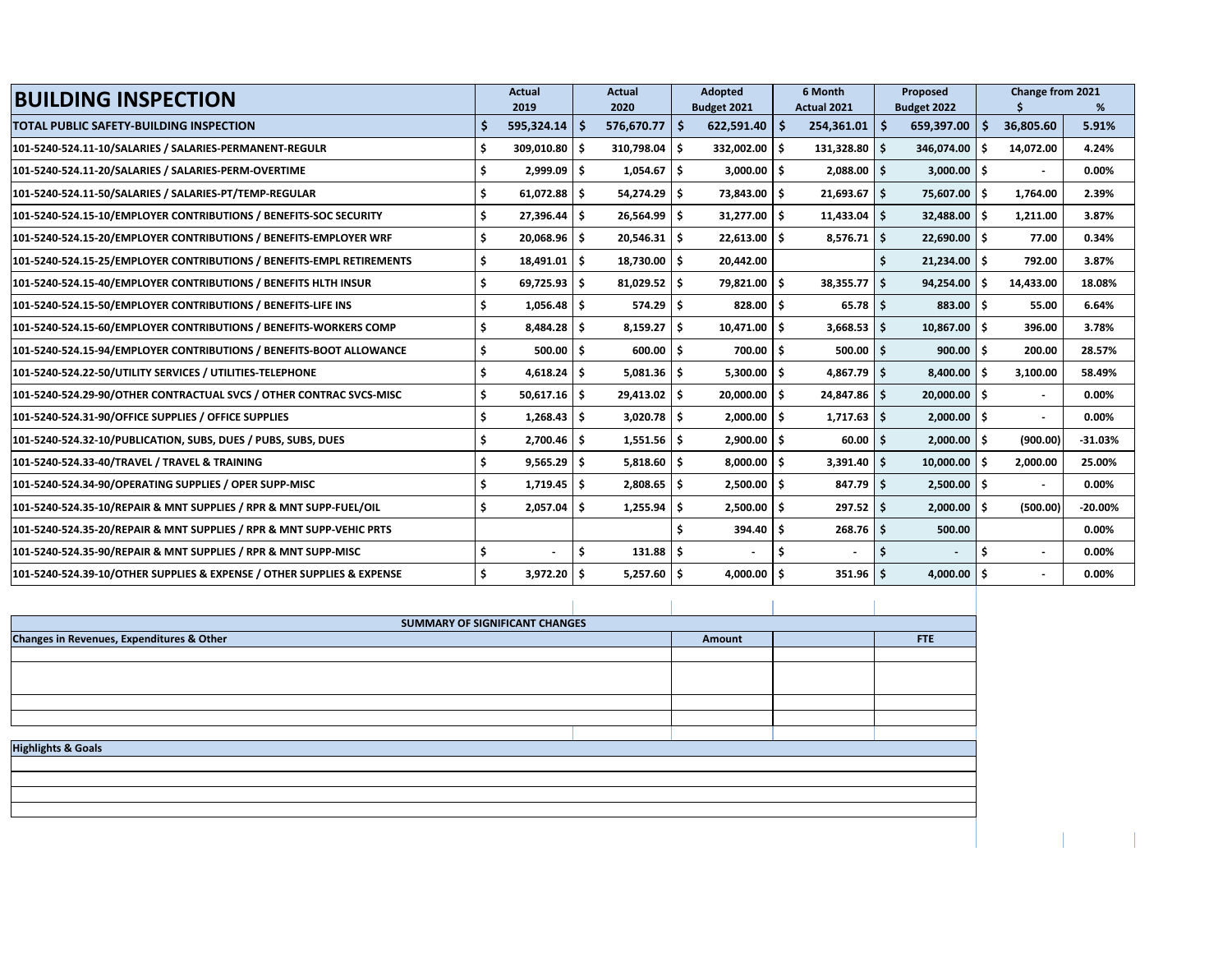| BUILDING INSPECTION | Actual 2019 | Actual 2020 | Adopted Budget 2021 | 6 Month Actual 2021 | Proposed Budget 2022 | Change from 2021 $ | % |
|---|---|---|---|---|---|---|---|
| **TOTAL PUBLIC SAFETY-BUILDING INSPECTION** | $ 595,324.14 | $ 576,670.77 | $ 622,591.40 | $ 254,361.01 | $ 659,397.00 | $ 36,805.60 | 5.91% |
| 101-5240-524.11-10/SALARIES / SALARIES-PERMANENT-REGULR | $ 309,010.80 | $ 310,798.04 | $ 332,002.00 | $ 131,328.80 | $ 346,074.00 | $ 14,072.00 | 4.24% |
| 101-5240-524.11-20/SALARIES / SALARIES-PERM-OVERTIME | $ 2,999.09 | $ 1,054.67 | $ 3,000.00 | $ 2,088.00 | $ 3,000.00 | $ - | 0.00% |
| 101-5240-524.11-50/SALARIES / SALARIES-PT/TEMP-REGULAR | $ 61,072.88 | $ 54,274.29 | $ 73,843.00 | $ 21,693.67 | $ 75,607.00 | $ 1,764.00 | 2.39% |
| 101-5240-524.15-10/EMPLOYER CONTRIBUTIONS / BENEFITS-SOC SECURITY | $ 27,396.44 | $ 26,564.99 | $ 31,277.00 | $ 11,433.04 | $ 32,488.00 | $ 1,211.00 | 3.87% |
| 101-5240-524.15-20/EMPLOYER CONTRIBUTIONS / BENEFITS-EMPLOYER WRF | $ 20,068.96 | $ 20,546.31 | $ 22,613.00 | $ 8,576.71 | $ 22,690.00 | $ 77.00 | 0.34% |
| 101-5240-524.15-25/EMPLOYER CONTRIBUTIONS / BENEFITS-EMPL RETIREMENTS | $ 18,491.01 | $ 18,730.00 | $ 20,442.00 | | $ 21,234.00 | $ 792.00 | 3.87% |
| 101-5240-524.15-40/EMPLOYER CONTRIBUTIONS / BENEFITS HLTH INSUR | $ 69,725.93 | $ 81,029.52 | $ 79,821.00 | $ 38,355.77 | $ 94,254.00 | $ 14,433.00 | 18.08% |
| 101-5240-524.15-50/EMPLOYER CONTRIBUTIONS / BENEFITS-LIFE INS | $ 1,056.48 | $ 574.29 | $ 828.00 | $ 65.78 | $ 883.00 | $ 55.00 | 6.64% |
| 101-5240-524.15-60/EMPLOYER CONTRIBUTIONS / BENEFITS-WORKERS COMP | $ 8,484.28 | $ 8,159.27 | $ 10,471.00 | $ 3,668.53 | $ 10,867.00 | $ 396.00 | 3.78% |
| 101-5240-524.15-94/EMPLOYER CONTRIBUTIONS / BENEFITS-BOOT ALLOWANCE | $ 500.00 | $ 600.00 | $ 700.00 | $ 500.00 | $ 900.00 | $ 200.00 | 28.57% |
| 101-5240-524.22-50/UTILITY SERVICES / UTILITIES-TELEPHONE | $ 4,618.24 | $ 5,081.36 | $ 5,300.00 | $ 4,867.79 | $ 8,400.00 | $ 3,100.00 | 58.49% |
| 101-5240-524.29-90/OTHER CONTRACTUAL SVCS / OTHER CONTRAC SVCS-MISC | $ 50,617.16 | $ 29,413.02 | $ 20,000.00 | $ 24,847.86 | $ 20,000.00 | $ - | 0.00% |
| 101-5240-524.31-90/OFFICE SUPPLIES / OFFICE SUPPLIES | $ 1,268.43 | $ 3,020.78 | $ 2,000.00 | $ 1,717.63 | $ 2,000.00 | $ - | 0.00% |
| 101-5240-524.32-10/PUBLICATION, SUBS, DUES / PUBS, SUBS, DUES | $ 2,700.46 | $ 1,551.56 | $ 2,900.00 | $ 60.00 | $ 2,000.00 | $ (900.00) | -31.03% |
| 101-5240-524.33-40/TRAVEL / TRAVEL & TRAINING | $ 9,565.29 | $ 5,818.60 | $ 8,000.00 | $ 3,391.40 | $ 10,000.00 | $ 2,000.00 | 25.00% |
| 101-5240-524.34-90/OPERATING SUPPLIES / OPER SUPP-MISC | $ 1,719.45 | $ 2,808.65 | $ 2,500.00 | $ 847.79 | $ 2,500.00 | $ - | 0.00% |
| 101-5240-524.35-10/REPAIR & MNT SUPPLIES / RPR & MNT SUPP-FUEL/OIL | $ 2,057.04 | $ 1,255.94 | $ 2,500.00 | $ 297.52 | $ 2,000.00 | $ (500.00) | -20.00% |
| 101-5240-524.35-20/REPAIR & MNT SUPPLIES / RPR & MNT SUPP-VEHIC PRTS | | | $ 394.40 | $ 268.76 | $ 500.00 | | 0.00% |
| 101-5240-524.35-90/REPAIR & MNT SUPPLIES / RPR & MNT SUPP-MISC | $ - | $ 131.88 | $ - | $ - | $ - | $ - | 0.00% |
| 101-5240-524.39-10/OTHER SUPPLIES & EXPENSE / OTHER SUPPLIES & EXPENSE | $ 3,972.20 | $ 5,257.60 | $ 4,000.00 | $ 351.96 | $ 4,000.00 | $ - | 0.00% |

| SUMMARY OF SIGNIFICANT CHANGES | | | |
|---|---|---|---|
| **Changes in Revenues, Expenditures & Other** | **Amount** | | **FTE** |
| | | | |
| | | | |
| | | | |
| | | | |

| Highlights & Goals |
|---|
| |
| |
| |
| |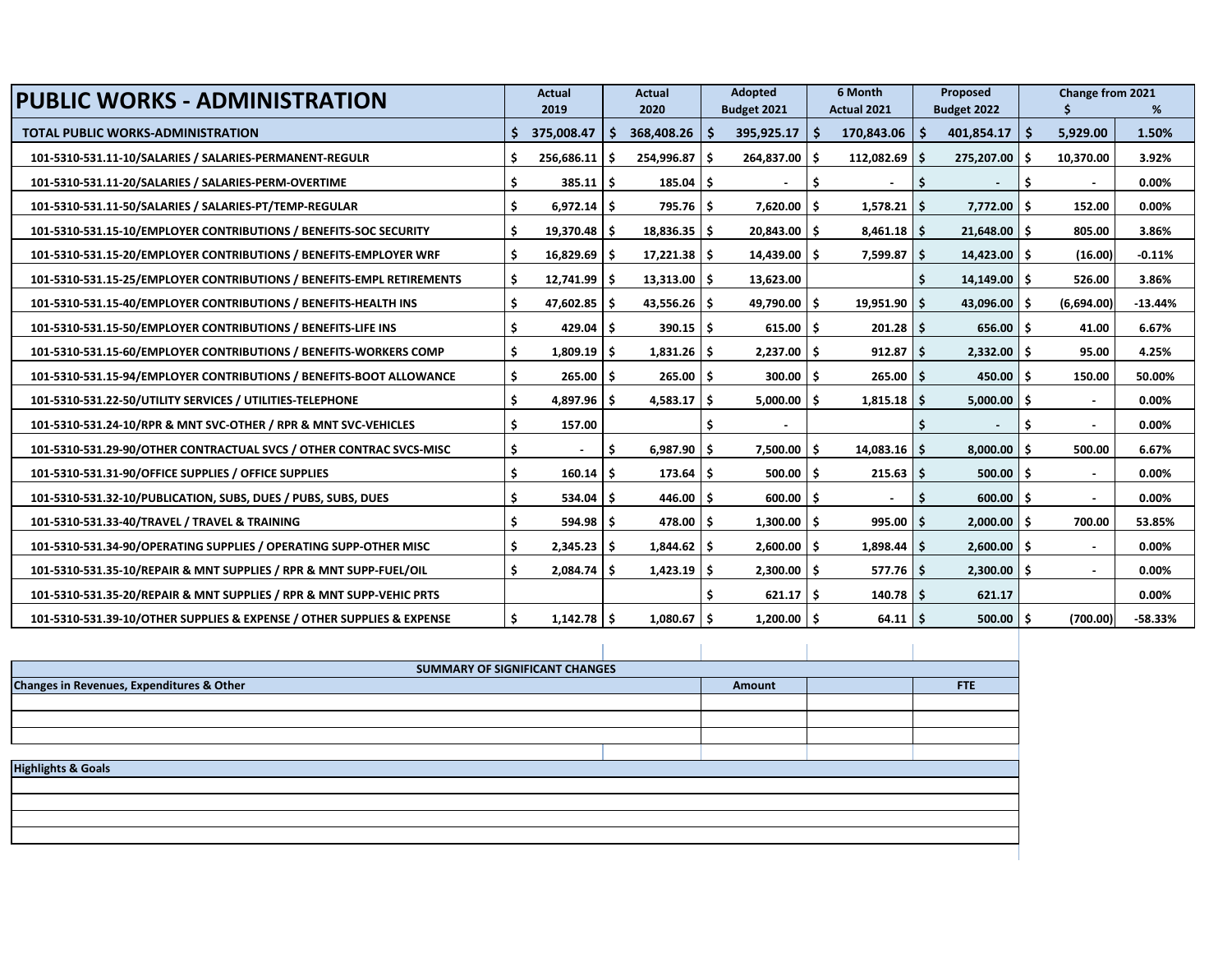# PUBLIC WORKS - ADMINISTRATION

| PUBLIC WORKS - ADMINISTRATION | Actual 2019 | Actual 2020 | Adopted Budget 2021 | 6 Month Actual 2021 | Proposed Budget 2022 | Change from 2021 $ | Change from 2021 % |
|---|---|---|---|---|---|---|---|
| **TOTAL PUBLIC WORKS-ADMINISTRATION** | **$ 375,008.47** | **$ 368,408.26** | **$ 395,925.17** | **$ 170,843.06** | **$ 401,854.17** | **$ 5,929.00** | **1.50%** |
| 101-5310-531.11-10/SALARIES / SALARIES-PERMANENT-REGULR | $ 256,686.11 | $ 254,996.87 | $ 264,837.00 | $ 112,082.69 | $ 275,207.00 | $ 10,370.00 | 3.92% |
| 101-5310-531.11-20/SALARIES / SALARIES-PERM-OVERTIME | $ 385.11 | $ 185.04 | $ - | $ - | $ - | $ - | 0.00% |
| 101-5310-531.11-50/SALARIES / SALARIES-PT/TEMP-REGULAR | $ 6,972.14 | $ 795.76 | $ 7,620.00 | $ 1,578.21 | $ 7,772.00 | $ 152.00 | 0.00% |
| 101-5310-531.15-10/EMPLOYER CONTRIBUTIONS / BENEFITS-SOC SECURITY | $ 19,370.48 | $ 18,836.35 | $ 20,843.00 | $ 8,461.18 | $ 21,648.00 | $ 805.00 | 3.86% |
| 101-5310-531.15-20/EMPLOYER CONTRIBUTIONS / BENEFITS-EMPLOYER WRF | $ 16,829.69 | $ 17,221.38 | $ 14,439.00 | $ 7,599.87 | $ 14,423.00 | $ (16.00) | -0.11% |
| 101-5310-531.15-25/EMPLOYER CONTRIBUTIONS / BENEFITS-EMPL RETIREMENTS | $ 12,741.99 | $ 13,313.00 | $ 13,623.00 | | $ 14,149.00 | $ 526.00 | 3.86% |
| 101-5310-531.15-40/EMPLOYER CONTRIBUTIONS / BENEFITS-HEALTH INS | $ 47,602.85 | $ 43,556.26 | $ 49,790.00 | $ 19,951.90 | $ 43,096.00 | $ (6,694.00) | -13.44% |
| 101-5310-531.15-50/EMPLOYER CONTRIBUTIONS / BENEFITS-LIFE INS | $ 429.04 | $ 390.15 | $ 615.00 | $ 201.28 | $ 656.00 | $ 41.00 | 6.67% |
| 101-5310-531.15-60/EMPLOYER CONTRIBUTIONS / BENEFITS-WORKERS COMP | $ 1,809.19 | $ 1,831.26 | $ 2,237.00 | $ 912.87 | $ 2,332.00 | $ 95.00 | 4.25% |
| 101-5310-531.15-94/EMPLOYER CONTRIBUTIONS / BENEFITS-BOOT ALLOWANCE | $ 265.00 | $ 265.00 | $ 300.00 | $ 265.00 | $ 450.00 | $ 150.00 | 50.00% |
| 101-5310-531.22-50/UTILITY SERVICES / UTILITIES-TELEPHONE | $ 4,897.96 | $ 4,583.17 | $ 5,000.00 | $ 1,815.18 | $ 5,000.00 | $ - | 0.00% |
| 101-5310-531.24-10/RPR & MNT SVC-OTHER / RPR & MNT SVC-VEHICLES | $ 157.00 | | $ - | | $ - | $ - | 0.00% |
| 101-5310-531.29-90/OTHER CONTRACTUAL SVCS / OTHER CONTRAC SVCS-MISC | $ - | $ 6,987.90 | $ 7,500.00 | $ 14,083.16 | $ 8,000.00 | $ 500.00 | 6.67% |
| 101-5310-531.31-90/OFFICE SUPPLIES / OFFICE SUPPLIES | $ 160.14 | $ 173.64 | $ 500.00 | $ 215.63 | $ 500.00 | $ - | 0.00% |
| 101-5310-531.32-10/PUBLICATION, SUBS, DUES / PUBS, SUBS, DUES | $ 534.04 | $ 446.00 | $ 600.00 | $ - | $ 600.00 | $ - | 0.00% |
| 101-5310-531.33-40/TRAVEL / TRAVEL & TRAINING | $ 594.98 | $ 478.00 | $ 1,300.00 | $ 995.00 | $ 2,000.00 | $ 700.00 | 53.85% |
| 101-5310-531.34-90/OPERATING SUPPLIES / OPERATING SUPP-OTHER MISC | $ 2,345.23 | $ 1,844.62 | $ 2,600.00 | $ 1,898.44 | $ 2,600.00 | $ - | 0.00% |
| 101-5310-531.35-10/REPAIR & MNT SUPPLIES / RPR & MNT SUPP-FUEL/OIL | $ 2,084.74 | $ 1,423.19 | $ 2,300.00 | $ 577.76 | $ 2,300.00 | $ - | 0.00% |
| 101-5310-531.35-20/REPAIR & MNT SUPPLIES / RPR & MNT SUPP-VEHIC PRTS | | | $ 621.17 | $ 140.78 | $ 621.17 | | 0.00% |
| 101-5310-531.39-10/OTHER SUPPLIES & EXPENSE / OTHER SUPPLIES & EXPENSE | $ 1,142.78 | $ 1,080.67 | $ 1,200.00 | $ 64.11 | $ 500.00 | $ (700.00) | -58.33% |

| SUMMARY OF SIGNIFICANT CHANGES | | | |
|---|---|---|---|
| **Changes in Revenues, Expenditures & Other** | **Amount** | | **FTE** |
| | | | |
| | | | |
| | | | |

| Highlights & Goals |
|---|
| |
| |
| |
| |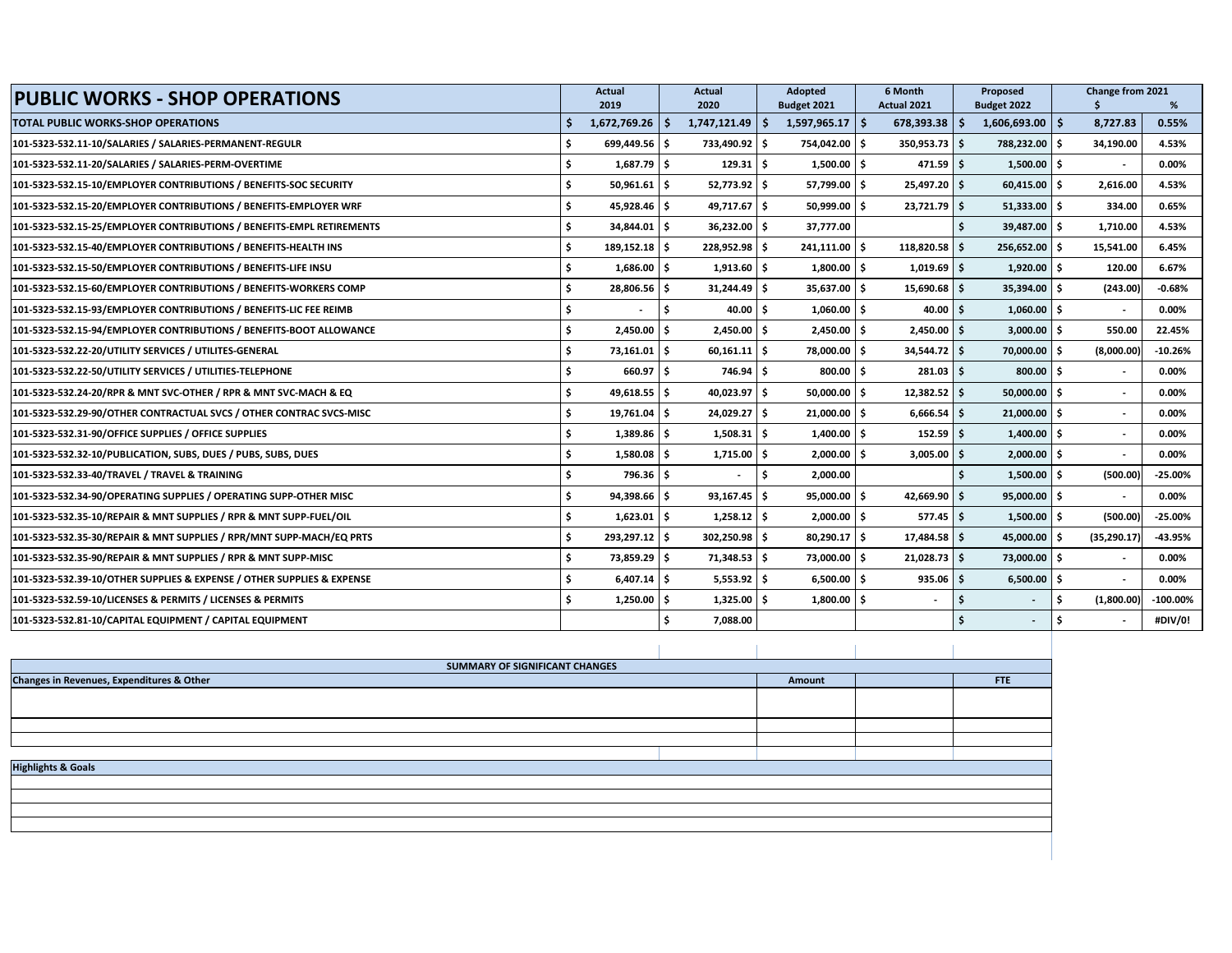| PUBLIC WORKS - SHOP OPERATIONS | Actual 2019 | Actual 2020 | Adopted Budget 2021 | 6 Month Actual 2021 | Proposed Budget 2022 | Change from 2021 $ | % |
|---|---|---|---|---|---|---|---|
| **TOTAL PUBLIC WORKS-SHOP OPERATIONS** | **$ 1,672,769.26** | **$ 1,747,121.49** | **$ 1,597,965.17** | **$ 678,393.38** | **$ 1,606,693.00** | **$ 8,727.83** | **0.55%** |
| 101-5323-532.11-10/SALARIES / SALARIES-PERMANENT-REGULR | $ 699,449.56 | $ 733,490.92 | $ 754,042.00 | $ 350,953.73 | $ 788,232.00 | $ 34,190.00 | 4.53% |
| 101-5323-532.11-20/SALARIES / SALARIES-PERM-OVERTIME | $ 1,687.79 | $ 129.31 | $ 1,500.00 | $ 471.59 | $ 1,500.00 | $ - | 0.00% |
| 101-5323-532.15-10/EMPLOYER CONTRIBUTIONS / BENEFITS-SOC SECURITY | $ 50,961.61 | $ 52,773.92 | $ 57,799.00 | $ 25,497.20 | $ 60,415.00 | $ 2,616.00 | 4.53% |
| 101-5323-532.15-20/EMPLOYER CONTRIBUTIONS / BENEFITS-EMPLOYER WRF | $ 45,928.46 | $ 49,717.67 | $ 50,999.00 | $ 23,721.79 | $ 51,333.00 | $ 334.00 | 0.65% |
| 101-5323-532.15-25/EMPLOYER CONTRIBUTIONS / BENEFITS-EMPL RETIREMENTS | $ 34,844.01 | $ 36,232.00 | $ 37,777.00 | | $ 39,487.00 | $ 1,710.00 | 4.53% |
| 101-5323-532.15-40/EMPLOYER CONTRIBUTIONS / BENEFITS-HEALTH INS | $ 189,152.18 | $ 228,952.98 | $ 241,111.00 | $ 118,820.58 | $ 256,652.00 | $ 15,541.00 | 6.45% |
| 101-5323-532.15-50/EMPLOYER CONTRIBUTIONS / BENEFITS-LIFE INSU | $ 1,686.00 | $ 1,913.60 | $ 1,800.00 | $ 1,019.69 | $ 1,920.00 | $ 120.00 | 6.67% |
| 101-5323-532.15-60/EMPLOYER CONTRIBUTIONS / BENEFITS-WORKERS COMP | $ 28,806.56 | $ 31,244.49 | $ 35,637.00 | $ 15,690.68 | $ 35,394.00 | $ (243.00) | -0.68% |
| 101-5323-532.15-93/EMPLOYER CONTRIBUTIONS / BENEFITS-LIC FEE REIMB | $ - | $ 40.00 | $ 1,060.00 | $ 40.00 | $ 1,060.00 | $ - | 0.00% |
| 101-5323-532.15-94/EMPLOYER CONTRIBUTIONS / BENEFITS-BOOT ALLOWANCE | $ 2,450.00 | $ 2,450.00 | $ 2,450.00 | $ 2,450.00 | $ 3,000.00 | $ 550.00 | 22.45% |
| 101-5323-532.22-20/UTILITY SERVICES / UTILITES-GENERAL | $ 73,161.01 | $ 60,161.11 | $ 78,000.00 | $ 34,544.72 | $ 70,000.00 | $ (8,000.00) | -10.26% |
| 101-5323-532.22-50/UTILITY SERVICES / UTILITIES-TELEPHONE | $ 660.97 | $ 746.94 | $ 800.00 | $ 281.03 | $ 800.00 | $ - | 0.00% |
| 101-5323-532.24-20/RPR & MNT SVC-OTHER / RPR & MNT SVC-MACH & EQ | $ 49,618.55 | $ 40,023.97 | $ 50,000.00 | $ 12,382.52 | $ 50,000.00 | $ - | 0.00% |
| 101-5323-532.29-90/OTHER CONTRACTUAL SVCS / OTHER CONTRAC SVCS-MISC | $ 19,761.04 | $ 24,029.27 | $ 21,000.00 | $ 6,666.54 | $ 21,000.00 | $ - | 0.00% |
| 101-5323-532.31-90/OFFICE SUPPLIES / OFFICE SUPPLIES | $ 1,389.86 | $ 1,508.31 | $ 1,400.00 | $ 152.59 | $ 1,400.00 | $ - | 0.00% |
| 101-5323-532.32-10/PUBLICATION, SUBS, DUES / PUBS, SUBS, DUES | $ 1,580.08 | $ 1,715.00 | $ 2,000.00 | $ 3,005.00 | $ 2,000.00 | $ - | 0.00% |
| 101-5323-532.33-40/TRAVEL / TRAVEL & TRAINING | $ 796.36 | $ - | $ 2,000.00 | | $ 1,500.00 | $ (500.00) | -25.00% |
| 101-5323-532.34-90/OPERATING SUPPLIES / OPERATING SUPP-OTHER MISC | $ 94,398.66 | $ 93,167.45 | $ 95,000.00 | $ 42,669.90 | $ 95,000.00 | $ - | 0.00% |
| 101-5323-532.35-10/REPAIR & MNT SUPPLIES / RPR & MNT SUPP-FUEL/OIL | $ 1,623.01 | $ 1,258.12 | $ 2,000.00 | $ 577.45 | $ 1,500.00 | $ (500.00) | -25.00% |
| 101-5323-532.35-30/REPAIR & MNT SUPPLIES / RPR/MNT SUPP-MACH/EQ PRTS | $ 293,297.12 | $ 302,250.98 | $ 80,290.17 | $ 17,484.58 | $ 45,000.00 | $ (35,290.17) | -43.95% |
| 101-5323-532.35-90/REPAIR & MNT SUPPLIES / RPR & MNT SUPP-MISC | $ 73,859.29 | $ 71,348.53 | $ 73,000.00 | $ 21,028.73 | $ 73,000.00 | $ - | 0.00% |
| 101-5323-532.39-10/OTHER SUPPLIES & EXPENSE / OTHER SUPPLIES & EXPENSE | $ 6,407.14 | $ 5,553.92 | $ 6,500.00 | $ 935.06 | $ 6,500.00 | $ - | 0.00% |
| 101-5323-532.59-10/LICENSES & PERMITS / LICENSES & PERMITS | $ 1,250.00 | $ 1,325.00 | $ 1,800.00 | $ - | $ - | $ (1,800.00) | -100.00% |
| 101-5323-532.81-10/CAPITAL EQUIPMENT / CAPITAL EQUIPMENT | | $ 7,088.00 | | | $ - | $ - | #DIV/0! |

| SUMMARY OF SIGNIFICANT CHANGES | | | |
|---|---|---|---|
| **Changes in Revenues, Expenditures & Other** | **Amount** | | **FTE** |
| | | | |
| | | | |
| | | | |

**Highlights & Goals**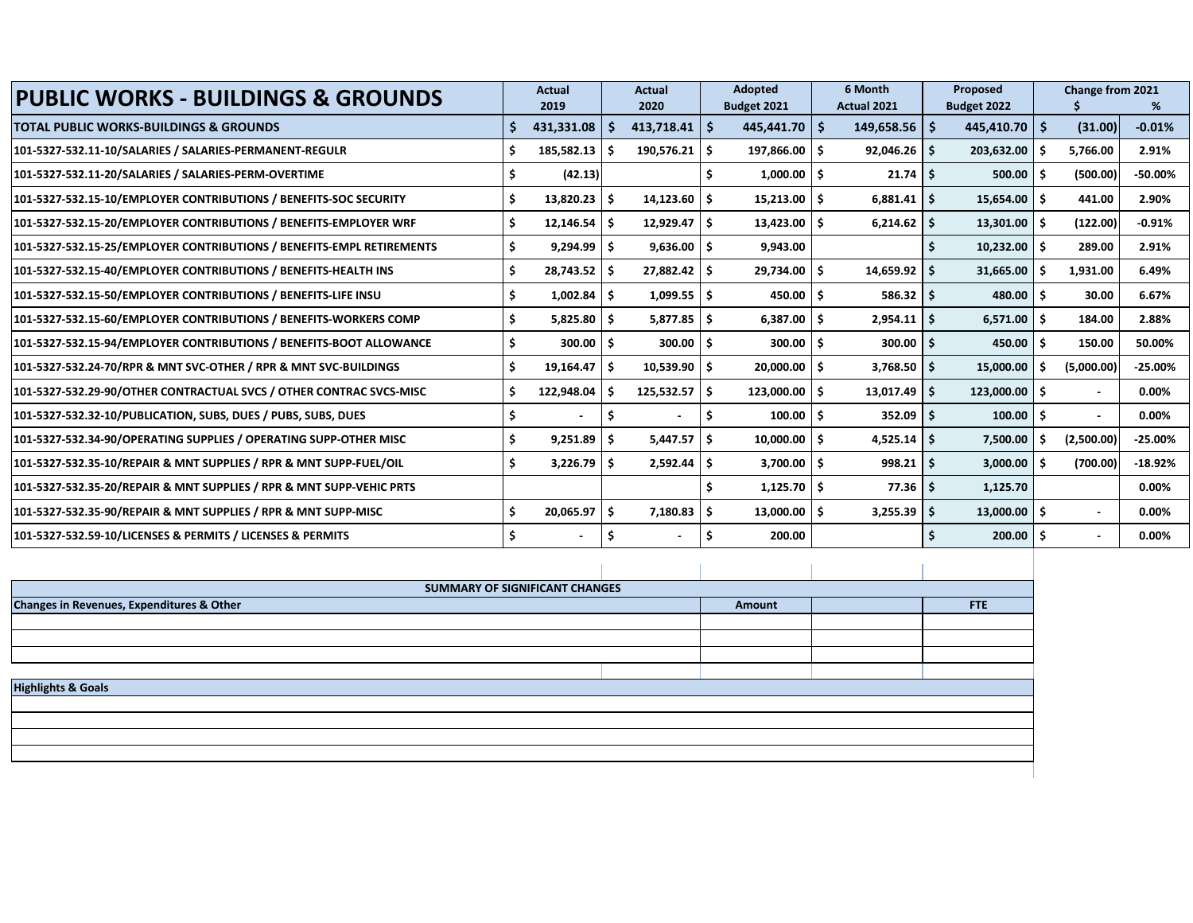| PUBLIC WORKS - BUILDINGS & GROUNDS | Actual 2019 | Actual 2020 | Adopted Budget 2021 | 6 Month Actual 2021 | Proposed Budget 2022 | Change from 2021 $ | % |
|---|---|---|---|---|---|---|---|
| **TOTAL PUBLIC WORKS-BUILDINGS & GROUNDS** | $ 431,331.08 | $ 413,718.41 | $ 445,441.70 | $ 149,658.56 | $ 445,410.70 | $ (31.00) | -0.01% |
| 101-5327-532.11-10/SALARIES / SALARIES-PERMANENT-REGULR | $ 185,582.13 | $ 190,576.21 | $ 197,866.00 | $ 92,046.26 | $ 203,632.00 | $ 5,766.00 | 2.91% |
| 101-5327-532.11-20/SALARIES / SALARIES-PERM-OVERTIME | $ (42.13) | | $ 1,000.00 | $ 21.74 | $ 500.00 | $ (500.00) | -50.00% |
| 101-5327-532.15-10/EMPLOYER CONTRIBUTIONS / BENEFITS-SOC SECURITY | $ 13,820.23 | $ 14,123.60 | $ 15,213.00 | $ 6,881.41 | $ 15,654.00 | $ 441.00 | 2.90% |
| 101-5327-532.15-20/EMPLOYER CONTRIBUTIONS / BENEFITS-EMPLOYER WRF | $ 12,146.54 | $ 12,929.47 | $ 13,423.00 | $ 6,214.62 | $ 13,301.00 | $ (122.00) | -0.91% |
| 101-5327-532.15-25/EMPLOYER CONTRIBUTIONS / BENEFITS-EMPL RETIREMENTS | $ 9,294.99 | $ 9,636.00 | $ 9,943.00 | | $ 10,232.00 | $ 289.00 | 2.91% |
| 101-5327-532.15-40/EMPLOYER CONTRIBUTIONS / BENEFITS-HEALTH INS | $ 28,743.52 | $ 27,882.42 | $ 29,734.00 | $ 14,659.92 | $ 31,665.00 | $ 1,931.00 | 6.49% |
| 101-5327-532.15-50/EMPLOYER CONTRIBUTIONS / BENEFITS-LIFE INSU | $ 1,002.84 | $ 1,099.55 | $ 450.00 | $ 586.32 | $ 480.00 | $ 30.00 | 6.67% |
| 101-5327-532.15-60/EMPLOYER CONTRIBUTIONS / BENEFITS-WORKERS COMP | $ 5,825.80 | $ 5,877.85 | $ 6,387.00 | $ 2,954.11 | $ 6,571.00 | $ 184.00 | 2.88% |
| 101-5327-532.15-94/EMPLOYER CONTRIBUTIONS / BENEFITS-BOOT ALLOWANCE | $ 300.00 | $ 300.00 | $ 300.00 | $ 300.00 | $ 450.00 | $ 150.00 | 50.00% |
| 101-5327-532.24-70/RPR & MNT SVC-OTHER / RPR & MNT SVC-BUILDINGS | $ 19,164.47 | $ 10,539.90 | $ 20,000.00 | $ 3,768.50 | $ 15,000.00 | $ (5,000.00) | -25.00% |
| 101-5327-532.29-90/OTHER CONTRACTUAL SVCS / OTHER CONTRAC SVCS-MISC | $ 122,948.04 | $ 125,532.57 | $ 123,000.00 | $ 13,017.49 | $ 123,000.00 | $ - | 0.00% |
| 101-5327-532.32-10/PUBLICATION, SUBS, DUES / PUBS, SUBS, DUES | $ - | $ - | $ 100.00 | $ 352.09 | $ 100.00 | $ - | 0.00% |
| 101-5327-532.34-90/OPERATING SUPPLIES / OPERATING SUPP-OTHER MISC | $ 9,251.89 | $ 5,447.57 | $ 10,000.00 | $ 4,525.14 | $ 7,500.00 | $ (2,500.00) | -25.00% |
| 101-5327-532.35-10/REPAIR & MNT SUPPLIES / RPR & MNT SUPP-FUEL/OIL | $ 3,226.79 | $ 2,592.44 | $ 3,700.00 | $ 998.21 | $ 3,000.00 | $ (700.00) | -18.92% |
| 101-5327-532.35-20/REPAIR & MNT SUPPLIES / RPR & MNT SUPP-VEHIC PRTS | | | $ 1,125.70 | $ 77.36 | $ 1,125.70 | | 0.00% |
| 101-5327-532.35-90/REPAIR & MNT SUPPLIES / RPR & MNT SUPP-MISC | $ 20,065.97 | $ 7,180.83 | $ 13,000.00 | $ 3,255.39 | $ 13,000.00 | $ - | 0.00% |
| 101-5327-532.59-10/LICENSES & PERMITS / LICENSES & PERMITS | $ - | $ - | $ 200.00 | | $ 200.00 | $ - | 0.00% |

| SUMMARY OF SIGNIFICANT CHANGES | | | |
|---|---|---|---|
| **Changes in Revenues, Expenditures & Other** | **Amount** | | **FTE** |
| | | | |
| | | | |
| | | | |

| Highlights & Goals |
|---|
| |
| |
| |
| |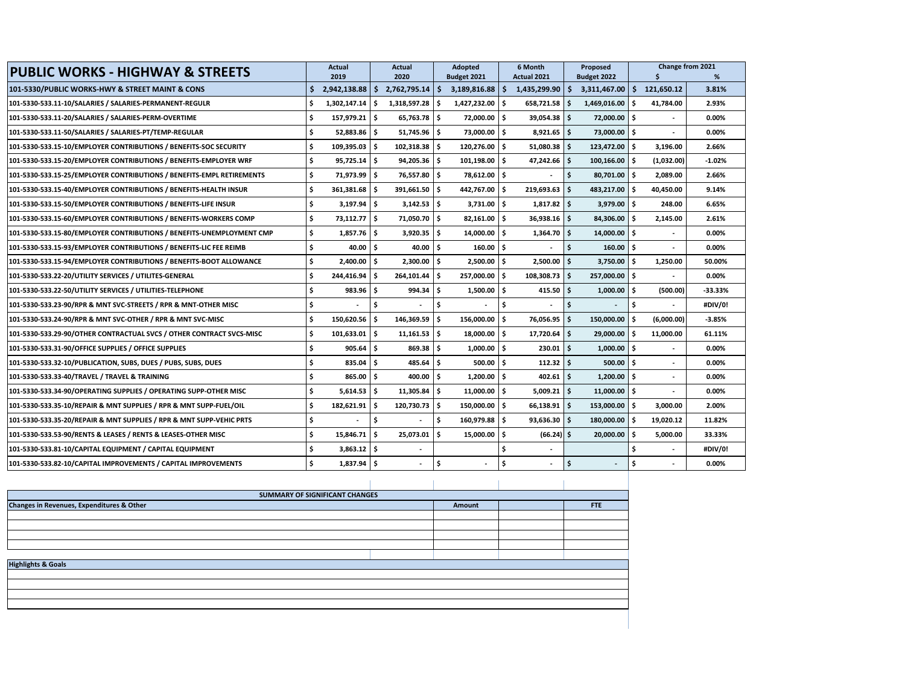| PUBLIC WORKS - HIGHWAY & STREETS | Actual 2019 | Actual 2020 | Adopted Budget 2021 | 6 Month Actual 2021 | Proposed Budget 2022 | Change from 2021 $ | Change from 2021 % |
|---|---|---|---|---|---|---|---|
| **101-5330/PUBLIC WORKS-HWY & STREET MAINT & CONS** | **$ 2,942,138.88** | **$ 2,762,795.14** | **$ 3,189,816.88** | **$ 1,435,299.90** | **$ 3,311,467.00** | **$ 121,650.12** | **3.81%** |
| 101-5330-533.11-10/SALARIES / SALARIES-PERMANENT-REGULR | $ 1,302,147.14 | $ 1,318,597.28 | $ 1,427,232.00 | $ 658,721.58 | $ 1,469,016.00 | $ 41,784.00 | 2.93% |
| 101-5330-533.11-20/SALARIES / SALARIES-PERM-OVERTIME | $ 157,979.21 | $ 65,763.78 | $ 72,000.00 | $ 39,054.38 | $ 72,000.00 | $ - | 0.00% |
| 101-5330-533.11-50/SALARIES / SALARIES-PT/TEMP-REGULAR | $ 52,883.86 | $ 51,745.96 | $ 73,000.00 | $ 8,921.65 | $ 73,000.00 | $ - | 0.00% |
| 101-5330-533.15-10/EMPLOYER CONTRIBUTIONS / BENEFITS-SOC SECURITY | $ 109,395.03 | $ 102,318.38 | $ 120,276.00 | $ 51,080.38 | $ 123,472.00 | $ 3,196.00 | 2.66% |
| 101-5330-533.15-20/EMPLOYER CONTRIBUTIONS / BENEFITS-EMPLOYER WRF | $ 95,725.14 | $ 94,205.36 | $ 101,198.00 | $ 47,242.66 | $ 100,166.00 | $ (1,032.00) | -1.02% |
| 101-5330-533.15-25/EMPLOYER CONTRIBUTIONS / BENEFITS-EMPL RETIREMENTS | $ 71,973.99 | $ 76,557.80 | $ 78,612.00 | $ - | $ 80,701.00 | $ 2,089.00 | 2.66% |
| 101-5330-533.15-40/EMPLOYER CONTRIBUTIONS / BENEFITS-HEALTH INSUR | $ 361,381.68 | $ 391,661.50 | $ 442,767.00 | $ 219,693.63 | $ 483,217.00 | $ 40,450.00 | 9.14% |
| 101-5330-533.15-50/EMPLOYER CONTRIBUTIONS / BENEFITS-LIFE INSUR | $ 3,197.94 | $ 3,142.53 | $ 3,731.00 | $ 1,817.82 | $ 3,979.00 | $ 248.00 | 6.65% |
| 101-5330-533.15-60/EMPLOYER CONTRIBUTIONS / BENEFITS-WORKERS COMP | $ 73,112.77 | $ 71,050.70 | $ 82,161.00 | $ 36,938.16 | $ 84,306.00 | $ 2,145.00 | 2.61% |
| 101-5330-533.15-80/EMPLOYER CONTRIBUTIONS / BENEFITS-UNEMPLOYMENT CMP | $ 1,857.76 | $ 3,920.35 | $ 14,000.00 | $ 1,364.70 | $ 14,000.00 | $ - | 0.00% |
| 101-5330-533.15-93/EMPLOYER CONTRIBUTIONS / BENEFITS-LIC FEE REIMB | $ 40.00 | $ 40.00 | $ 160.00 | $ - | $ 160.00 | $ - | 0.00% |
| 101-5330-533.15-94/EMPLOYER CONTRIBUTIONS / BENEFITS-BOOT ALLOWANCE | $ 2,400.00 | $ 2,300.00 | $ 2,500.00 | $ 2,500.00 | $ 3,750.00 | $ 1,250.00 | 50.00% |
| 101-5330-533.22-20/UTILITY SERVICES / UTILITES-GENERAL | $ 244,416.94 | $ 264,101.44 | $ 257,000.00 | $ 108,308.73 | $ 257,000.00 | $ - | 0.00% |
| 101-5330-533.22-50/UTILITY SERVICES / UTILITIES-TELEPHONE | $ 983.96 | $ 994.34 | $ 1,500.00 | $ 415.50 | $ 1,000.00 | $ (500.00) | -33.33% |
| 101-5330-533.23-90/RPR & MNT SVC-STREETS / RPR & MNT-OTHER MISC | $ - | $ - | $ - | $ - | $ - | $ - | #DIV/0! |
| 101-5330-533.24-90/RPR & MNT SVC-OTHER / RPR & MNT SVC-MISC | $ 150,620.56 | $ 146,369.59 | $ 156,000.00 | $ 76,056.95 | $ 150,000.00 | $ (6,000.00) | -3.85% |
| 101-5330-533.29-90/OTHER CONTRACTUAL SVCS / OTHER CONTRACT SVCS-MISC | $ 101,633.01 | $ 11,161.53 | $ 18,000.00 | $ 17,720.64 | $ 29,000.00 | $ 11,000.00 | 61.11% |
| 101-5330-533.31-90/OFFICE SUPPLIES / OFFICE SUPPLIES | $ 905.64 | $ 869.38 | $ 1,000.00 | $ 230.01 | $ 1,000.00 | $ - | 0.00% |
| 101-5330-533.32-10/PUBLICATION, SUBS, DUES / PUBS, SUBS, DUES | $ 835.04 | $ 485.64 | $ 500.00 | $ 112.32 | $ 500.00 | $ - | 0.00% |
| 101-5330-533.33-40/TRAVEL / TRAVEL & TRAINING | $ 865.00 | $ 400.00 | $ 1,200.00 | $ 402.61 | $ 1,200.00 | $ - | 0.00% |
| 101-5330-533.34-90/OPERATING SUPPLIES / OPERATING SUPP-OTHER MISC | $ 5,614.53 | $ 11,305.84 | $ 11,000.00 | $ 5,009.21 | $ 11,000.00 | $ - | 0.00% |
| 101-5330-533.35-10/REPAIR & MNT SUPPLIES / RPR & MNT SUPP-FUEL/OIL | $ 182,621.91 | $ 120,730.73 | $ 150,000.00 | $ 66,138.91 | $ 153,000.00 | $ 3,000.00 | 2.00% |
| 101-5330-533.35-20/REPAIR & MNT SUPPLIES / RPR & MNT SUPP-VEHIC PRTS | $ - | $ - | $ 160,979.88 | $ 93,636.30 | $ 180,000.00 | $ 19,020.12 | 11.82% |
| 101-5330-533.53-90/RENTS & LEASES / RENTS & LEASES-OTHER MISC | $ 15,846.71 | $ 25,073.01 | $ 15,000.00 | $ (66.24) | $ 20,000.00 | $ 5,000.00 | 33.33% |
| 101-5330-533.81-10/CAPITAL EQUIPMENT / CAPITAL EQUIPMENT | $ 3,863.12 | $ - | | $ - | | $ - | #DIV/0! |
| 101-5330-533.82-10/CAPITAL IMPROVEMENTS / CAPITAL IMPROVEMENTS | $ 1,837.94 | $ - | $ - | $ - | $ - | $ - | 0.00% |

| SUMMARY OF SIGNIFICANT CHANGES | | | |
|---|---|---|---|
| **Changes in Revenues, Expenditures & Other** | **Amount** | | **FTE** |
| | | | |
| | | | |
| | | | |
| | | | |

| Highlights & Goals |
|---|
| |
| |
| |
| |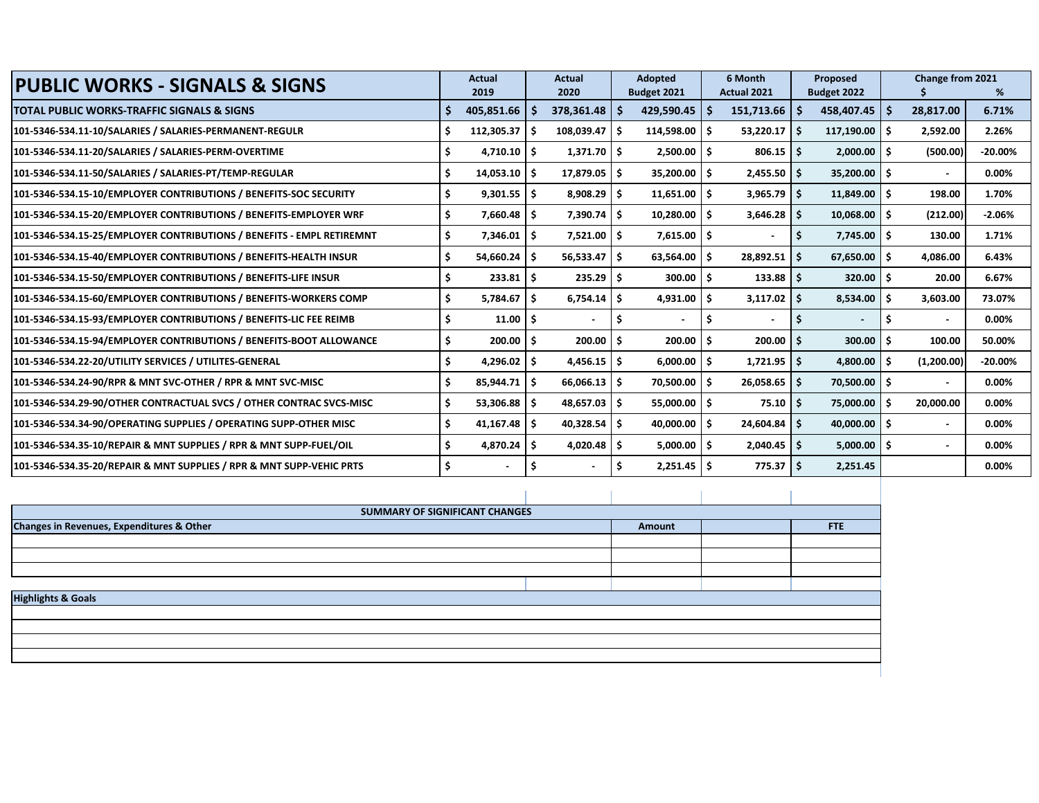| PUBLIC WORKS - SIGNALS & SIGNS | Actual 2019 | Actual 2020 | Adopted Budget 2021 | 6 Month Actual 2021 | Proposed Budget 2022 | Change from 2021 $ | % |
|---|---|---|---|---|---|---|---|
| **TOTAL PUBLIC WORKS-TRAFFIC SIGNALS & SIGNS** | **$ 405,851.66** | **$ 378,361.48** | **$ 429,590.45** | **$ 151,713.66** | **$ 458,407.45** | **$ 28,817.00** | **6.71%** |
| 101-5346-534.11-10/SALARIES / SALARIES-PERMANENT-REGULR | $ 112,305.37 | $ 108,039.47 | $ 114,598.00 | $ 53,220.17 | $ 117,190.00 | $ 2,592.00 | 2.26% |
| 101-5346-534.11-20/SALARIES / SALARIES-PERM-OVERTIME | $ 4,710.10 | $ 1,371.70 | $ 2,500.00 | $ 806.15 | $ 2,000.00 | $ (500.00) | -20.00% |
| 101-5346-534.11-50/SALARIES / SALARIES-PT/TEMP-REGULAR | $ 14,053.10 | $ 17,879.05 | $ 35,200.00 | $ 2,455.50 | $ 35,200.00 | $ - | 0.00% |
| 101-5346-534.15-10/EMPLOYER CONTRIBUTIONS / BENEFITS-SOC SECURITY | $ 9,301.55 | $ 8,908.29 | $ 11,651.00 | $ 3,965.79 | $ 11,849.00 | $ 198.00 | 1.70% |
| 101-5346-534.15-20/EMPLOYER CONTRIBUTIONS / BENEFITS-EMPLOYER WRF | $ 7,660.48 | $ 7,390.74 | $ 10,280.00 | $ 3,646.28 | $ 10,068.00 | $ (212.00) | -2.06% |
| 101-5346-534.15-25/EMPLOYER CONTRIBUTIONS / BENEFITS - EMPL RETIREMNT | $ 7,346.01 | $ 7,521.00 | $ 7,615.00 | $ - | $ 7,745.00 | $ 130.00 | 1.71% |
| 101-5346-534.15-40/EMPLOYER CONTRIBUTIONS / BENEFITS-HEALTH INSUR | $ 54,660.24 | $ 56,533.47 | $ 63,564.00 | $ 28,892.51 | $ 67,650.00 | $ 4,086.00 | 6.43% |
| 101-5346-534.15-50/EMPLOYER CONTRIBUTIONS / BENEFITS-LIFE INSUR | $ 233.81 | $ 235.29 | $ 300.00 | $ 133.88 | $ 320.00 | $ 20.00 | 6.67% |
| 101-5346-534.15-60/EMPLOYER CONTRIBUTIONS / BENEFITS-WORKERS COMP | $ 5,784.67 | $ 6,754.14 | $ 4,931.00 | $ 3,117.02 | $ 8,534.00 | $ 3,603.00 | 73.07% |
| 101-5346-534.15-93/EMPLOYER CONTRIBUTIONS / BENEFITS-LIC FEE REIMB | $ 11.00 | $ - | $ - | $ - | $ - | $ - | 0.00% |
| 101-5346-534.15-94/EMPLOYER CONTRIBUTIONS / BENEFITS-BOOT ALLOWANCE | $ 200.00 | $ 200.00 | $ 200.00 | $ 200.00 | $ 300.00 | $ 100.00 | 50.00% |
| 101-5346-534.22-20/UTILITY SERVICES / UTILITES-GENERAL | $ 4,296.02 | $ 4,456.15 | $ 6,000.00 | $ 1,721.95 | $ 4,800.00 | $ (1,200.00) | -20.00% |
| 101-5346-534.24-90/RPR & MNT SVC-OTHER / RPR & MNT SVC-MISC | $ 85,944.71 | $ 66,066.13 | $ 70,500.00 | $ 26,058.65 | $ 70,500.00 | $ - | 0.00% |
| 101-5346-534.29-90/OTHER CONTRACTUAL SVCS / OTHER CONTRAC SVCS-MISC | $ 53,306.88 | $ 48,657.03 | $ 55,000.00 | $ 75.10 | $ 75,000.00 | $ 20,000.00 | 0.00% |
| 101-5346-534.34-90/OPERATING SUPPLIES / OPERATING SUPP-OTHER MISC | $ 41,167.48 | $ 40,328.54 | $ 40,000.00 | $ 24,604.84 | $ 40,000.00 | $ - | 0.00% |
| 101-5346-534.35-10/REPAIR & MNT SUPPLIES / RPR & MNT SUPP-FUEL/OIL | $ 4,870.24 | $ 4,020.48 | $ 5,000.00 | $ 2,040.45 | $ 5,000.00 | $ - | 0.00% |
| 101-5346-534.35-20/REPAIR & MNT SUPPLIES / RPR & MNT SUPP-VEHIC PRTS | $ - | $ - | $ 2,251.45 | $ 775.37 | $ 2,251.45 | | 0.00% |

| SUMMARY OF SIGNIFICANT CHANGES | | | |
|---|---|---|---|
| **Changes in Revenues, Expenditures & Other** | **Amount** | | **FTE** |
| | | | |
| | | | |
| | | | |

| Highlights & Goals |
|---|
| |
| |
| |
| |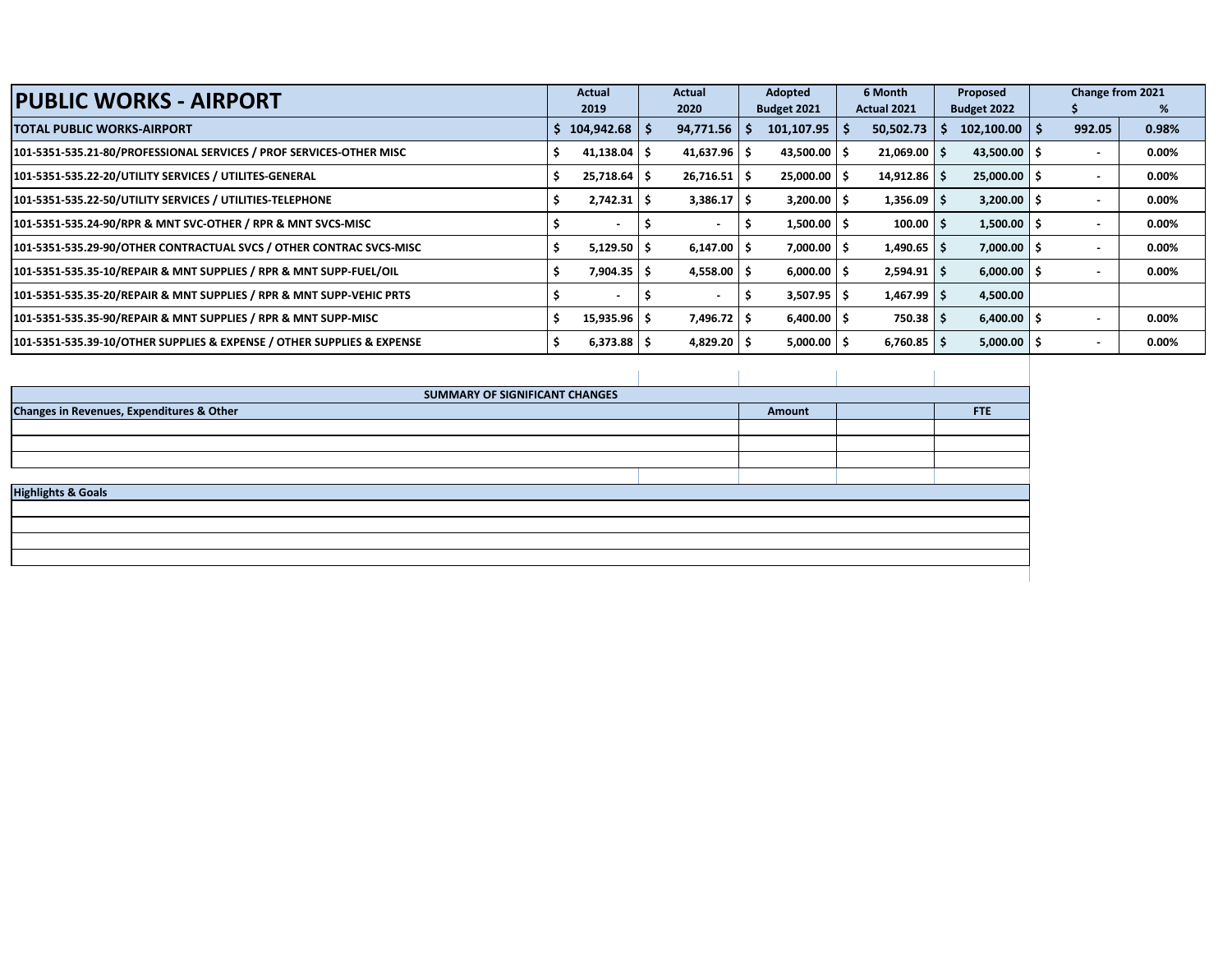| PUBLIC WORKS - AIRPORT | Actual 2019 | Actual 2020 | Adopted Budget 2021 | 6 Month Actual 2021 | Proposed Budget 2022 | Change from 2021 $ | Change from 2021 % |
|---|---|---|---|---|---|---|---|
| **TOTAL PUBLIC WORKS-AIRPORT** | **$ 104,942.68** | **$ 94,771.56** | **$ 101,107.95** | **$ 50,502.73** | **$ 102,100.00** | **$ 992.05** | **0.98%** |
| 101-5351-535.21-80/PROFESSIONAL SERVICES / PROF SERVICES-OTHER MISC | $ 41,138.04 | $ 41,637.96 | $ 43,500.00 | $ 21,069.00 | $ 43,500.00 | $ - | 0.00% |
| 101-5351-535.22-20/UTILITY SERVICES / UTILITES-GENERAL | $ 25,718.64 | $ 26,716.51 | $ 25,000.00 | $ 14,912.86 | $ 25,000.00 | $ - | 0.00% |
| 101-5351-535.22-50/UTILITY SERVICES / UTILITIES-TELEPHONE | $ 2,742.31 | $ 3,386.17 | $ 3,200.00 | $ 1,356.09 | $ 3,200.00 | $ - | 0.00% |
| 101-5351-535.24-90/RPR & MNT SVC-OTHER / RPR & MNT SVCS-MISC | $ - | $ - | $ 1,500.00 | $ 100.00 | $ 1,500.00 | $ - | 0.00% |
| 101-5351-535.29-90/OTHER CONTRACTUAL SVCS / OTHER CONTRAC SVCS-MISC | $ 5,129.50 | $ 6,147.00 | $ 7,000.00 | $ 1,490.65 | $ 7,000.00 | $ - | 0.00% |
| 101-5351-535.35-10/REPAIR & MNT SUPPLIES / RPR & MNT SUPP-FUEL/OIL | $ 7,904.35 | $ 4,558.00 | $ 6,000.00 | $ 2,594.91 | $ 6,000.00 | $ - | 0.00% |
| 101-5351-535.35-20/REPAIR & MNT SUPPLIES / RPR & MNT SUPP-VEHIC PRTS | $ - | $ - | $ 3,507.95 | $ 1,467.99 | $ 4,500.00 | | |
| 101-5351-535.35-90/REPAIR & MNT SUPPLIES / RPR & MNT SUPP-MISC | $ 15,935.96 | $ 7,496.72 | $ 6,400.00 | $ 750.38 | $ 6,400.00 | $ - | 0.00% |
| 101-5351-535.39-10/OTHER SUPPLIES & EXPENSE / OTHER SUPPLIES & EXPENSE | $ 6,373.88 | $ 4,829.20 | $ 5,000.00 | $ 6,760.85 | $ 5,000.00 | $ - | 0.00% |

| SUMMARY OF SIGNIFICANT CHANGES | | | |
|---|---|---|---|
| **Changes in Revenues, Expenditures & Other** | **Amount** | | **FTE** |
| | | | |
| | | | |
| | | | |

| Highlights & Goals |
|---|
| |
| |
| |
| |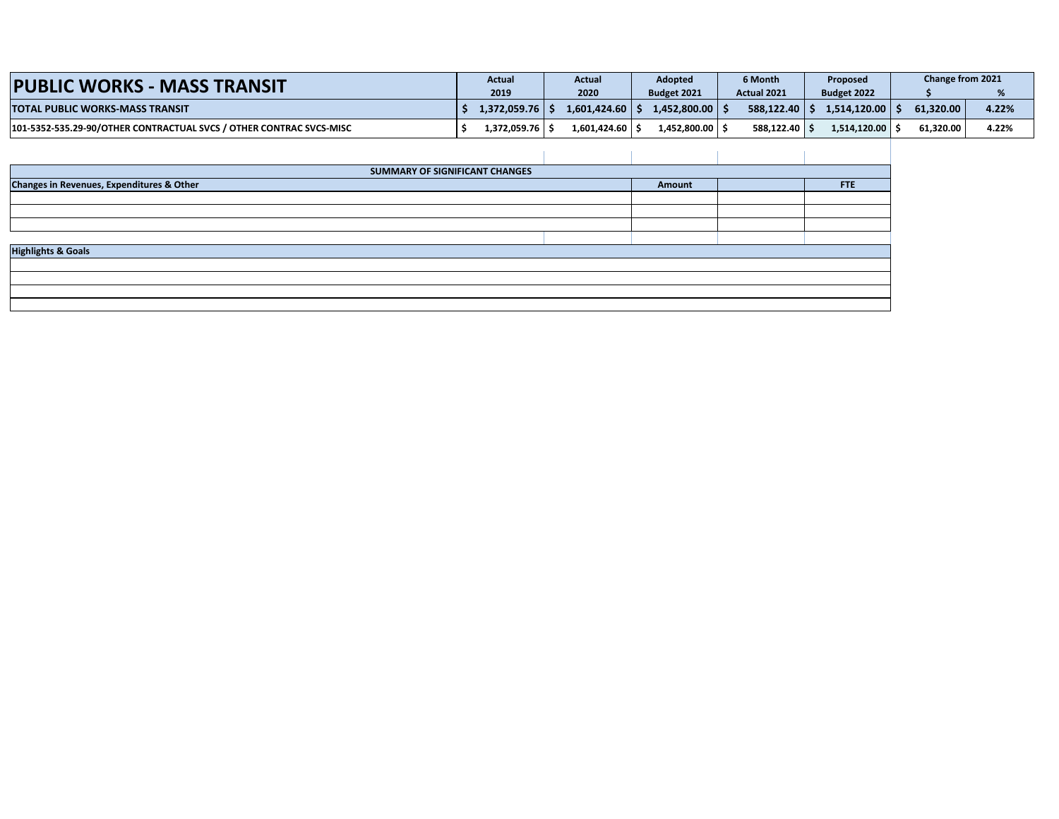| PUBLIC WORKS - MASS TRANSIT | Actual 2019 | Actual 2020 | Adopted Budget 2021 | 6 Month Actual 2021 | Proposed Budget 2022 | Change from 2021 $ | Change from 2021 % |
|---|---|---|---|---|---|---|---|
| **TOTAL PUBLIC WORKS-MASS TRANSIT** | **$ 1,372,059.76** | **$ 1,601,424.60** | **$ 1,452,800.00** | **$ 588,122.40** | **$ 1,514,120.00** | **$ 61,320.00** | **4.22%** |
| 101-5352-535.29-90/OTHER CONTRACTUAL SVCS / OTHER CONTRAC SVCS-MISC | $ 1,372,059.76 | $ 1,601,424.60 | $ 1,452,800.00 | $ 588,122.40 | $ 1,514,120.00 | $ 61,320.00 | 4.22% |

| SUMMARY OF SIGNIFICANT CHANGES | | | |
|---|---|---|---|
| **Changes in Revenues, Expenditures & Other** | **Amount** | | **FTE** |
| | | | |
| | | | |
| | | | |

| Highlights & Goals |
|---|
| |
| |
| |
| |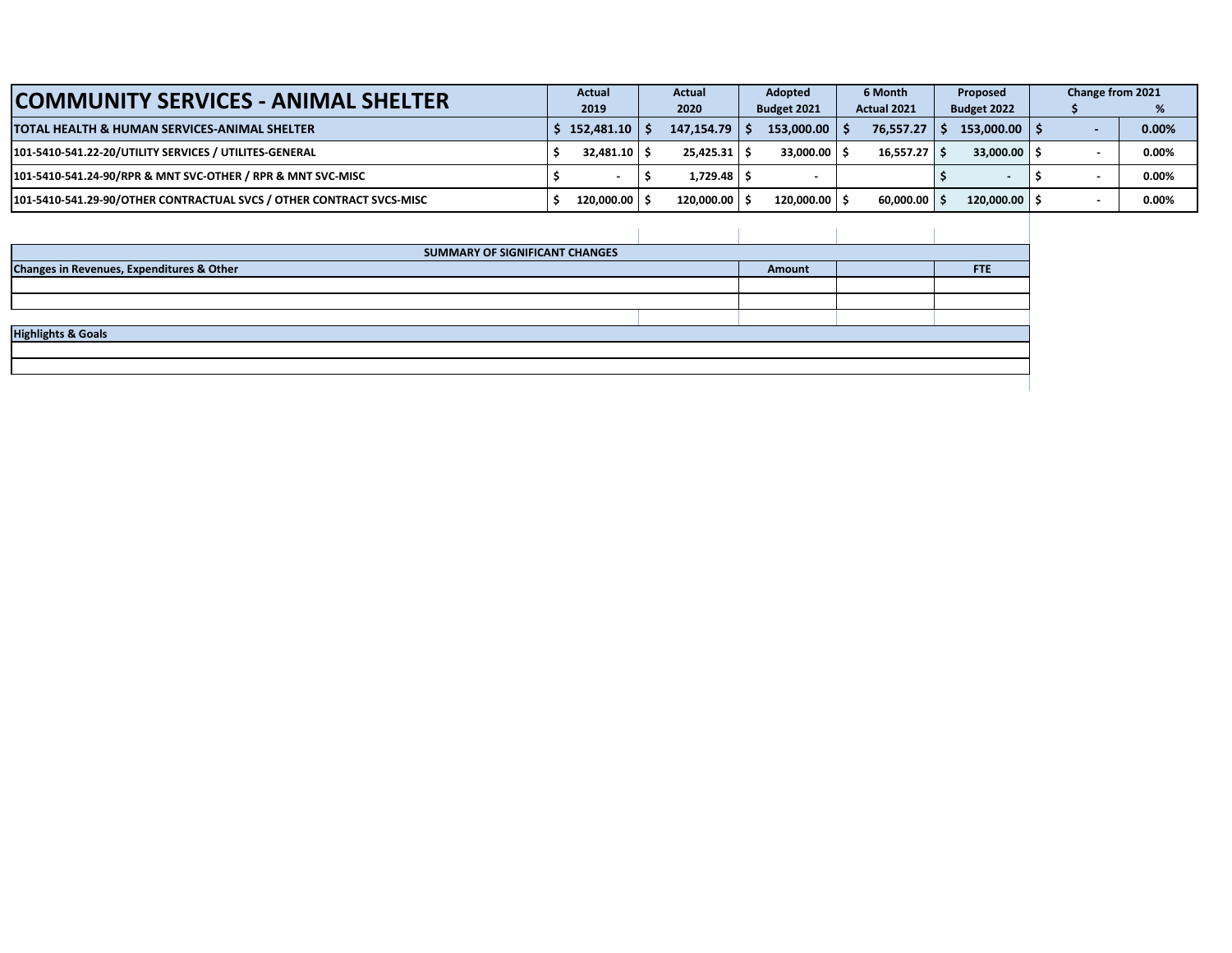| COMMUNITY SERVICES - ANIMAL SHELTER | Actual 2019 | Actual 2020 | Adopted Budget 2021 | 6 Month Actual 2021 | Proposed Budget 2022 | Change from 2021 $ | Change from 2021 % |
|---|---|---|---|---|---|---|---|
| **TOTAL HEALTH & HUMAN SERVICES-ANIMAL SHELTER** | $ 152,481.10 | $ 147,154.79 | $ 153,000.00 | $ 76,557.27 | $ 153,000.00 | $ - | 0.00% |
| 101-5410-541.22-20/UTILITY SERVICES / UTILITES-GENERAL | $ 32,481.10 | $ 25,425.31 | $ 33,000.00 | $ 16,557.27 | $ 33,000.00 | $ - | 0.00% |
| 101-5410-541.24-90/RPR & MNT SVC-OTHER / RPR & MNT SVC-MISC | $ - | $ 1,729.48 | $ - | | $ - | $ - | 0.00% |
| 101-5410-541.29-90/OTHER CONTRACTUAL SVCS / OTHER CONTRACT SVCS-MISC | $ 120,000.00 | $ 120,000.00 | $ 120,000.00 | $ 60,000.00 | $ 120,000.00 | $ - | 0.00% |

| SUMMARY OF SIGNIFICANT CHANGES | | | |
|---|---|---|---|
| **Changes in Revenues, Expenditures & Other** | **Amount** | | **FTE** |
| | | | |
| | | | |

| Highlights & Goals |
|---|
| |
| |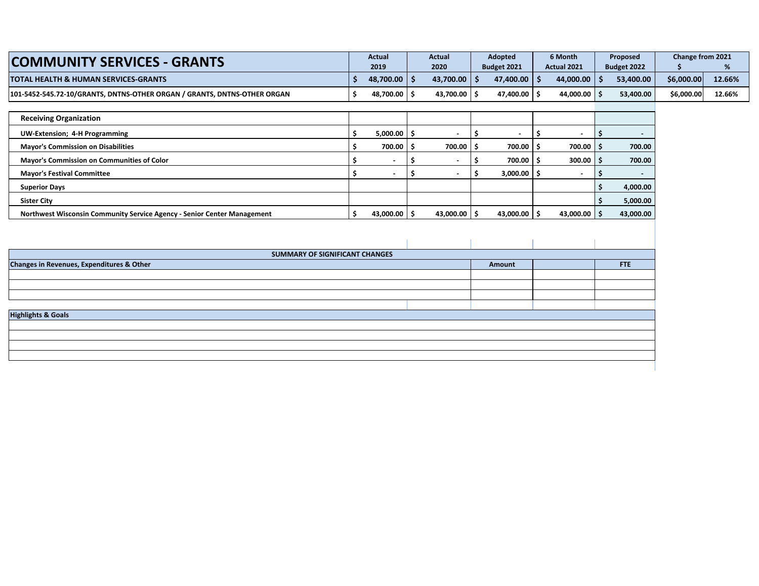# COMMUNITY SERVICES - GRANTS

| COMMUNITY SERVICES - GRANTS | Actual 2019 | Actual 2020 | Adopted Budget 2021 | 6 Month Actual 2021 | Proposed Budget 2022 | Change from 2021 $ | Change from 2021 % |
|---|---|---|---|---|---|---|---|
| **TOTAL HEALTH & HUMAN SERVICES-GRANTS** | $ 48,700.00 | $ 43,700.00 | $ 47,400.00 | $ 44,000.00 | $ 53,400.00 | $6,000.00 | 12.66% |
| 101-5452-545.72-10/GRANTS, DNTNS-OTHER ORGAN / GRANTS, DNTNS-OTHER ORGAN | $ 48,700.00 | $ 43,700.00 | $ 47,400.00 | $ 44,000.00 | $ 53,400.00 | $6,000.00 | 12.66% |

| Receiving Organization | Actual 2019 | Actual 2020 | Adopted Budget 2021 | 6 Month Actual 2021 | Proposed Budget 2022 |
|---|---|---|---|---|---|
| UW-Extension; 4-H Programming | $ 5,000.00 | $ - | $ - | $ - | $ - |
| Mayor's Commission on Disabilities | $ 700.00 | $ 700.00 | $ 700.00 | $ 700.00 | $ 700.00 |
| Mayor's Commission on Communities of Color | $ - | $ - | $ 700.00 | $ 300.00 | $ 700.00 |
| Mayor's Festival Committee | $ - | $ - | $ 3,000.00 | $ - | $ - |
| Superior Days | | | | | $ 4,000.00 |
| Sister City | | | | | $ 5,000.00 |
| Northwest Wisconsin Community Service Agency - Senior Center Management | $ 43,000.00 | $ 43,000.00 | $ 43,000.00 | $ 43,000.00 | $ 43,000.00 |

## SUMMARY OF SIGNIFICANT CHANGES

| Changes in Revenues, Expenditures & Other | Amount | | FTE |
|---|---|---|---|
| | | | |
| | | | |
| | | | |

## Highlights & Goals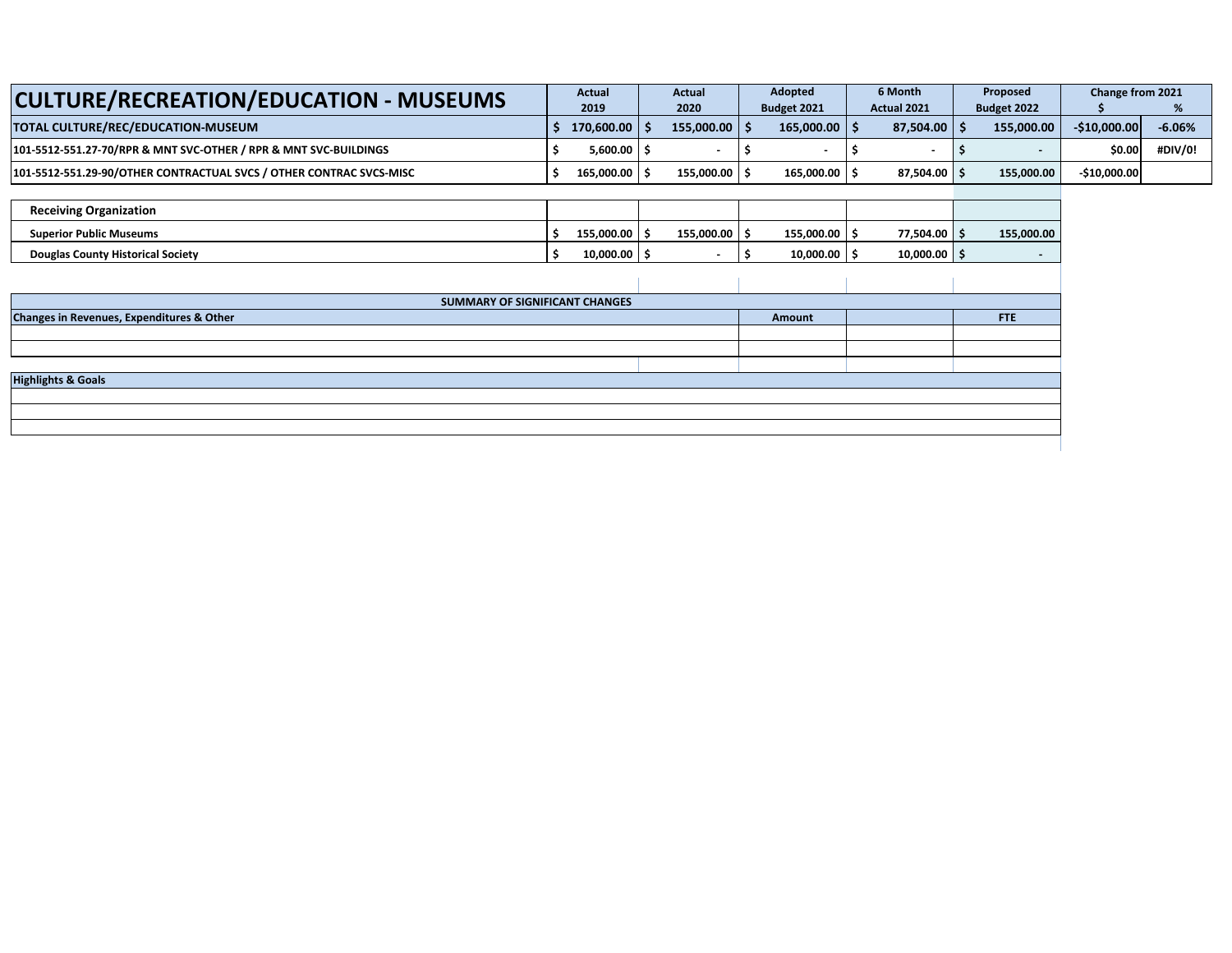| CULTURE/RECREATION/EDUCATION - MUSEUMS | Actual 2019 | Actual 2020 | Adopted Budget 2021 | 6 Month Actual 2021 | Proposed Budget 2022 | Change from 2021 $ | % |
|---|---|---|---|---|---|---|---|
| **TOTAL CULTURE/REC/EDUCATION-MUSEUM** | $ 170,600.00 | $ 155,000.00 | $ 165,000.00 | $ 87,504.00 | $ 155,000.00 | -$10,000.00 | -6.06% |
| 101-5512-551.27-70/RPR & MNT SVC-OTHER / RPR & MNT SVC-BUILDINGS | $ 5,600.00 | $ - | $ - | $ - | $ - | $0.00 | #DIV/0! |
| 101-5512-551.29-90/OTHER CONTRACTUAL SVCS / OTHER CONTRAC SVCS-MISC | $ 165,000.00 | $ 155,000.00 | $ 165,000.00 | $ 87,504.00 | $ 155,000.00 | -$10,000.00 | |

| Receiving Organization | | | | | |
|---|---|---|---|---|---|
| Superior Public Museums | $ 155,000.00 | $ 155,000.00 | $ 155,000.00 | $ 77,504.00 | $ 155,000.00 |
| Douglas County Historical Society | $ 10,000.00 | $ - | $ 10,000.00 | $ 10,000.00 | $ - |

| SUMMARY OF SIGNIFICANT CHANGES | | | |
|---|---|---|---|
| Changes in Revenues, Expenditures & Other | Amount | | FTE |
| | | | |
| | | | |

| Highlights & Goals |
|---|
| |
| |
| |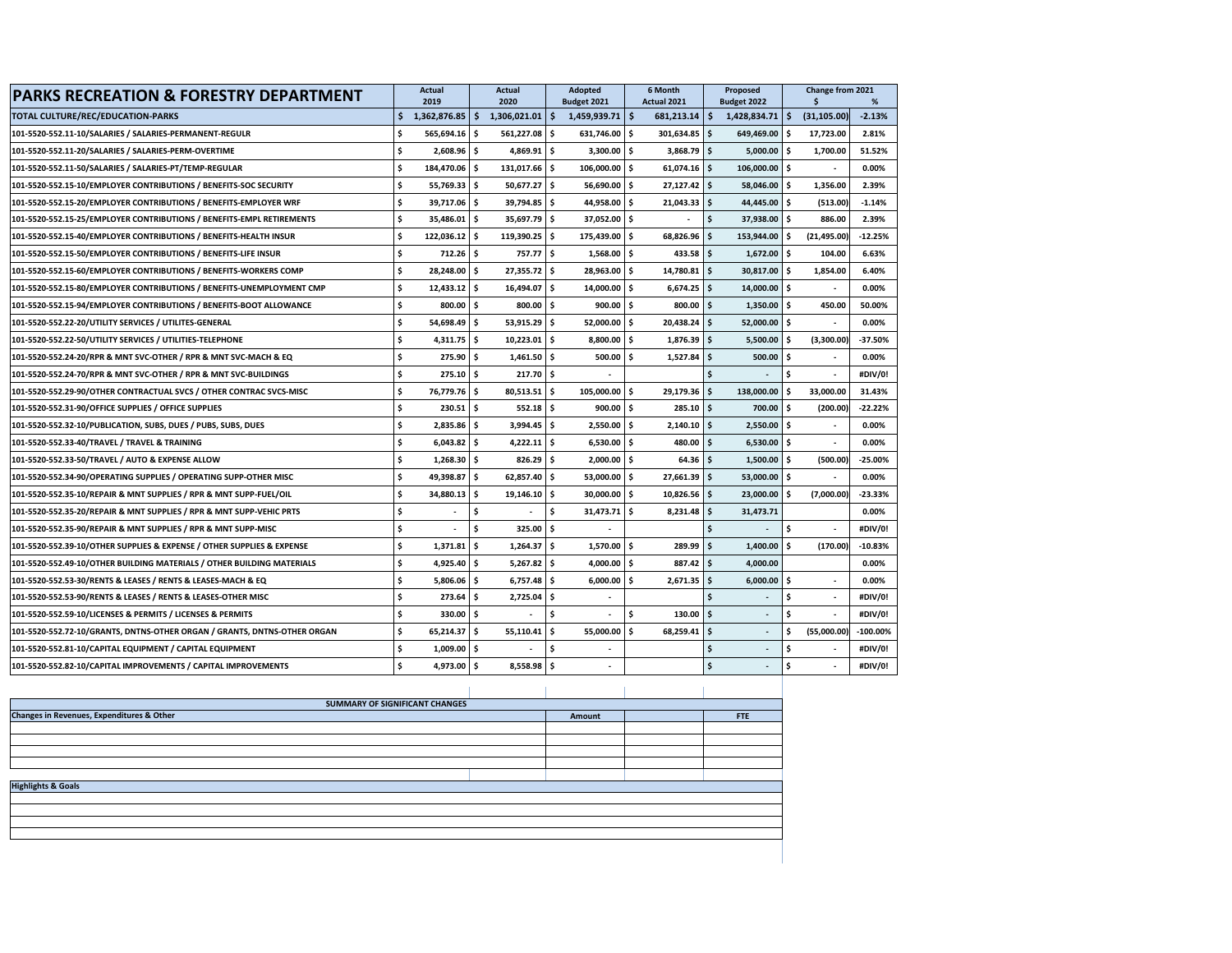| PARKS RECREATION & FORESTRY DEPARTMENT | Actual 2019 | Actual 2020 | Adopted Budget 2021 | 6 Month Actual 2021 | Proposed Budget 2022 | Change from 2021 $ | % |
|---|---|---|---|---|---|---|---|
| TOTAL CULTURE/REC/EDUCATION-PARKS | $ 1,362,876.85 | $ 1,306,021.01 | $ 1,459,939.71 | $ 681,213.14 | $ 1,428,834.71 | $ (31,105.00) | -2.13% |
| 101-5520-552.11-10/SALARIES / SALARIES-PERMANENT-REGULR | $ 565,694.16 | $ 561,227.08 | $ 631,746.00 | $ 301,634.85 | $ 649,469.00 | $ 17,723.00 | 2.81% |
| 101-5520-552.11-20/SALARIES / SALARIES-PERM-OVERTIME | $ 2,608.96 | $ 4,869.91 | $ 3,300.00 | $ 3,868.79 | $ 5,000.00 | $ 1,700.00 | 51.52% |
| 101-5520-552.11-50/SALARIES / SALARIES-PT/TEMP-REGULAR | $ 184,470.06 | $ 131,017.66 | $ 106,000.00 | $ 61,074.16 | $ 106,000.00 | $ - | 0.00% |
| 101-5520-552.15-10/EMPLOYER CONTRIBUTIONS / BENEFITS-SOC SECURITY | $ 55,769.33 | $ 50,677.27 | $ 56,690.00 | $ 27,127.42 | $ 58,046.00 | $ 1,356.00 | 2.39% |
| 101-5520-552.15-20/EMPLOYER CONTRIBUTIONS / BENEFITS-EMPLOYER WRF | $ 39,717.06 | $ 39,794.85 | $ 44,958.00 | $ 21,043.33 | $ 44,445.00 | $ (513.00) | -1.14% |
| 101-5520-552.15-25/EMPLOYER CONTRIBUTIONS / BENEFITS-EMPL RETIREMENTS | $ 35,486.01 | $ 35,697.79 | $ 37,052.00 | $ - | $ 37,938.00 | $ 886.00 | 2.39% |
| 101-5520-552.15-40/EMPLOYER CONTRIBUTIONS / BENEFITS-HEALTH INSUR | $ 122,036.12 | $ 119,390.25 | $ 175,439.00 | $ 68,826.96 | $ 153,944.00 | $ (21,495.00) | -12.25% |
| 101-5520-552.15-50/EMPLOYER CONTRIBUTIONS / BENEFITS-LIFE INSUR | $ 712.26 | $ 757.77 | $ 1,568.00 | $ 433.58 | $ 1,672.00 | $ 104.00 | 6.63% |
| 101-5520-552.15-60/EMPLOYER CONTRIBUTIONS / BENEFITS-WORKERS COMP | $ 28,248.00 | $ 27,355.72 | $ 28,963.00 | $ 14,780.81 | $ 30,817.00 | $ 1,854.00 | 6.40% |
| 101-5520-552.15-80/EMPLOYER CONTRIBUTIONS / BENEFITS-UNEMPLOYMENT CMP | $ 12,433.12 | $ 16,494.07 | $ 14,000.00 | $ 6,674.25 | $ 14,000.00 | $ - | 0.00% |
| 101-5520-552.15-94/EMPLOYER CONTRIBUTIONS / BENEFITS-BOOT ALLOWANCE | $ 800.00 | $ 800.00 | $ 900.00 | $ 800.00 | $ 1,350.00 | $ 450.00 | 50.00% |
| 101-5520-552.22-20/UTILITY SERVICES / UTILITES-GENERAL | $ 54,698.49 | $ 53,915.29 | $ 52,000.00 | $ 20,438.24 | $ 52,000.00 | $ - | 0.00% |
| 101-5520-552.22-50/UTILITY SERVICES / UTILITIES-TELEPHONE | $ 4,311.75 | $ 10,223.01 | $ 8,800.00 | $ 1,876.39 | $ 5,500.00 | $ (3,300.00) | -37.50% |
| 101-5520-552.24-20/RPR & MNT SVC-OTHER / RPR & MNT SVC-MACH & EQ | $ 275.90 | $ 1,461.50 | $ 500.00 | $ 1,527.84 | $ 500.00 | $ - | 0.00% |
| 101-5520-552.24-70/RPR & MNT SVC-OTHER / RPR & MNT SVC-BUILDINGS | $ 275.10 | $ 217.70 | $ - | | $ - | $ - | #DIV/0! |
| 101-5520-552.29-90/OTHER CONTRACTUAL SVCS / OTHER CONTRAC SVCS-MISC | $ 76,779.76 | $ 80,513.51 | $ 105,000.00 | $ 29,179.36 | $ 138,000.00 | $ 33,000.00 | 31.43% |
| 101-5520-552.31-90/OFFICE SUPPLIES / OFFICE SUPPLIES | $ 230.51 | $ 552.18 | $ 900.00 | $ 285.10 | $ 700.00 | $ (200.00) | -22.22% |
| 101-5520-552.32-10/PUBLICATION, SUBS, DUES / PUBS, SUBS, DUES | $ 2,835.86 | $ 3,994.45 | $ 2,550.00 | $ 2,140.10 | $ 2,550.00 | $ - | 0.00% |
| 101-5520-552.33-40/TRAVEL / TRAVEL & TRAINING | $ 6,043.82 | $ 4,222.11 | $ 6,530.00 | $ 480.00 | $ 6,530.00 | $ - | 0.00% |
| 101-5520-552.33-50/TRAVEL / AUTO & EXPENSE ALLOW | $ 1,268.30 | $ 826.29 | $ 2,000.00 | $ 64.36 | $ 1,500.00 | $ (500.00) | -25.00% |
| 101-5520-552.34-90/OPERATING SUPPLIES / OPERATING SUPP-OTHER MISC | $ 49,398.87 | $ 62,857.40 | $ 53,000.00 | $ 27,661.39 | $ 53,000.00 | $ - | 0.00% |
| 101-5520-552.35-10/REPAIR & MNT SUPPLIES / RPR & MNT SUPP-FUEL/OIL | $ 34,880.13 | $ 19,146.10 | $ 30,000.00 | $ 10,826.56 | $ 23,000.00 | $ (7,000.00) | -23.33% |
| 101-5520-552.35-20/REPAIR & MNT SUPPLIES / RPR & MNT SUPP-VEHIC PRTS | $ - | $ - | $ 31,473.71 | $ 8,231.48 | $ 31,473.71 | | 0.00% |
| 101-5520-552.35-90/REPAIR & MNT SUPPLIES / RPR & MNT SUPP-MISC | $ - | $ 325.00 | $ - | | $ - | $ - | #DIV/0! |
| 101-5520-552.39-10/OTHER SUPPLIES & EXPENSE / OTHER SUPPLIES & EXPENSE | $ 1,371.81 | $ 1,264.37 | $ 1,570.00 | $ 289.99 | $ 1,400.00 | $ (170.00) | -10.83% |
| 101-5520-552.49-10/OTHER BUILDING MATERIALS / OTHER BUILDING MATERIALS | $ 4,925.40 | $ 5,267.82 | $ 4,000.00 | $ 887.42 | $ 4,000.00 | | 0.00% |
| 101-5520-552.53-30/RENTS & LEASES / RENTS & LEASES-MACH & EQ | $ 5,806.06 | $ 6,757.48 | $ 6,000.00 | $ 2,671.35 | $ 6,000.00 | $ - | 0.00% |
| 101-5520-552.53-90/RENTS & LEASES / RENTS & LEASES-OTHER MISC | $ 273.64 | $ 2,725.04 | $ - | | $ - | $ - | #DIV/0! |
| 101-5520-552.59-10/LICENSES & PERMITS / LICENSES & PERMITS | $ 330.00 | $ - | $ - | $ 130.00 | $ - | $ - | #DIV/0! |
| 101-5520-552.72-10/GRANTS, DNTNS-OTHER ORGAN / GRANTS, DNTNS-OTHER ORGAN | $ 65,214.37 | $ 55,110.41 | $ 55,000.00 | $ 68,259.41 | $ - | $ (55,000.00) | -100.00% |
| 101-5520-552.81-10/CAPITAL EQUIPMENT / CAPITAL EQUIPMENT | $ 1,009.00 | $ - | $ - | | $ - | $ - | #DIV/0! |
| 101-5520-552.82-10/CAPITAL IMPROVEMENTS / CAPITAL IMPROVEMENTS | $ 4,973.00 | $ 8,558.98 | $ - | | $ - | $ - | #DIV/0! |

| SUMMARY OF SIGNIFICANT CHANGES | | | |
|---|---|---|---|
| Changes in Revenues, Expenditures & Other | Amount | | FTE |
| | | | |
| | | | |
| | | | |
| | | | |

| Highlights & Goals |
|---|
| |
| |
| |
| |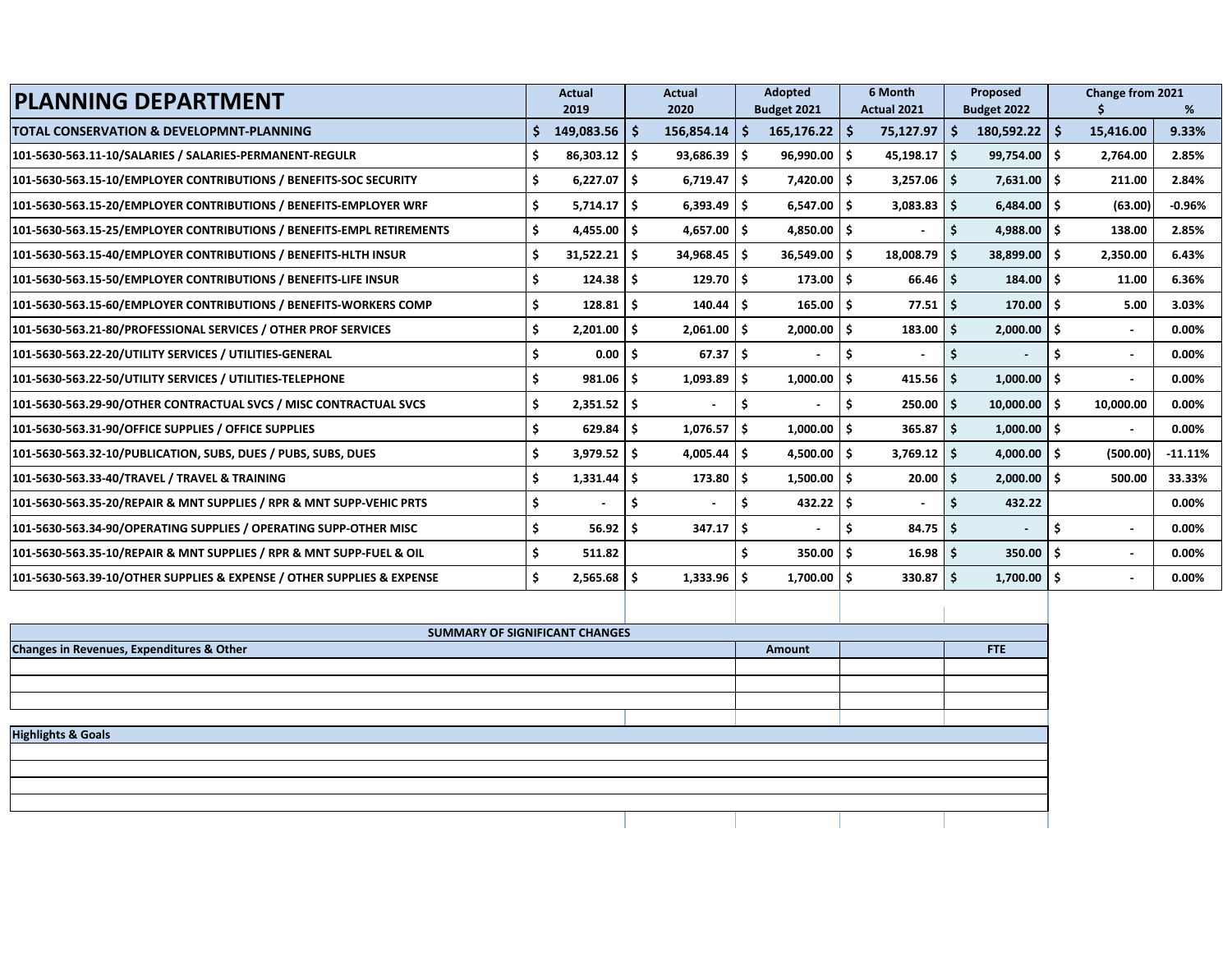# PLANNING DEPARTMENT

| PLANNING DEPARTMENT | Actual 2019 | Actual 2020 | Adopted Budget 2021 | 6 Month Actual 2021 | Proposed Budget 2022 | Change from 2021 $ | Change from 2021 % |
|---|---|---|---|---|---|---|---|
| **TOTAL CONSERVATION & DEVELOPMNT-PLANNING** | $ 149,083.56 | $ 156,854.14 | $ 165,176.22 | $ 75,127.97 | $ 180,592.22 | $ 15,416.00 | 9.33% |
| 101-5630-563.11-10/SALARIES / SALARIES-PERMANENT-REGULR | $ 86,303.12 | $ 93,686.39 | $ 96,990.00 | $ 45,198.17 | $ 99,754.00 | $ 2,764.00 | 2.85% |
| 101-5630-563.15-10/EMPLOYER CONTRIBUTIONS / BENEFITS-SOC SECURITY | $ 6,227.07 | $ 6,719.47 | $ 7,420.00 | $ 3,257.06 | $ 7,631.00 | $ 211.00 | 2.84% |
| 101-5630-563.15-20/EMPLOYER CONTRIBUTIONS / BENEFITS-EMPLOYER WRF | $ 5,714.17 | $ 6,393.49 | $ 6,547.00 | $ 3,083.83 | $ 6,484.00 | $ (63.00) | -0.96% |
| 101-5630-563.15-25/EMPLOYER CONTRIBUTIONS / BENEFITS-EMPL RETIREMENTS | $ 4,455.00 | $ 4,657.00 | $ 4,850.00 | $ - | $ 4,988.00 | $ 138.00 | 2.85% |
| 101-5630-563.15-40/EMPLOYER CONTRIBUTIONS / BENEFITS-HLTH INSUR | $ 31,522.21 | $ 34,968.45 | $ 36,549.00 | $ 18,008.79 | $ 38,899.00 | $ 2,350.00 | 6.43% |
| 101-5630-563.15-50/EMPLOYER CONTRIBUTIONS / BENEFITS-LIFE INSUR | $ 124.38 | $ 129.70 | $ 173.00 | $ 66.46 | $ 184.00 | $ 11.00 | 6.36% |
| 101-5630-563.15-60/EMPLOYER CONTRIBUTIONS / BENEFITS-WORKERS COMP | $ 128.81 | $ 140.44 | $ 165.00 | $ 77.51 | $ 170.00 | $ 5.00 | 3.03% |
| 101-5630-563.21-80/PROFESSIONAL SERVICES / OTHER PROF SERVICES | $ 2,201.00 | $ 2,061.00 | $ 2,000.00 | $ 183.00 | $ 2,000.00 | $ - | 0.00% |
| 101-5630-563.22-20/UTILITY SERVICES / UTILITIES-GENERAL | $ 0.00 | $ 67.37 | $ - | $ - | $ - | $ - | 0.00% |
| 101-5630-563.22-50/UTILITY SERVICES / UTILITIES-TELEPHONE | $ 981.06 | $ 1,093.89 | $ 1,000.00 | $ 415.56 | $ 1,000.00 | $ - | 0.00% |
| 101-5630-563.29-90/OTHER CONTRACTUAL SVCS / MISC CONTRACTUAL SVCS | $ 2,351.52 | $ - | $ - | $ 250.00 | $ 10,000.00 | $ 10,000.00 | 0.00% |
| 101-5630-563.31-90/OFFICE SUPPLIES / OFFICE SUPPLIES | $ 629.84 | $ 1,076.57 | $ 1,000.00 | $ 365.87 | $ 1,000.00 | $ - | 0.00% |
| 101-5630-563.32-10/PUBLICATION, SUBS, DUES / PUBS, SUBS, DUES | $ 3,979.52 | $ 4,005.44 | $ 4,500.00 | $ 3,769.12 | $ 4,000.00 | $ (500.00) | -11.11% |
| 101-5630-563.33-40/TRAVEL / TRAVEL & TRAINING | $ 1,331.44 | $ 173.80 | $ 1,500.00 | $ 20.00 | $ 2,000.00 | $ 500.00 | 33.33% |
| 101-5630-563.35-20/REPAIR & MNT SUPPLIES / RPR & MNT SUPP-VEHIC PRTS | $ - | $ - | $ 432.22 | $ - | $ 432.22 | | 0.00% |
| 101-5630-563.34-90/OPERATING SUPPLIES / OPERATING SUPP-OTHER MISC | $ 56.92 | $ 347.17 | $ - | $ 84.75 | $ - | $ - | 0.00% |
| 101-5630-563.35-10/REPAIR & MNT SUPPLIES / RPR & MNT SUPP-FUEL & OIL | $ 511.82 | | $ 350.00 | $ 16.98 | $ 350.00 | $ - | 0.00% |
| 101-5630-563.39-10/OTHER SUPPLIES & EXPENSE / OTHER SUPPLIES & EXPENSE | $ 2,565.68 | $ 1,333.96 | $ 1,700.00 | $ 330.87 | $ 1,700.00 | $ - | 0.00% |

| SUMMARY OF SIGNIFICANT CHANGES | | | |
|---|---|---|---|
| **Changes in Revenues, Expenditures & Other** | **Amount** | | **FTE** |
| | | | |
| | | | |
| | | | |

| Highlights & Goals |
|---|
| |
| |
| |
| |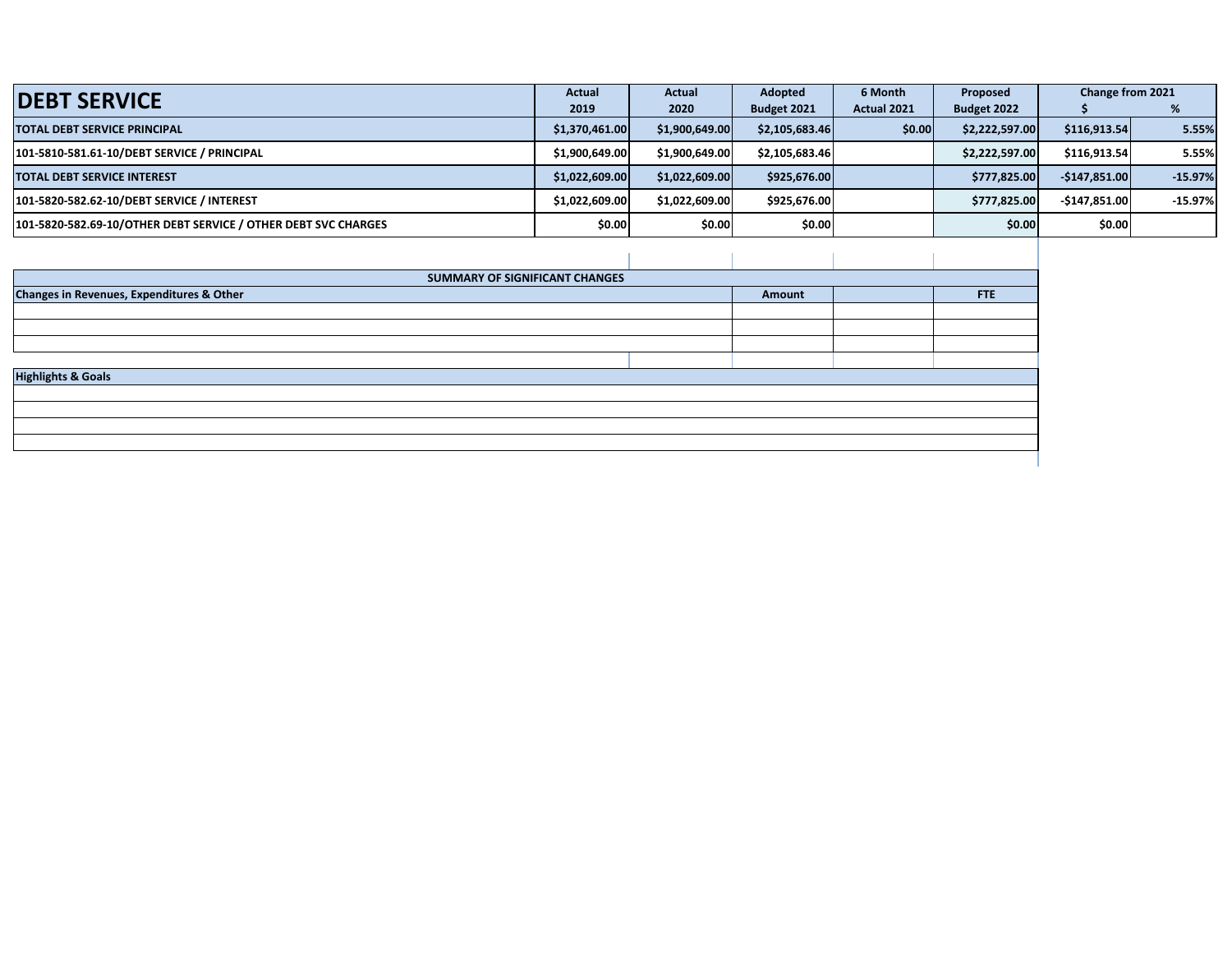| DEBT SERVICE | Actual 2019 | Actual 2020 | Adopted Budget 2021 | 6 Month Actual 2021 | Proposed Budget 2022 | Change from 2021 $ | % |
|---|---|---|---|---|---|---|---|
| **TOTAL DEBT SERVICE PRINCIPAL** | $1,370,461.00 | $1,900,649.00 | $2,105,683.46 | $0.00 | $2,222,597.00 | $116,913.54 | 5.55% |
| 101-5810-581.61-10/DEBT SERVICE / PRINCIPAL | $1,900,649.00 | $1,900,649.00 | $2,105,683.46 | | $2,222,597.00 | $116,913.54 | 5.55% |
| **TOTAL DEBT SERVICE INTEREST** | $1,022,609.00 | $1,022,609.00 | $925,676.00 | | $777,825.00 | -$147,851.00 | -15.97% |
| 101-5820-582.62-10/DEBT SERVICE / INTEREST | $1,022,609.00 | $1,022,609.00 | $925,676.00 | | $777,825.00 | -$147,851.00 | -15.97% |
| 101-5820-582.69-10/OTHER DEBT SERVICE / OTHER DEBT SVC CHARGES | $0.00 | $0.00 | $0.00 | | $0.00 | $0.00 | |

**SUMMARY OF SIGNIFICANT CHANGES**

| Changes in Revenues, Expenditures & Other | Amount | | FTE |
|---|---|---|---|
| | | | |
| | | | |
| | | | |

| Highlights & Goals |
|---|
| |
| |
| |
| |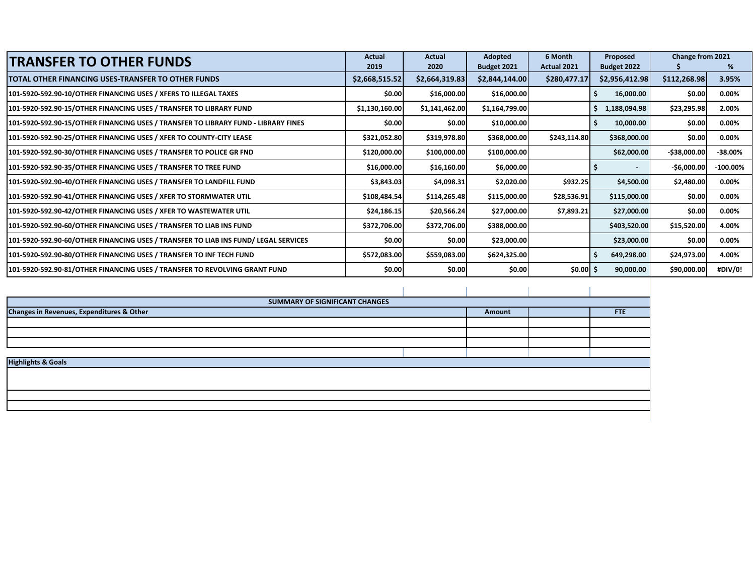| TRANSFER TO OTHER FUNDS | Actual 2019 | Actual 2020 | Adopted Budget 2021 | 6 Month Actual 2021 | Proposed Budget 2022 | Change from 2021 $ | % |
|---|---|---|---|---|---|---|---|
| **TOTAL OTHER FINANCING USES-TRANSFER TO OTHER FUNDS** | **$2,668,515.52** | **$2,664,319.83** | **$2,844,144.00** | **$280,477.17** | **$2,956,412.98** | **$112,268.98** | **3.95%** |
| 101-5920-592.90-10/OTHER FINANCING USES / XFERS TO ILLEGAL TAXES | $0.00 | $16,000.00 | $16,000.00 | | $ 16,000.00 | $0.00 | 0.00% |
| 101-5920-592.90-15/OTHER FINANCING USES / TRANSFER TO LIBRARY FUND | $1,130,160.00 | $1,141,462.00 | $1,164,799.00 | | $ 1,188,094.98 | $23,295.98 | 2.00% |
| 101-5920-592.90-15/OTHER FINANCING USES / TRANSFER TO LIBRARY FUND - LIBRARY FINES | $0.00 | $0.00 | $10,000.00 | | $ 10,000.00 | $0.00 | 0.00% |
| 101-5920-592.90-25/OTHER FINANCING USES / XFER TO COUNTY-CITY LEASE | $321,052.80 | $319,978.80 | $368,000.00 | $243,114.80 | $368,000.00 | $0.00 | 0.00% |
| 101-5920-592.90-30/OTHER FINANCING USES / TRANSFER TO POLICE GR FND | $120,000.00 | $100,000.00 | $100,000.00 | | $62,000.00 | -$38,000.00 | -38.00% |
| 101-5920-592.90-35/OTHER FINANCING USES / TRANSFER TO TREE FUND | $16,000.00 | $16,160.00 | $6,000.00 | | $ - | -$6,000.00 | -100.00% |
| 101-5920-592.90-40/OTHER FINANCING USES / TRANSFER TO LANDFILL FUND | $3,843.03 | $4,098.31 | $2,020.00 | $932.25 | $4,500.00 | $2,480.00 | 0.00% |
| 101-5920-592.90-41/OTHER FINANCING USES / XFER TO STORMWATER UTIL | $108,484.54 | $114,265.48 | $115,000.00 | $28,536.91 | $115,000.00 | $0.00 | 0.00% |
| 101-5920-592.90-42/OTHER FINANCING USES / XFER TO WASTEWATER UTIL | $24,186.15 | $20,566.24 | $27,000.00 | $7,893.21 | $27,000.00 | $0.00 | 0.00% |
| 101-5920-592.90-60/OTHER FINANCING USES / TRANSFER TO LIAB INS FUND | $372,706.00 | $372,706.00 | $388,000.00 | | $403,520.00 | $15,520.00 | 4.00% |
| 101-5920-592.90-60/OTHER FINANCING USES / TRANSFER TO LIAB INS FUND/ LEGAL SERVICES | $0.00 | $0.00 | $23,000.00 | | $23,000.00 | $0.00 | 0.00% |
| 101-5920-592.90-80/OTHER FINANCING USES / TRANSFER TO INF TECH FUND | $572,083.00 | $559,083.00 | $624,325.00 | | $ 649,298.00 | $24,973.00 | 4.00% |
| 101-5920-592.90-81/OTHER FINANCING USES / TRANSFER TO REVOLVING GRANT FUND | $0.00 | $0.00 | $0.00 | $0.00 | $ 90,000.00 | $90,000.00 | #DIV/0! |

| SUMMARY OF SIGNIFICANT CHANGES | | | |
|---|---|---|---|
| Changes in Revenues, Expenditures & Other | Amount | | FTE |
| | | | |
| | | | |
| | | | |

**Highlights & Goals**